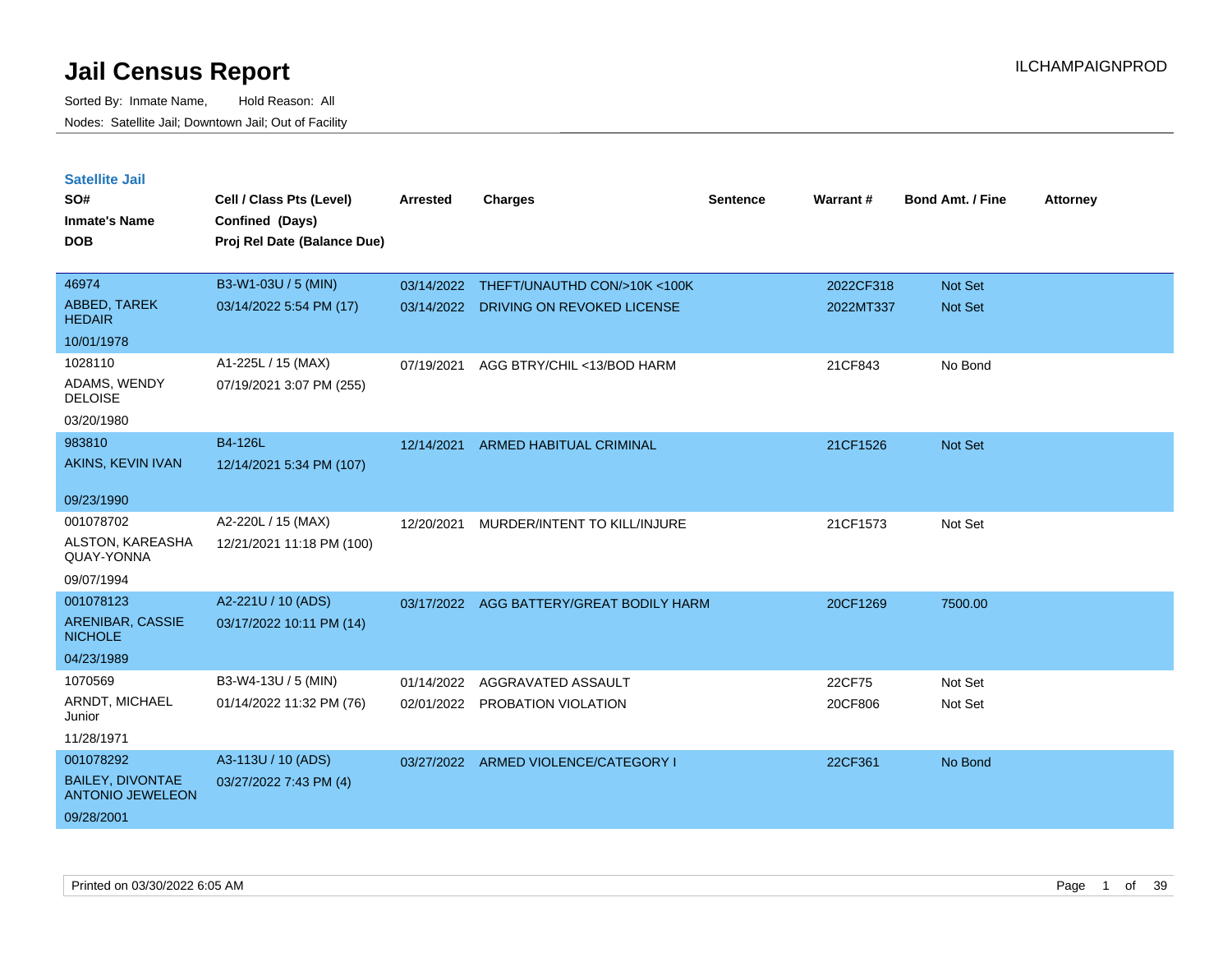# Jail Census Report

ILCHAMPAIGNPROD

Sorted By: Inmate Name, Hold Reason: All

Nodes: Satellite Jail; Downtown Jail; Out of Facility

## Satellite Jail

| SO# / Inmate's Name / DOB | Cell / Class Pts (Level) / Confined (Days) / Proj Rel Date (Balance Due) | Arrested | Charges | Sentence | Warrant # | Bond Amt. / Fine | Attorney |
|---|---|---|---|---|---|---|---|
| 46974<br>ABBED, TAREK HEDAIR<br>10/01/1978 | B3-W1-03U / 5 (MIN)<br>03/14/2022 5:54 PM (17) | 03/14/2022<br>03/14/2022 | THEFT/UNAUTHD CON/>10K <100K<br>DRIVING ON REVOKED LICENSE | | 2022CF318<br>2022MT337 | Not Set<br>Not Set | |
| 1028110<br>ADAMS, WENDY DELOISE<br>03/20/1980 | A1-225L / 15 (MAX)<br>07/19/2021 3:07 PM (255) | 07/19/2021 | AGG BTRY/CHIL <13/BOD HARM | | 21CF843 | No Bond | |
| 983810<br>AKINS, KEVIN IVAN<br>09/23/1990 | B4-126L<br>12/14/2021 5:34 PM (107) | 12/14/2021 | ARMED HABITUAL CRIMINAL | | 21CF1526 | Not Set | |
| 001078702<br>ALSTON, KAREASHA QUAY-YONNA<br>09/07/1994 | A2-220L / 15 (MAX)<br>12/21/2021 11:18 PM (100) | 12/20/2021 | MURDER/INTENT TO KILL/INJURE | | 21CF1573 | Not Set | |
| 001078123<br>ARENIBAR, CASSIE NICHOLE<br>04/23/1989 | A2-221U / 10 (ADS)<br>03/17/2022 10:11 PM (14) | 03/17/2022 | AGG BATTERY/GREAT BODILY HARM | | 20CF1269 | 7500.00 | |
| 1070569<br>ARNDT, MICHAEL Junior<br>11/28/1971 | B3-W4-13U / 5 (MIN)<br>01/14/2022 11:32 PM (76) | 01/14/2022<br>02/01/2022 | AGGRAVATED ASSAULT<br>PROBATION VIOLATION | | 22CF75<br>20CF806 | Not Set<br>Not Set | |
| 001078292<br>BAILEY, DIVONTAE ANTONIO JEWELEON<br>09/28/2001 | A3-113U / 10 (ADS)<br>03/27/2022 7:43 PM (4) | 03/27/2022 | ARMED VIOLENCE/CATEGORY I | | 22CF361 | No Bond | |

Printed on 03/30/2022 6:05 AM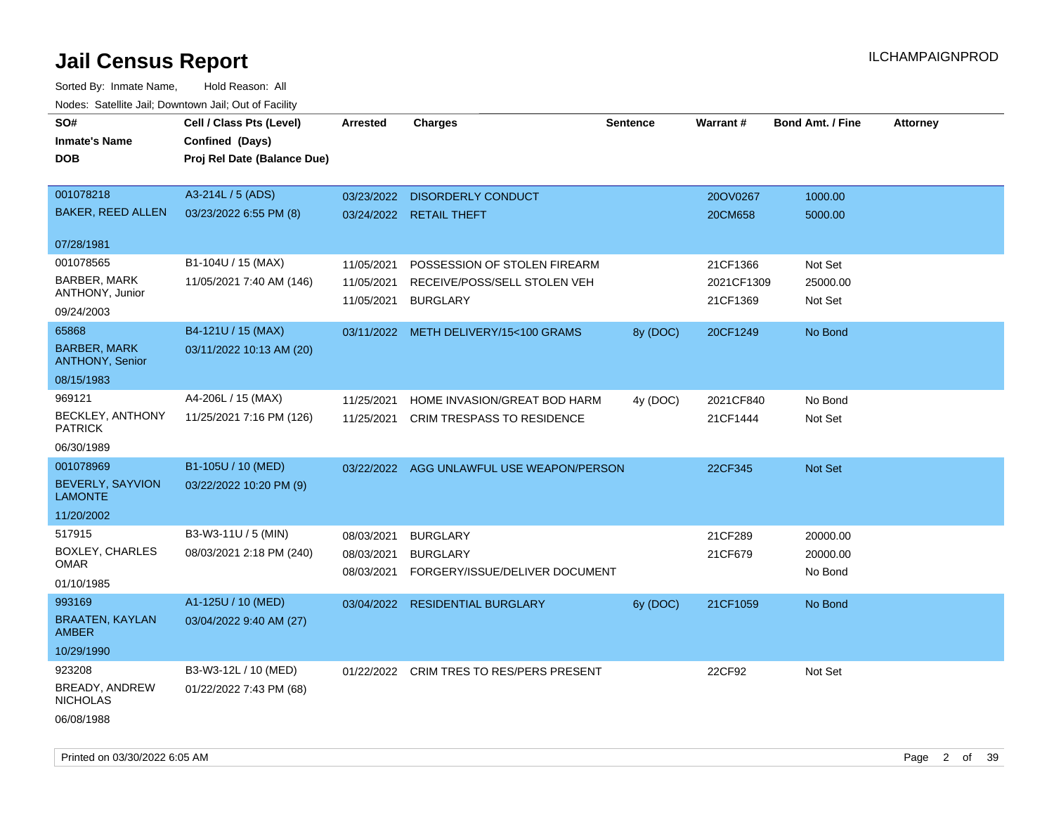# Jail Census Report

ILCHAMPAIGNPROD

Sorted By: Inmate Name, Hold Reason: All

Nodes: Satellite Jail; Downtown Jail; Out of Facility

| SO# / Inmate's Name / DOB | Cell / Class Pts (Level) / Confined (Days) / Proj Rel Date (Balance Due) | Arrested | Charges | Sentence | Warrant # | Bond Amt. / Fine | Attorney |
|---|---|---|---|---|---|---|---|
| 001078218 BAKER, REED ALLEN 07/28/1981 | A3-214L / 5 (ADS) 03/23/2022 6:55 PM (8) | 03/23/2022 | DISORDERLY CONDUCT | | 20OV0267 | 1000.00 | |
| | | 03/24/2022 | RETAIL THEFT | | 20CM658 | 5000.00 | |
| 001078565 BARBER, MARK ANTHONY, Junior 09/24/2003 | B1-104U / 15 (MAX) 11/05/2021 7:40 AM (146) | 11/05/2021 | POSSESSION OF STOLEN FIREARM | | 21CF1366 | Not Set | |
| | | 11/05/2021 | RECEIVE/POSS/SELL STOLEN VEH | | 2021CF1309 | 25000.00 | |
| | | 11/05/2021 | BURGLARY | | 21CF1369 | Not Set | |
| 65868 BARBER, MARK ANTHONY, Senior 08/15/1983 | B4-121U / 15 (MAX) 03/11/2022 10:13 AM (20) | 03/11/2022 | METH DELIVERY/15<100 GRAMS | 8y (DOC) | 20CF1249 | No Bond | |
| 969121 BECKLEY, ANTHONY PATRICK 06/30/1989 | A4-206L / 15 (MAX) 11/25/2021 7:16 PM (126) | 11/25/2021 | HOME INVASION/GREAT BOD HARM | 4y (DOC) | 2021CF840 | No Bond | |
| | | 11/25/2021 | CRIM TRESPASS TO RESIDENCE | | 21CF1444 | Not Set | |
| 001078969 BEVERLY, SAYVION LAMONTE 11/20/2002 | B1-105U / 10 (MED) 03/22/2022 10:20 PM (9) | 03/22/2022 | AGG UNLAWFUL USE WEAPON/PERSON | | 22CF345 | Not Set | |
| 517915 BOXLEY, CHARLES OMAR 01/10/1985 | B3-W3-11U / 5 (MIN) 08/03/2021 2:18 PM (240) | 08/03/2021 | BURGLARY | | 21CF289 | 20000.00 | |
| | | 08/03/2021 | BURGLARY | | 21CF679 | 20000.00 | |
| | | 08/03/2021 | FORGERY/ISSUE/DELIVER DOCUMENT | | | No Bond | |
| 993169 BRAATEN, KAYLAN AMBER 10/29/1990 | A1-125U / 10 (MED) 03/04/2022 9:40 AM (27) | 03/04/2022 | RESIDENTIAL BURGLARY | 6y (DOC) | 21CF1059 | No Bond | |
| 923208 BREADY, ANDREW NICHOLAS 06/08/1988 | B3-W3-12L / 10 (MED) 01/22/2022 7:43 PM (68) | 01/22/2022 | CRIM TRES TO RES/PERS PRESENT | | 22CF92 | Not Set | |

Printed on 03/30/2022 6:05 AM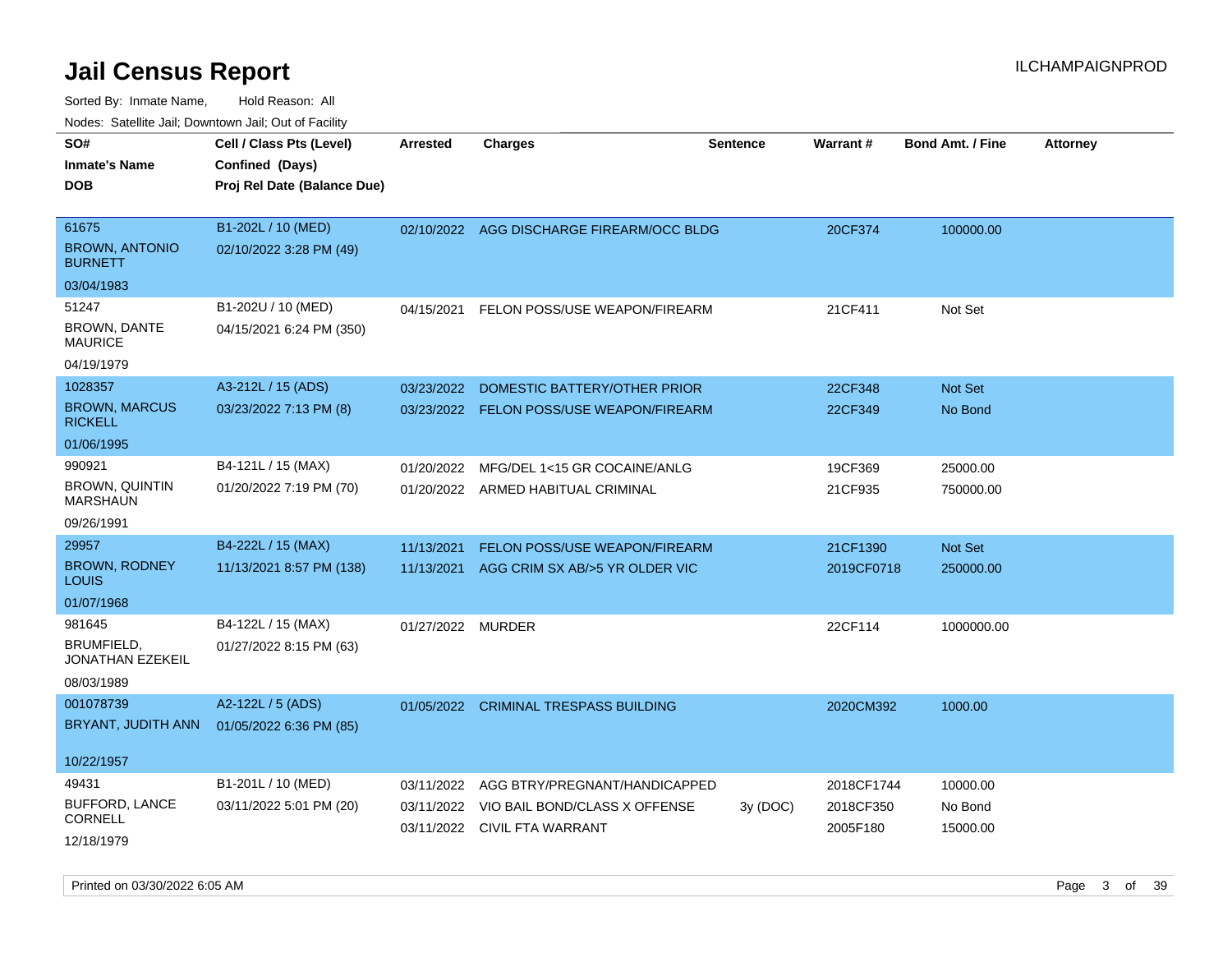# Jail Census Report

ILCHAMPAIGNPROD

Sorted By: Inmate Name, Hold Reason: All

Nodes: Satellite Jail; Downtown Jail; Out of Facility

| SO# / Inmate's Name / DOB | Cell / Class Pts (Level) / Confined (Days) / Proj Rel Date (Balance Due) | Arrested | Charges | Sentence | Warrant # | Bond Amt. / Fine | Attorney |
|---|---|---|---|---|---|---|---|
| 61675<br>BROWN, ANTONIO BURNETT<br>03/04/1983 | B1-202L / 10 (MED)<br>02/10/2022 3:28 PM (49) | 02/10/2022 | AGG DISCHARGE FIREARM/OCC BLDG | | 20CF374 | 100000.00 | |
| 51247<br>BROWN, DANTE MAURICE<br>04/19/1979 | B1-202U / 10 (MED)<br>04/15/2021 6:24 PM (350) | 04/15/2021 | FELON POSS/USE WEAPON/FIREARM | | 21CF411 | Not Set | |
| 1028357<br>BROWN, MARCUS RICKELL<br>01/06/1995 | A3-212L / 15 (ADS)<br>03/23/2022 7:13 PM (8) | 03/23/2022 | DOMESTIC BATTERY/OTHER PRIOR | | 22CF348 | Not Set | |
| | | 03/23/2022 | FELON POSS/USE WEAPON/FIREARM | | 22CF349 | No Bond | |
| 990921<br>BROWN, QUINTIN MARSHAUN<br>09/26/1991 | B4-121L / 15 (MAX)<br>01/20/2022 7:19 PM (70) | 01/20/2022 | MFG/DEL 1<15 GR COCAINE/ANLG | | 19CF369 | 25000.00 | |
| | | 01/20/2022 | ARMED HABITUAL CRIMINAL | | 21CF935 | 750000.00 | |
| 29957<br>BROWN, RODNEY LOUIS<br>01/07/1968 | B4-222L / 15 (MAX)<br>11/13/2021 8:57 PM (138) | 11/13/2021 | FELON POSS/USE WEAPON/FIREARM | | 21CF1390 | Not Set | |
| | | 11/13/2021 | AGG CRIM SX AB/>5 YR OLDER VIC | | 2019CF0718 | 250000.00 | |
| 981645<br>BRUMFIELD, JONATHAN EZEKEIL<br>08/03/1989 | B4-122L / 15 (MAX)<br>01/27/2022 8:15 PM (63) | 01/27/2022 | MURDER | | 22CF114 | 1000000.00 | |
| 001078739<br>BRYANT, JUDITH ANN<br>10/22/1957 | A2-122L / 5 (ADS)<br>01/05/2022 6:36 PM (85) | 01/05/2022 | CRIMINAL TRESPASS BUILDING | | 2020CM392 | 1000.00 | |
| 49431<br>BUFFORD, LANCE CORNELL<br>12/18/1979 | B1-201L / 10 (MED)<br>03/11/2022 5:01 PM (20) | 03/11/2022 | AGG BTRY/PREGNANT/HANDICAPPED | | 2018CF1744 | 10000.00 | |
| | | 03/11/2022 | VIO BAIL BOND/CLASS X OFFENSE | 3y (DOC) | 2018CF350 | No Bond | |
| | | 03/11/2022 | CIVIL FTA WARRANT | | 2005F180 | 15000.00 | |

Printed on 03/30/2022 6:05 AM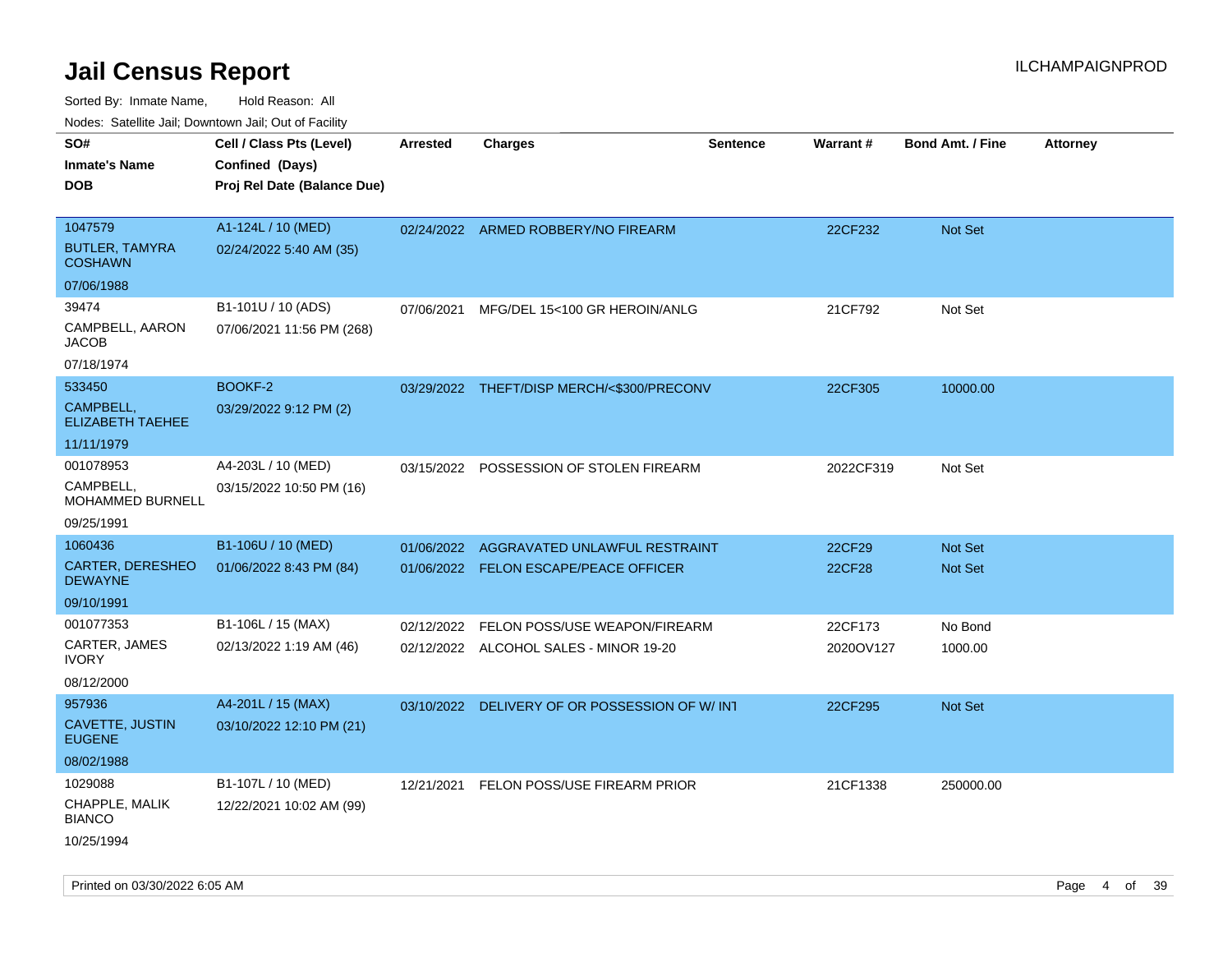# Jail Census Report

ILCHAMPAIGNPROD

Sorted By: Inmate Name, Hold Reason: All

Nodes: Satellite Jail; Downtown Jail; Out of Facility

| SO# / Inmate's Name / DOB | Cell / Class Pts (Level) / Confined (Days) / Proj Rel Date (Balance Due) | Arrested | Charges | Sentence | Warrant # | Bond Amt. / Fine | Attorney |
|---|---|---|---|---|---|---|---|
| 1047579 BUTLER, TAMYRA COSHAWN 07/06/1988 | A1-124L / 10 (MED) 02/24/2022 5:40 AM (35) | 02/24/2022 | ARMED ROBBERY/NO FIREARM | | 22CF232 | Not Set | |
| 39474 CAMPBELL, AARON JACOB 07/18/1974 | B1-101U / 10 (ADS) 07/06/2021 11:56 PM (268) | 07/06/2021 | MFG/DEL 15<100 GR HEROIN/ANLG | | 21CF792 | Not Set | |
| 533450 CAMPBELL, ELIZABETH TAEHEE 11/11/1979 | BOOKF-2 03/29/2022 9:12 PM (2) | 03/29/2022 | THEFT/DISP MERCH/<$300/PRECONV | | 22CF305 | 10000.00 | |
| 001078953 CAMPBELL, MOHAMMED BURNELL 09/25/1991 | A4-203L / 10 (MED) 03/15/2022 10:50 PM (16) | 03/15/2022 | POSSESSION OF STOLEN FIREARM | | 2022CF319 | Not Set | |
| 1060436 CARTER, DERESHEO DEWAYNE 09/10/1991 | B1-106U / 10 (MED) 01/06/2022 8:43 PM (84) | 01/06/2022 | AGGRAVATED UNLAWFUL RESTRAINT | | 22CF29 | Not Set | |
| | | 01/06/2022 | FELON ESCAPE/PEACE OFFICER | | 22CF28 | Not Set | |
| 001077353 CARTER, JAMES IVORY 08/12/2000 | B1-106L / 15 (MAX) 02/13/2022 1:19 AM (46) | 02/12/2022 | FELON POSS/USE WEAPON/FIREARM | | 22CF173 | No Bond | |
| | | 02/12/2022 | ALCOHOL SALES - MINOR 19-20 | | 2020OV127 | 1000.00 | |
| 957936 CAVETTE, JUSTIN EUGENE 08/02/1988 | A4-201L / 15 (MAX) 03/10/2022 12:10 PM (21) | 03/10/2022 | DELIVERY OF OR POSSESSION OF W/ INT | | 22CF295 | Not Set | |
| 1029088 CHAPPLE, MALIK BIANCO 10/25/1994 | B1-107L / 10 (MED) 12/22/2021 10:02 AM (99) | 12/21/2021 | FELON POSS/USE FIREARM PRIOR | | 21CF1338 | 250000.00 | |

Printed on 03/30/2022 6:05 AM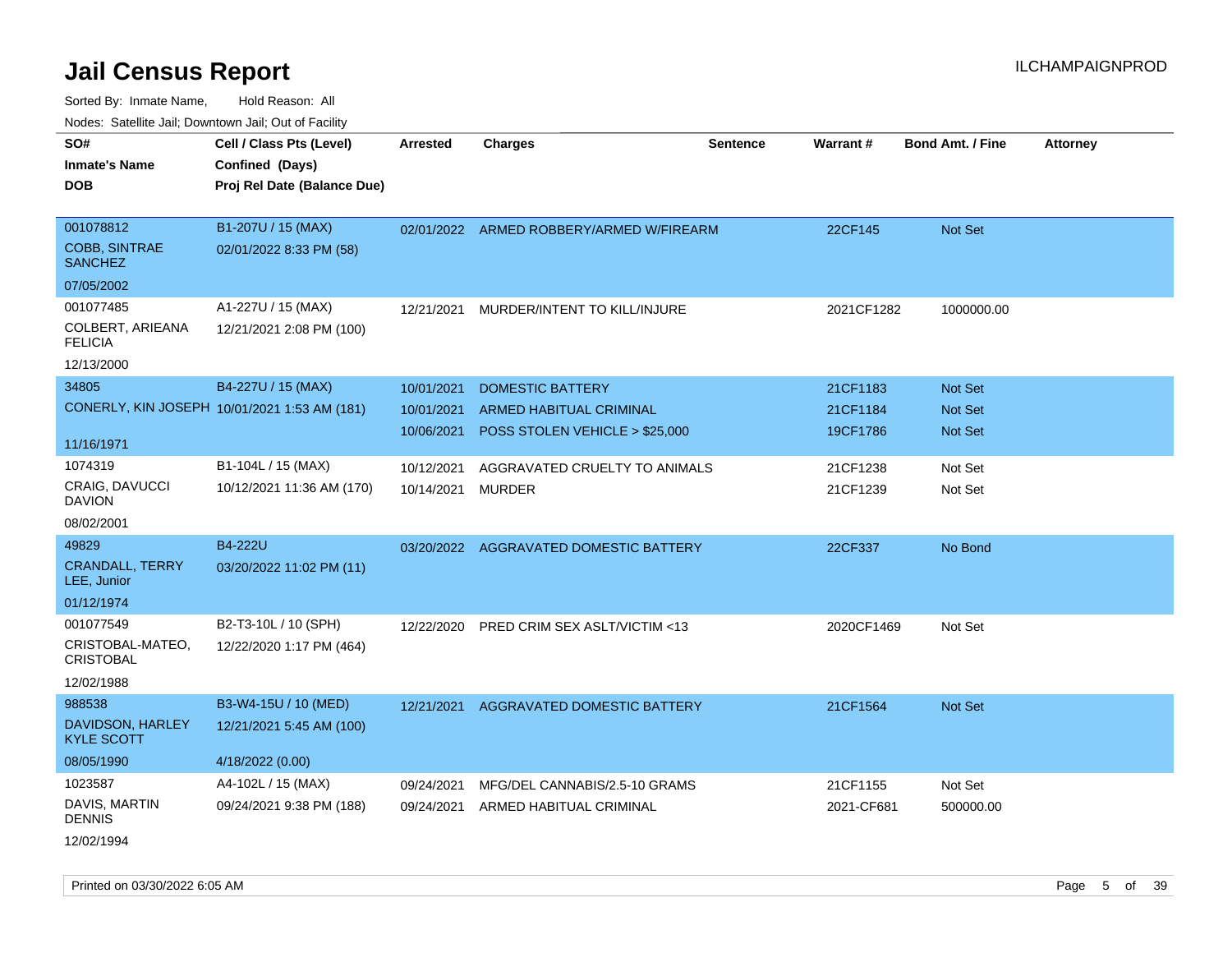# Jail Census Report

ILCHAMPAIGNPROD

Sorted By: Inmate Name, Hold Reason: All

Nodes: Satellite Jail; Downtown Jail; Out of Facility

| SO# / Inmate's Name / DOB | Cell / Class Pts (Level) / Confined (Days) / Proj Rel Date (Balance Due) | Arrested | Charges | Sentence | Warrant # | Bond Amt. / Fine | Attorney |
|---|---|---|---|---|---|---|---|
| 001078812<br>COBB, SINTRAE SANCHEZ<br>07/05/2002 | B1-207U / 15 (MAX)<br>02/01/2022 8:33 PM (58) | 02/01/2022 | ARMED ROBBERY/ARMED W/FIREARM | | 22CF145 | Not Set | |
| 001077485<br>COLBERT, ARIEANA FELICIA<br>12/13/2000 | A1-227U / 15 (MAX)<br>12/21/2021 2:08 PM (100) | 12/21/2021 | MURDER/INTENT TO KILL/INJURE | | 2021CF1282 | 1000000.00 | |
| 34805<br>CONERLY, KIN JOSEPH<br>11/16/1971 | B4-227U / 15 (MAX)<br>10/01/2021 1:53 AM (181) | 10/01/2021<br>10/01/2021<br>10/06/2021 | DOMESTIC BATTERY<br>ARMED HABITUAL CRIMINAL<br>POSS STOLEN VEHICLE > $25,000 | | 21CF1183<br>21CF1184<br>19CF1786 | Not Set<br>Not Set<br>Not Set | |
| 1074319<br>CRAIG, DAVUCCI DAVION<br>08/02/2001 | B1-104L / 15 (MAX)<br>10/12/2021 11:36 AM (170) | 10/12/2021<br>10/14/2021 | AGGRAVATED CRUELTY TO ANIMALS<br>MURDER | | 21CF1238<br>21CF1239 | Not Set<br>Not Set | |
| 49829<br>CRANDALL, TERRY LEE, Junior<br>01/12/1974 | B4-222U<br>03/20/2022 11:02 PM (11) | 03/20/2022 | AGGRAVATED DOMESTIC BATTERY | | 22CF337 | No Bond | |
| 001077549<br>CRISTOBAL-MATEO, CRISTOBAL<br>12/02/1988 | B2-T3-10L / 10 (SPH)<br>12/22/2020 1:17 PM (464) | 12/22/2020 | PRED CRIM SEX ASLT/VICTIM <13 | | 2020CF1469 | Not Set | |
| 988538<br>DAVIDSON, HARLEY KYLE SCOTT<br>08/05/1990 | B3-W4-15U / 10 (MED)<br>12/21/2021 5:45 AM (100)<br>4/18/2022 (0.00) | 12/21/2021 | AGGRAVATED DOMESTIC BATTERY | | 21CF1564 | Not Set | |
| 1023587<br>DAVIS, MARTIN DENNIS<br>12/02/1994 | A4-102L / 15 (MAX)<br>09/24/2021 9:38 PM (188) | 09/24/2021<br>09/24/2021 | MFG/DEL CANNABIS/2.5-10 GRAMS<br>ARMED HABITUAL CRIMINAL | | 21CF1155<br>2021-CF681 | Not Set<br>500000.00 | |

Printed on 03/30/2022 6:05 AM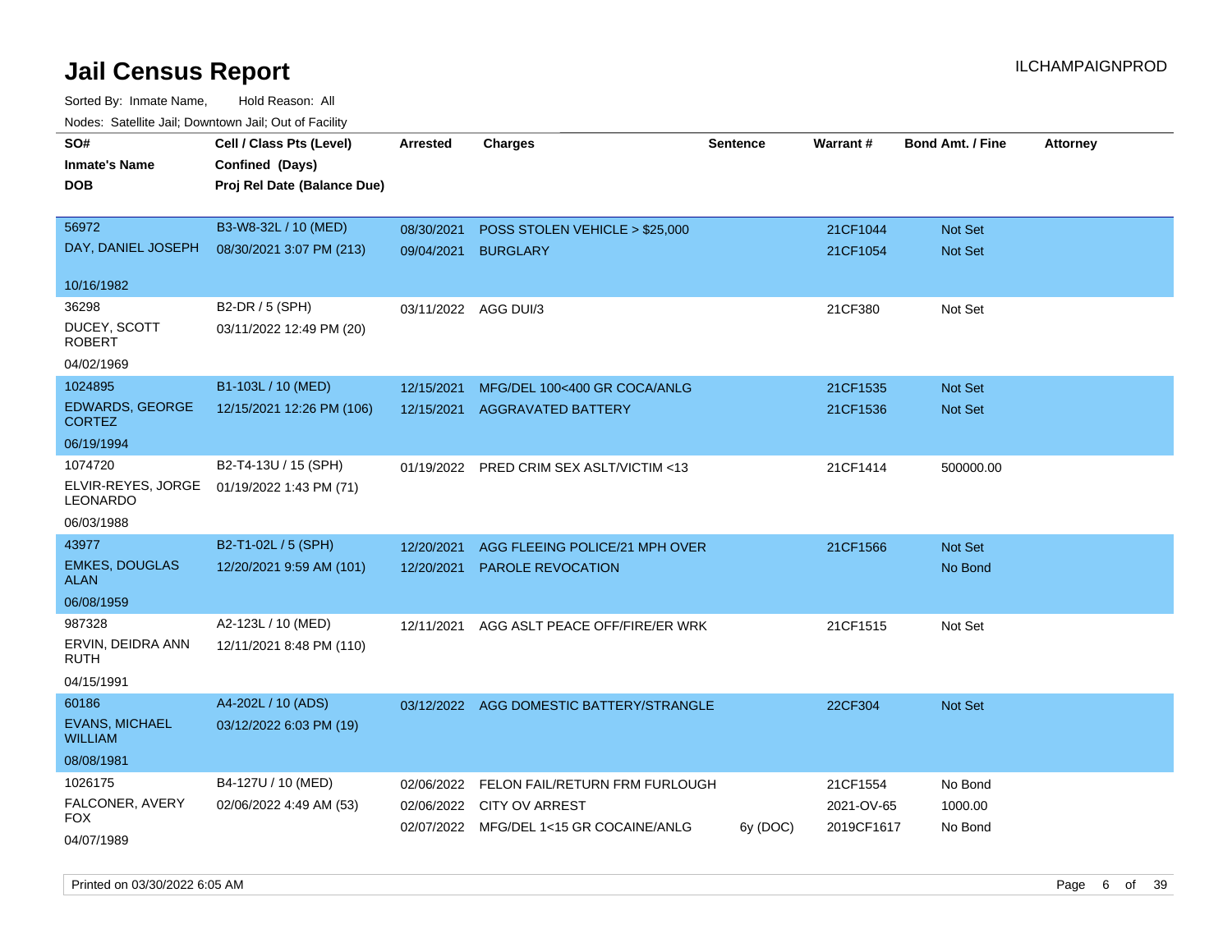# Jail Census Report

ILCHAMPAIGNPROD

Sorted By: Inmate Name, Hold Reason: All

Nodes: Satellite Jail; Downtown Jail; Out of Facility

| SO# / Inmate's Name / DOB | Cell / Class Pts (Level) / Confined (Days) / Proj Rel Date (Balance Due) | Arrested | Charges | Sentence | Warrant # | Bond Amt. / Fine | Attorney |
|---|---|---|---|---|---|---|---|
| 56972 DAY, DANIEL JOSEPH 10/16/1982 | B3-W8-32L / 10 (MED) 08/30/2021 3:07 PM (213) | 08/30/2021 | POSS STOLEN VEHICLE > $25,000 | | 21CF1044 | Not Set | |
| | | 09/04/2021 | BURGLARY | | 21CF1054 | Not Set | |
| 36298 DUCEY, SCOTT ROBERT 04/02/1969 | B2-DR / 5 (SPH) 03/11/2022 12:49 PM (20) | 03/11/2022 | AGG DUI/3 | | 21CF380 | Not Set | |
| 1024895 EDWARDS, GEORGE CORTEZ 06/19/1994 | B1-103L / 10 (MED) 12/15/2021 12:26 PM (106) | 12/15/2021 | MFG/DEL 100<400 GR COCA/ANLG | | 21CF1535 | Not Set | |
| | | 12/15/2021 | AGGRAVATED BATTERY | | 21CF1536 | Not Set | |
| 1074720 ELVIR-REYES, JORGE LEONARDO 06/03/1988 | B2-T4-13U / 15 (SPH) 01/19/2022 1:43 PM (71) | 01/19/2022 | PRED CRIM SEX ASLT/VICTIM <13 | | 21CF1414 | 500000.00 | |
| 43977 EMKES, DOUGLAS ALAN 06/08/1959 | B2-T1-02L / 5 (SPH) 12/20/2021 9:59 AM (101) | 12/20/2021 | AGG FLEEING POLICE/21 MPH OVER | | 21CF1566 | Not Set | |
| | | 12/20/2021 | PAROLE REVOCATION | | | No Bond | |
| 987328 ERVIN, DEIDRA ANN RUTH 04/15/1991 | A2-123L / 10 (MED) 12/11/2021 8:48 PM (110) | 12/11/2021 | AGG ASLT PEACE OFF/FIRE/ER WRK | | 21CF1515 | Not Set | |
| 60186 EVANS, MICHAEL WILLIAM 08/08/1981 | A4-202L / 10 (ADS) 03/12/2022 6:03 PM (19) | 03/12/2022 | AGG DOMESTIC BATTERY/STRANGLE | | 22CF304 | Not Set | |
| 1026175 FALCONER, AVERY FOX 04/07/1989 | B4-127U / 10 (MED) 02/06/2022 4:49 AM (53) | 02/06/2022 | FELON FAIL/RETURN FRM FURLOUGH | | 21CF1554 | No Bond | |
| | | 02/06/2022 | CITY OV ARREST | | 2021-OV-65 | 1000.00 | |
| | | 02/07/2022 | MFG/DEL 1<15 GR COCAINE/ANLG | 6y (DOC) | 2019CF1617 | No Bond | |

Printed on 03/30/2022 6:05 AM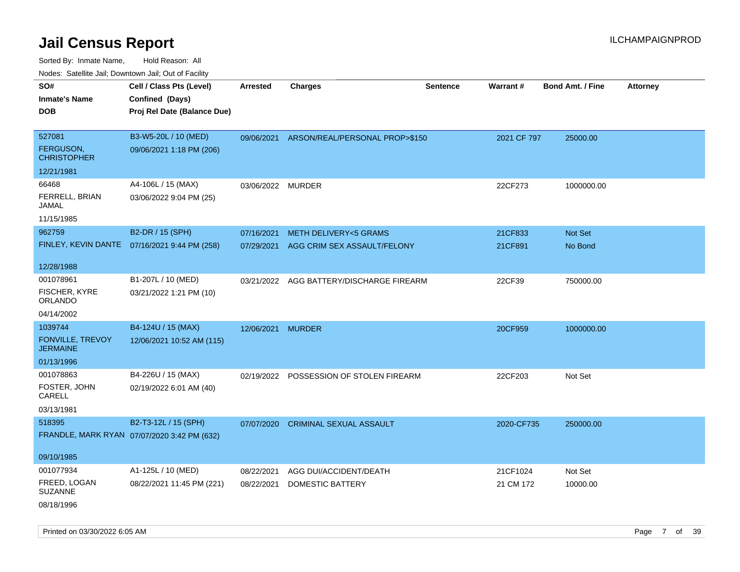# Jail Census Report

ILCHAMPAIGNPROD

Sorted By: Inmate Name, Hold Reason: All

Nodes: Satellite Jail; Downtown Jail; Out of Facility

| SO# / Inmate's Name / DOB | Cell / Class Pts (Level) / Confined (Days) / Proj Rel Date (Balance Due) | Arrested | Charges | Sentence | Warrant # | Bond Amt. / Fine | Attorney |
|---|---|---|---|---|---|---|---|
| 527081<br>FERGUSON, CHRISTOPHER<br>12/21/1981 | B3-W5-20L / 10 (MED)<br>09/06/2021 1:18 PM (206) | 09/06/2021 | ARSON/REAL/PERSONAL PROP>$150 | | 2021 CF 797 | 25000.00 | |
| 66468<br>FERRELL, BRIAN JAMAL<br>11/15/1985 | A4-106L / 15 (MAX)<br>03/06/2022 9:04 PM (25) | 03/06/2022 | MURDER | | 22CF273 | 1000000.00 | |
| 962759<br>FINLEY, KEVIN DANTE<br>12/28/1988 | B2-DR / 15 (SPH)<br>07/16/2021 9:44 PM (258) | 07/16/2021<br>07/29/2021 | METH DELIVERY<5 GRAMS<br>AGG CRIM SEX ASSAULT/FELONY | | 21CF833<br>21CF891 | Not Set<br>No Bond | |
| 001078961<br>FISCHER, KYRE ORLANDO<br>04/14/2002 | B1-207L / 10 (MED)<br>03/21/2022 1:21 PM (10) | 03/21/2022 | AGG BATTERY/DISCHARGE FIREARM | | 22CF39 | 750000.00 | |
| 1039744<br>FONVILLE, TREVOY JERMAINE<br>01/13/1996 | B4-124U / 15 (MAX)<br>12/06/2021 10:52 AM (115) | 12/06/2021 | MURDER | | 20CF959 | 1000000.00 | |
| 001078863<br>FOSTER, JOHN CARELL<br>03/13/1981 | B4-226U / 15 (MAX)<br>02/19/2022 6:01 AM (40) | 02/19/2022 | POSSESSION OF STOLEN FIREARM | | 22CF203 | Not Set | |
| 518395<br>FRANDLE, MARK RYAN<br>09/10/1985 | B2-T3-12L / 15 (SPH)<br>07/07/2020 3:42 PM (632) | 07/07/2020 | CRIMINAL SEXUAL ASSAULT | | 2020-CF735 | 250000.00 | |
| 001077934<br>FREED, LOGAN SUZANNE<br>08/18/1996 | A1-125L / 10 (MED)<br>08/22/2021 11:45 PM (221) | 08/22/2021<br>08/22/2021 | AGG DUI/ACCIDENT/DEATH<br>DOMESTIC BATTERY | | 21CF1024<br>21 CM 172 | Not Set<br>10000.00 | |

Printed on 03/30/2022 6:05 AM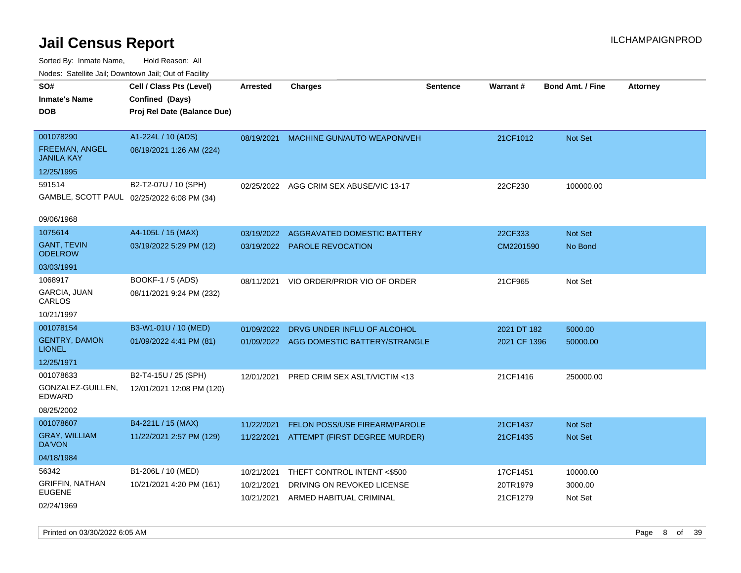# Jail Census Report

ILCHAMPAIGNPROD

Sorted By: Inmate Name, Hold Reason: All

Nodes: Satellite Jail; Downtown Jail; Out of Facility

| SO# / Inmate's Name / DOB | Cell / Class Pts (Level) / Confined (Days) / Proj Rel Date (Balance Due) | Arrested | Charges | Sentence | Warrant # | Bond Amt. / Fine | Attorney |
|---|---|---|---|---|---|---|---|
| 001078290<br>FREEMAN, ANGEL JANILA KAY<br>12/25/1995 | A1-224L / 10 (ADS)<br>08/19/2021 1:26 AM (224) | 08/19/2021 | MACHINE GUN/AUTO WEAPON/VEH | | 21CF1012 | Not Set | |
| 591514<br>GAMBLE, SCOTT PAUL<br>09/06/1968 | B2-T2-07U / 10 (SPH)<br>02/25/2022 6:08 PM (34) | 02/25/2022 | AGG CRIM SEX ABUSE/VIC 13-17 | | 22CF230 | 100000.00 | |
| 1075614<br>GANT, TEVIN ODELROW<br>03/03/1991 | A4-105L / 15 (MAX)<br>03/19/2022 5:29 PM (12) | 03/19/2022<br>03/19/2022 | AGGRAVATED DOMESTIC BATTERY<br>PAROLE REVOCATION | | 22CF333<br>CM2201590 | Not Set<br>No Bond | |
| 1068917<br>GARCIA, JUAN CARLOS<br>10/21/1997 | BOOKF-1 / 5 (ADS)<br>08/11/2021 9:24 PM (232) | 08/11/2021 | VIO ORDER/PRIOR VIO OF ORDER | | 21CF965 | Not Set | |
| 001078154<br>GENTRY, DAMON LIONEL<br>12/25/1971 | B3-W1-01U / 10 (MED)<br>01/09/2022 4:41 PM (81) | 01/09/2022<br>01/09/2022 | DRVG UNDER INFLU OF ALCOHOL<br>AGG DOMESTIC BATTERY/STRANGLE | | 2021 DT 182<br>2021 CF 1396 | 5000.00<br>50000.00 | |
| 001078633<br>GONZALEZ-GUILLEN, EDWARD<br>08/25/2002 | B2-T4-15U / 25 (SPH)<br>12/01/2021 12:08 PM (120) | 12/01/2021 | PRED CRIM SEX ASLT/VICTIM <13 | | 21CF1416 | 250000.00 | |
| 001078607<br>GRAY, WILLIAM DA'VON<br>04/18/1984 | B4-221L / 15 (MAX)<br>11/22/2021 2:57 PM (129) | 11/22/2021<br>11/22/2021 | FELON POSS/USE FIREARM/PAROLE<br>ATTEMPT (FIRST DEGREE MURDER) | | 21CF1437<br>21CF1435 | Not Set<br>Not Set | |
| 56342<br>GRIFFIN, NATHAN EUGENE<br>02/24/1969 | B1-206L / 10 (MED)<br>10/21/2021 4:20 PM (161) | 10/21/2021<br>10/21/2021<br>10/21/2021 | THEFT CONTROL INTENT <$500<br>DRIVING ON REVOKED LICENSE<br>ARMED HABITUAL CRIMINAL | | 17CF1451<br>20TR1979<br>21CF1279 | 10000.00<br>3000.00<br>Not Set | |

Printed on 03/30/2022 6:05 AM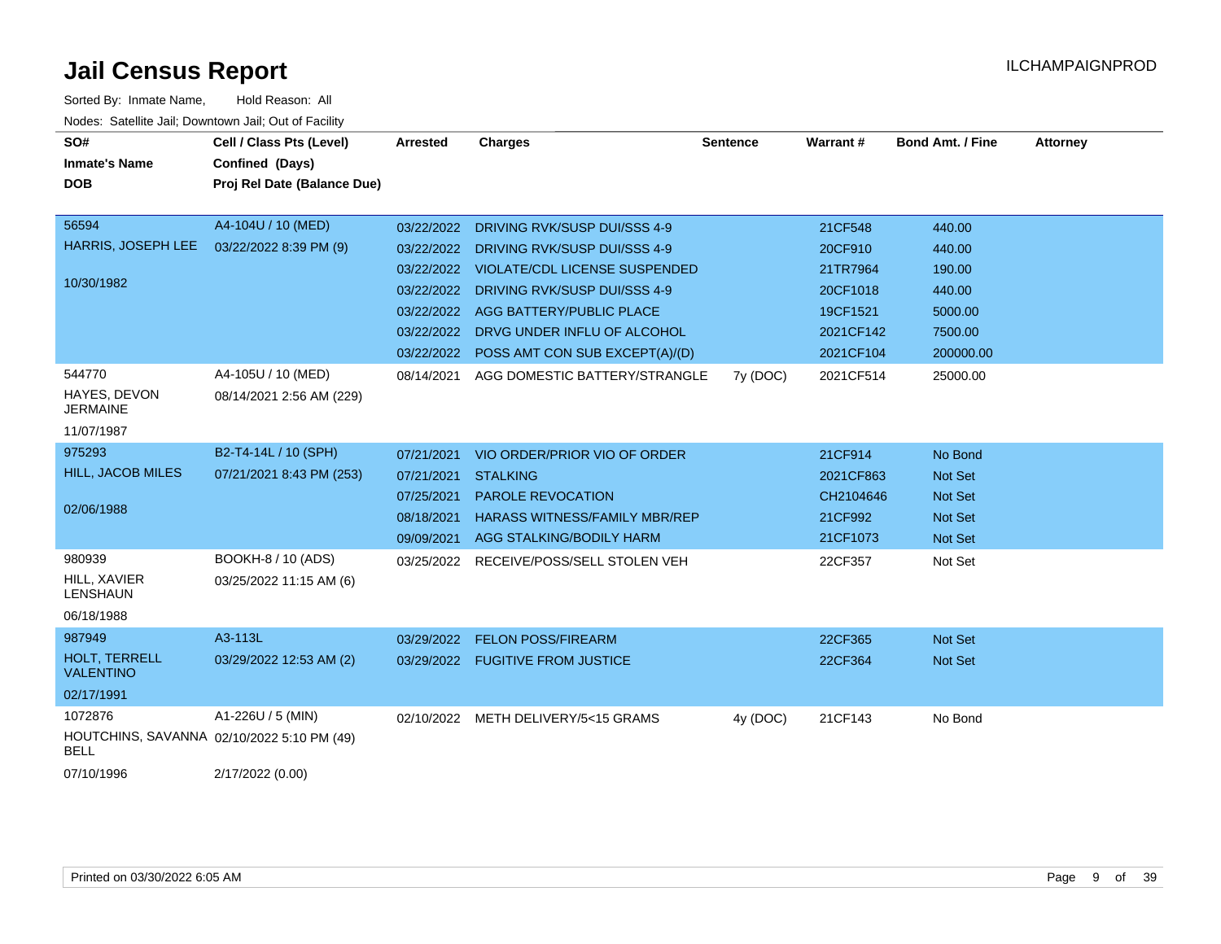# Jail Census Report

ILCHAMPAIGNPROD

Sorted By: Inmate Name, Hold Reason: All

Nodes: Satellite Jail; Downtown Jail; Out of Facility

| SO# / Inmate's Name / DOB | Cell / Class Pts (Level) / Confined (Days) / Proj Rel Date (Balance Due) | Arrested | Charges | Sentence | Warrant # | Bond Amt. / Fine | Attorney |
|---|---|---|---|---|---|---|---|
| 56594 | A4-104U / 10 (MED) | 03/22/2022 | DRIVING RVK/SUSP DUI/SSS 4-9 | | 21CF548 | 440.00 | |
| HARRIS, JOSEPH LEE | 03/22/2022 8:39 PM (9) | 03/22/2022 | DRIVING RVK/SUSP DUI/SSS 4-9 | | 20CF910 | 440.00 | |
| 10/30/1982 | | 03/22/2022 | VIOLATE/CDL LICENSE SUSPENDED | | 21TR7964 | 190.00 | |
| | | 03/22/2022 | DRIVING RVK/SUSP DUI/SSS 4-9 | | 20CF1018 | 440.00 | |
| | | 03/22/2022 | AGG BATTERY/PUBLIC PLACE | | 19CF1521 | 5000.00 | |
| | | 03/22/2022 | DRVG UNDER INFLU OF ALCOHOL | | 2021CF142 | 7500.00 | |
| | | 03/22/2022 | POSS AMT CON SUB EXCEPT(A)/(D) | | 2021CF104 | 200000.00 | |
| 544770 | A4-105U / 10 (MED) | 08/14/2021 | AGG DOMESTIC BATTERY/STRANGLE | 7y (DOC) | 2021CF514 | 25000.00 | |
| HAYES, DEVON JERMAINE | 08/14/2021 2:56 AM (229) | | | | | | |
| 11/07/1987 | | | | | | | |
| 975293 | B2-T4-14L / 10 (SPH) | 07/21/2021 | VIO ORDER/PRIOR VIO OF ORDER | | 21CF914 | No Bond | |
| HILL, JACOB MILES | 07/21/2021 8:43 PM (253) | 07/21/2021 | STALKING | | 2021CF863 | Not Set | |
| 02/06/1988 | | 07/25/2021 | PAROLE REVOCATION | | CH2104646 | Not Set | |
| | | 08/18/2021 | HARASS WITNESS/FAMILY MBR/REP | | 21CF992 | Not Set | |
| | | 09/09/2021 | AGG STALKING/BODILY HARM | | 21CF1073 | Not Set | |
| 980939 | BOOKH-8 / 10 (ADS) | 03/25/2022 | RECEIVE/POSS/SELL STOLEN VEH | | 22CF357 | Not Set | |
| HILL, XAVIER LENSHAUN | 03/25/2022 11:15 AM (6) | | | | | | |
| 06/18/1988 | | | | | | | |
| 987949 | A3-113L | 03/29/2022 | FELON POSS/FIREARM | | 22CF365 | Not Set | |
| HOLT, TERRELL VALENTINO | 03/29/2022 12:53 AM (2) | 03/29/2022 | FUGITIVE FROM JUSTICE | | 22CF364 | Not Set | |
| 02/17/1991 | | | | | | | |
| 1072876 | A1-226U / 5 (MIN) | 02/10/2022 | METH DELIVERY/5<15 GRAMS | 4y (DOC) | 21CF143 | No Bond | |
| HOUTCHINS, SAVANNA BELL | 02/10/2022 5:10 PM (49) | | | | | | |
| 07/10/1996 | 2/17/2022 (0.00) | | | | | | |

Printed on 03/30/2022 6:05 AM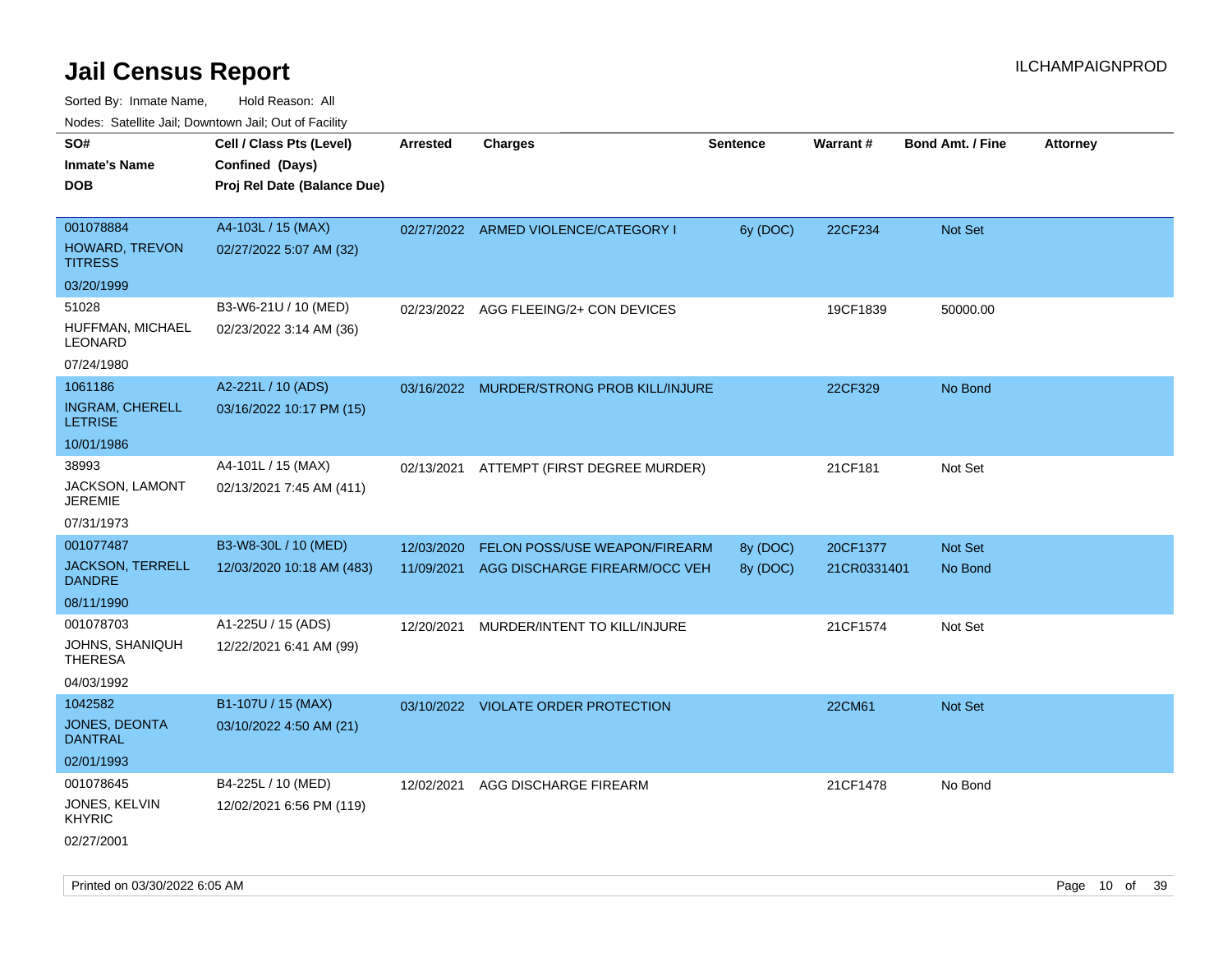# Jail Census Report

ILCHAMPAIGNPROD

Sorted By: Inmate Name, Hold Reason: All

Nodes: Satellite Jail; Downtown Jail; Out of Facility

| SO# / Inmate's Name / DOB | Cell / Class Pts (Level) / Confined (Days) / Proj Rel Date (Balance Due) | Arrested | Charges | Sentence | Warrant # | Bond Amt. / Fine | Attorney |
|---|---|---|---|---|---|---|---|
| 001078884<br>HOWARD, TREVON TITRESS<br>03/20/1999 | A4-103L / 15 (MAX)<br>02/27/2022 5:07 AM (32) | 02/27/2022 | ARMED VIOLENCE/CATEGORY I | 6y (DOC) | 22CF234 | Not Set | |
| 51028<br>HUFFMAN, MICHAEL LEONARD<br>07/24/1980 | B3-W6-21U / 10 (MED)<br>02/23/2022 3:14 AM (36) | 02/23/2022 | AGG FLEEING/2+ CON DEVICES | | 19CF1839 | 50000.00 | |
| 1061186<br>INGRAM, CHERELL LETRISE<br>10/01/1986 | A2-221L / 10 (ADS)<br>03/16/2022 10:17 PM (15) | 03/16/2022 | MURDER/STRONG PROB KILL/INJURE | | 22CF329 | No Bond | |
| 38993<br>JACKSON, LAMONT JEREMIE<br>07/31/1973 | A4-101L / 15 (MAX)<br>02/13/2021 7:45 AM (411) | 02/13/2021 | ATTEMPT (FIRST DEGREE MURDER) | | 21CF181 | Not Set | |
| 001077487<br>JACKSON, TERRELL DANDRE<br>08/11/1990 | B3-W8-30L / 10 (MED)<br>12/03/2020 10:18 AM (483) | 12/03/2020 | FELON POSS/USE WEAPON/FIREARM | 8y (DOC) | 20CF1377 | Not Set | |
| | | 11/09/2021 | AGG DISCHARGE FIREARM/OCC VEH | 8y (DOC) | 21CR0331401 | No Bond | |
| 001078703<br>JOHNS, SHANIQUH THERESA<br>04/03/1992 | A1-225U / 15 (ADS)<br>12/22/2021 6:41 AM (99) | 12/20/2021 | MURDER/INTENT TO KILL/INJURE | | 21CF1574 | Not Set | |
| 1042582<br>JONES, DEONTA DANTRAL<br>02/01/1993 | B1-107U / 15 (MAX)<br>03/10/2022 4:50 AM (21) | 03/10/2022 | VIOLATE ORDER PROTECTION | | 22CM61 | Not Set | |
| 001078645<br>JONES, KELVIN KHYRIC<br>02/27/2001 | B4-225L / 10 (MED)<br>12/02/2021 6:56 PM (119) | 12/02/2021 | AGG DISCHARGE FIREARM | | 21CF1478 | No Bond | |

Printed on 03/30/2022 6:05 AM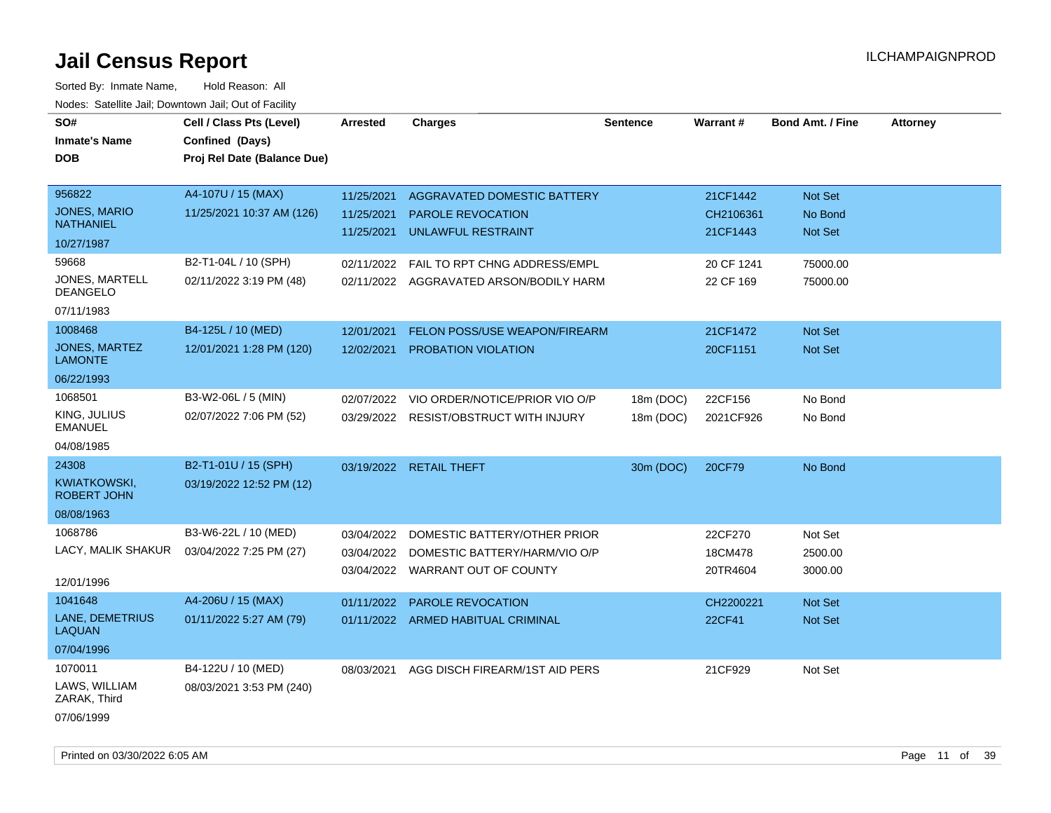# Jail Census Report

ILCHAMPAIGNPROD

Sorted By: Inmate Name, Hold Reason: All

Nodes: Satellite Jail; Downtown Jail; Out of Facility

| SO#<br>Inmate's Name<br>DOB | Cell / Class Pts (Level)<br>Confined (Days)<br>Proj Rel Date (Balance Due) | Arrested | Charges | Sentence | Warrant # | Bond Amt. / Fine | Attorney |
|---|---|---|---|---|---|---|---|
| 956822<br>JONES, MARIO NATHANIEL<br>10/27/1987 | A4-107U / 15 (MAX)<br>11/25/2021 10:37 AM (126) | 11/25/2021<br>11/25/2021<br>11/25/2021 | AGGRAVATED DOMESTIC BATTERY<br>PAROLE REVOCATION<br>UNLAWFUL RESTRAINT | | 21CF1442<br>CH2106361<br>21CF1443 | Not Set<br>No Bond<br>Not Set | |
| 59668<br>JONES, MARTELL DEANGELO<br>07/11/1983 | B2-T1-04L / 10 (SPH)<br>02/11/2022 3:19 PM (48) | 02/11/2022<br>02/11/2022 | FAIL TO RPT CHNG ADDRESS/EMPL<br>AGGRAVATED ARSON/BODILY HARM | | 20 CF 1241<br>22 CF 169 | 75000.00<br>75000.00 | |
| 1008468<br>JONES, MARTEZ LAMONTE<br>06/22/1993 | B4-125L / 10 (MED)<br>12/01/2021 1:28 PM (120) | 12/01/2021<br>12/02/2021 | FELON POSS/USE WEAPON/FIREARM<br>PROBATION VIOLATION | | 21CF1472<br>20CF1151 | Not Set<br>Not Set | |
| 1068501<br>KING, JULIUS EMANUEL<br>04/08/1985 | B3-W2-06L / 5 (MIN)<br>02/07/2022 7:06 PM (52) | 02/07/2022<br>03/29/2022 | VIO ORDER/NOTICE/PRIOR VIO O/P<br>RESIST/OBSTRUCT WITH INJURY | 18m (DOC)<br>18m (DOC) | 22CF156<br>2021CF926 | No Bond<br>No Bond | |
| 24308<br>KWIATKOWSKI, ROBERT JOHN<br>08/08/1963 | B2-T1-01U / 15 (SPH)<br>03/19/2022 12:52 PM (12) | 03/19/2022 | RETAIL THEFT | 30m (DOC) | 20CF79 | No Bond | |
| 1068786<br>LACY, MALIK SHAKUR<br>12/01/1996 | B3-W6-22L / 10 (MED)<br>03/04/2022 7:25 PM (27) | 03/04/2022<br>03/04/2022<br>03/04/2022 | DOMESTIC BATTERY/OTHER PRIOR<br>DOMESTIC BATTERY/HARM/VIO O/P<br>WARRANT OUT OF COUNTY | | 22CF270<br>18CM478<br>20TR4604 | Not Set<br>2500.00<br>3000.00 | |
| 1041648<br>LANE, DEMETRIUS LAQUAN<br>07/04/1996 | A4-206U / 15 (MAX)<br>01/11/2022 5:27 AM (79) | 01/11/2022<br>01/11/2022 | PAROLE REVOCATION<br>ARMED HABITUAL CRIMINAL | | CH2200221<br>22CF41 | Not Set<br>Not Set | |
| 1070011<br>LAWS, WILLIAM ZARAK, Third<br>07/06/1999 | B4-122U / 10 (MED)<br>08/03/2021 3:53 PM (240) | 08/03/2021 | AGG DISCH FIREARM/1ST AID PERS | | 21CF929 | Not Set | |

Printed on 03/30/2022 6:05 AM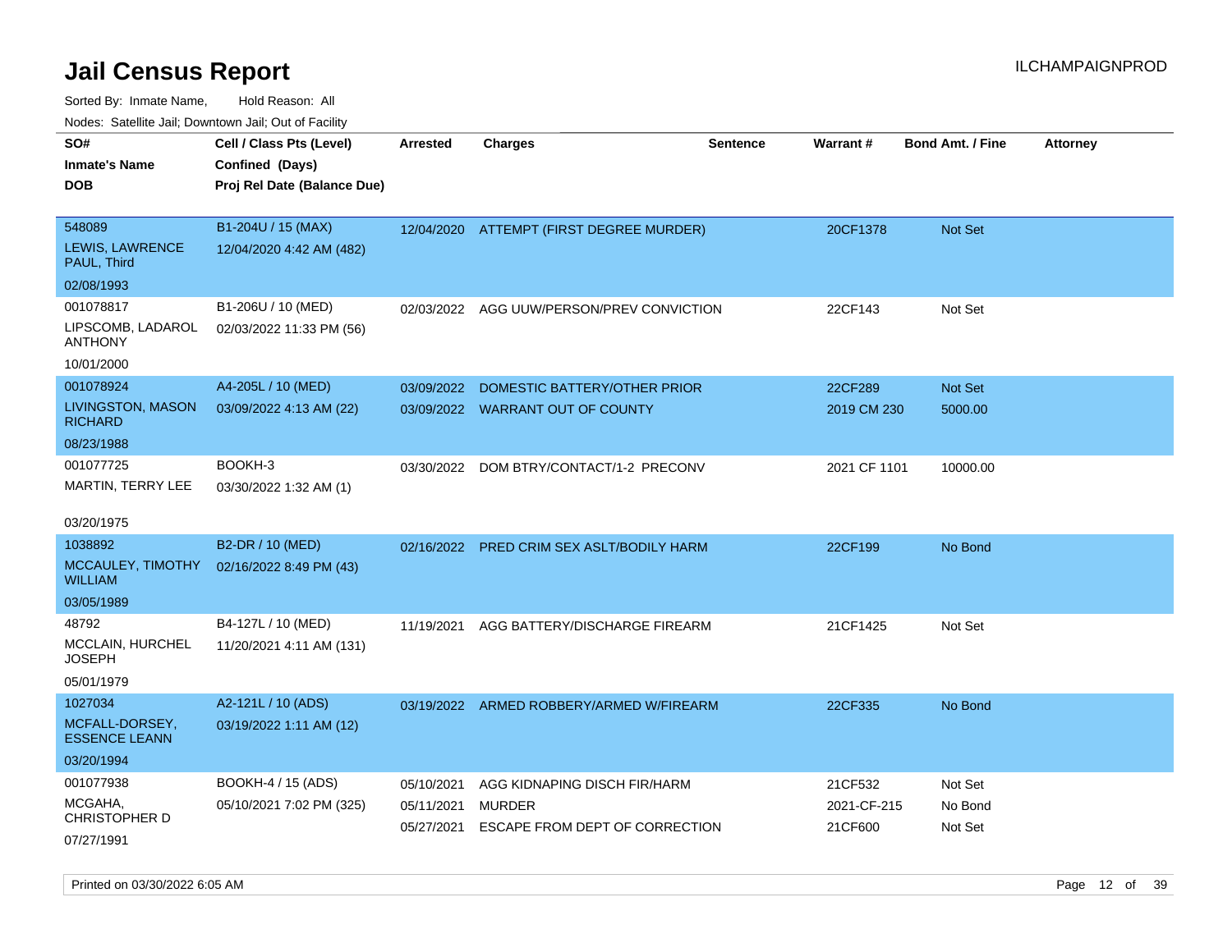# Jail Census Report

ILCHAMPAIGNPROD

Sorted By: Inmate Name, Hold Reason: All

Nodes: Satellite Jail; Downtown Jail; Out of Facility

| SO#<br>Inmate's Name<br>DOB | Cell / Class Pts (Level)<br>Confined (Days)<br>Proj Rel Date (Balance Due) | Arrested | Charges | Sentence | Warrant # | Bond Amt. / Fine | Attorney |
|---|---|---|---|---|---|---|---|
| 548089<br>LEWIS, LAWRENCE PAUL, Third<br>02/08/1993 | B1-204U / 15 (MAX)<br>12/04/2020 4:42 AM (482) | 12/04/2020 | ATTEMPT (FIRST DEGREE MURDER) | | 20CF1378 | Not Set | |
| 001078817<br>LIPSCOMB, LADAROL ANTHONY<br>10/01/2000 | B1-206U / 10 (MED)<br>02/03/2022 11:33 PM (56) | 02/03/2022 | AGG UUW/PERSON/PREV CONVICTION | | 22CF143 | Not Set | |
| 001078924<br>LIVINGSTON, MASON RICHARD<br>08/23/1988 | A4-205L / 10 (MED)<br>03/09/2022 4:13 AM (22) | 03/09/2022<br>03/09/2022 | DOMESTIC BATTERY/OTHER PRIOR<br>WARRANT OUT OF COUNTY | | 22CF289<br>2019 CM 230 | Not Set<br>5000.00 | |
| 001077725<br>MARTIN, TERRY LEE<br>03/20/1975 | BOOKH-3<br>03/30/2022 1:32 AM (1) | 03/30/2022 | DOM BTRY/CONTACT/1-2 PRECONV | | 2021 CF 1101 | 10000.00 | |
| 1038892<br>MCCAULEY, TIMOTHY WILLIAM<br>03/05/1989 | B2-DR / 10 (MED)<br>02/16/2022 8:49 PM (43) | 02/16/2022 | PRED CRIM SEX ASLT/BODILY HARM | | 22CF199 | No Bond | |
| 48792<br>MCCLAIN, HURCHEL JOSEPH<br>05/01/1979 | B4-127L / 10 (MED)<br>11/20/2021 4:11 AM (131) | 11/19/2021 | AGG BATTERY/DISCHARGE FIREARM | | 21CF1425 | Not Set | |
| 1027034<br>MCFALL-DORSEY, ESSENCE LEANN<br>03/20/1994 | A2-121L / 10 (ADS)<br>03/19/2022 1:11 AM (12) | 03/19/2022 | ARMED ROBBERY/ARMED W/FIREARM | | 22CF335 | No Bond | |
| 001077938<br>MCGAHA, CHRISTOPHER D<br>07/27/1991 | BOOKH-4 / 15 (ADS)<br>05/10/2021 7:02 PM (325) | 05/10/2021<br>05/11/2021<br>05/27/2021 | AGG KIDNAPING DISCH FIR/HARM<br>MURDER<br>ESCAPE FROM DEPT OF CORRECTION | | 21CF532<br>2021-CF-215<br>21CF600 | Not Set<br>No Bond<br>Not Set | |

Printed on 03/30/2022 6:05 AM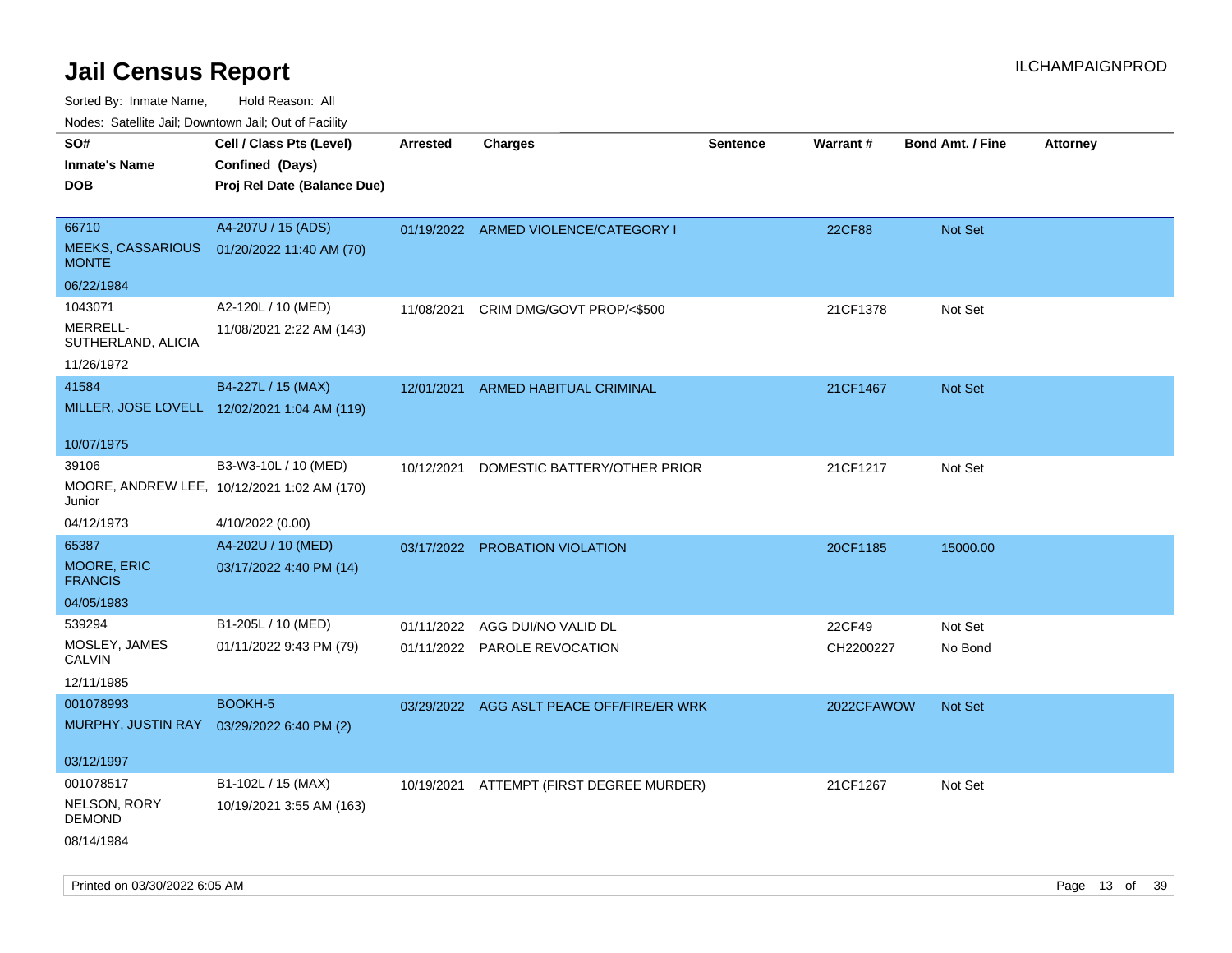# Jail Census Report

ILCHAMPAIGNPROD

Sorted By: Inmate Name, Hold Reason: All

Nodes: Satellite Jail; Downtown Jail; Out of Facility

| SO# / Inmate's Name / DOB | Cell / Class Pts (Level) / Confined (Days) / Proj Rel Date (Balance Due) | Arrested | Charges | Sentence | Warrant # | Bond Amt. / Fine | Attorney |
|---|---|---|---|---|---|---|---|
| 66710<br>MEEKS, CASSARIOUS MONTE<br>06/22/1984 | A4-207U / 15 (ADS)<br>01/20/2022 11:40 AM (70) | 01/19/2022 | ARMED VIOLENCE/CATEGORY I | | 22CF88 | Not Set | |
| 1043071<br>MERRELL-SUTHERLAND, ALICIA<br>11/26/1972 | A2-120L / 10 (MED)<br>11/08/2021 2:22 AM (143) | 11/08/2021 | CRIM DMG/GOVT PROP/<$500 | | 21CF1378 | Not Set | |
| 41584<br>MILLER, JOSE LOVELL<br>10/07/1975 | B4-227L / 15 (MAX)<br>12/02/2021 1:04 AM (119) | 12/01/2021 | ARMED HABITUAL CRIMINAL | | 21CF1467 | Not Set | |
| 39106<br>MOORE, ANDREW LEE, Junior<br>04/12/1973 | B3-W3-10L / 10 (MED)<br>10/12/2021 1:02 AM (170)<br>4/10/2022 (0.00) | 10/12/2021 | DOMESTIC BATTERY/OTHER PRIOR | | 21CF1217 | Not Set | |
| 65387<br>MOORE, ERIC FRANCIS<br>04/05/1983 | A4-202U / 10 (MED)<br>03/17/2022 4:40 PM (14) | 03/17/2022 | PROBATION VIOLATION | | 20CF1185 | 15000.00 | |
| 539294<br>MOSLEY, JAMES CALVIN<br>12/11/1985 | B1-205L / 10 (MED)<br>01/11/2022 9:43 PM (79) | 01/11/2022<br>01/11/2022 | AGG DUI/NO VALID DL<br>PAROLE REVOCATION | | 22CF49<br>CH2200227 | Not Set<br>No Bond | |
| 001078993<br>MURPHY, JUSTIN RAY<br>03/12/1997 | BOOKH-5<br>03/29/2022 6:40 PM (2) | 03/29/2022 | AGG ASLT PEACE OFF/FIRE/ER WRK | | 2022CFAWOW | Not Set | |
| 001078517<br>NELSON, RORY DEMOND<br>08/14/1984 | B1-102L / 15 (MAX)<br>10/19/2021 3:55 AM (163) | 10/19/2021 | ATTEMPT (FIRST DEGREE MURDER) | | 21CF1267 | Not Set | |

Printed on 03/30/2022 6:05 AM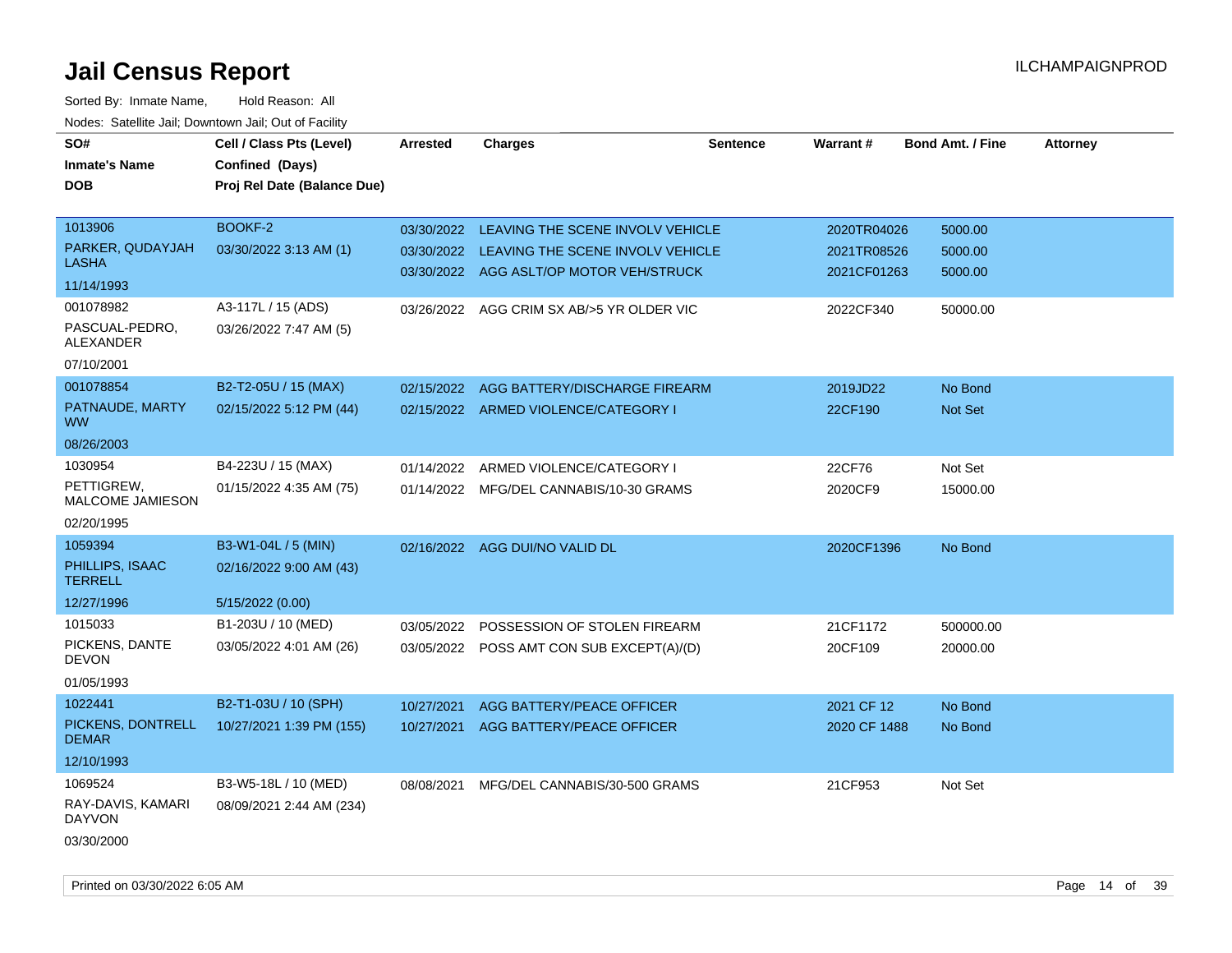# Jail Census Report

Sorted By: Inmate Name, Hold Reason: All

Nodes: Satellite Jail; Downtown Jail; Out of Facility

| SO# / Inmate's Name / DOB | Cell / Class Pts (Level) / Confined (Days) / Proj Rel Date (Balance Due) | Arrested | Charges | Sentence | Warrant # | Bond Amt. / Fine | Attorney |
|---|---|---|---|---|---|---|---|
| 1013906<br>PARKER, QUDAYJAH LASHA<br>11/14/1993 | BOOKF-2<br>03/30/2022 3:13 AM (1) | 03/30/2022<br>03/30/2022<br>03/30/2022 | LEAVING THE SCENE INVOLV VEHICLE<br>LEAVING THE SCENE INVOLV VEHICLE<br>AGG ASLT/OP MOTOR VEH/STRUCK | | 2020TR04026<br>2021TR08526<br>2021CF01263 | 5000.00<br>5000.00<br>5000.00 | |
| 001078982<br>PASCUAL-PEDRO, ALEXANDER<br>07/10/2001 | A3-117L / 15 (ADS)<br>03/26/2022 7:47 AM (5) | 03/26/2022 | AGG CRIM SX AB/>5 YR OLDER VIC | | 2022CF340 | 50000.00 | |
| 001078854<br>PATNAUDE, MARTY WW<br>08/26/2003 | B2-T2-05U / 15 (MAX)<br>02/15/2022 5:12 PM (44) | 02/15/2022<br>02/15/2022 | AGG BATTERY/DISCHARGE FIREARM<br>ARMED VIOLENCE/CATEGORY I | | 2019JD22<br>22CF190 | No Bond<br>Not Set | |
| 1030954<br>PETTIGREW, MALCOME JAMIESON<br>02/20/1995 | B4-223U / 15 (MAX)<br>01/15/2022 4:35 AM (75) | 01/14/2022<br>01/14/2022 | ARMED VIOLENCE/CATEGORY I<br>MFG/DEL CANNABIS/10-30 GRAMS | | 22CF76<br>2020CF9 | Not Set<br>15000.00 | |
| 1059394<br>PHILLIPS, ISAAC TERRELL<br>12/27/1996 | B3-W1-04L / 5 (MIN)<br>02/16/2022 9:00 AM (43)<br>5/15/2022 (0.00) | 02/16/2022 | AGG DUI/NO VALID DL | | 2020CF1396 | No Bond | |
| 1015033<br>PICKENS, DANTE DEVON<br>01/05/1993 | B1-203U / 10 (MED)<br>03/05/2022 4:01 AM (26) | 03/05/2022<br>03/05/2022 | POSSESSION OF STOLEN FIREARM<br>POSS AMT CON SUB EXCEPT(A)/(D) | | 21CF1172<br>20CF109 | 500000.00<br>20000.00 | |
| 1022441<br>PICKENS, DONTRELL DEMAR<br>12/10/1993 | B2-T1-03U / 10 (SPH)<br>10/27/2021 1:39 PM (155) | 10/27/2021<br>10/27/2021 | AGG BATTERY/PEACE OFFICER<br>AGG BATTERY/PEACE OFFICER | | 2021 CF 12<br>2020 CF 1488 | No Bond<br>No Bond | |
| 1069524<br>RAY-DAVIS, KAMARI DAYVON<br>03/30/2000 | B3-W5-18L / 10 (MED)<br>08/09/2021 2:44 AM (234) | 08/08/2021 | MFG/DEL CANNABIS/30-500 GRAMS | | 21CF953 | Not Set | |

Printed on 03/30/2022 6:05 AM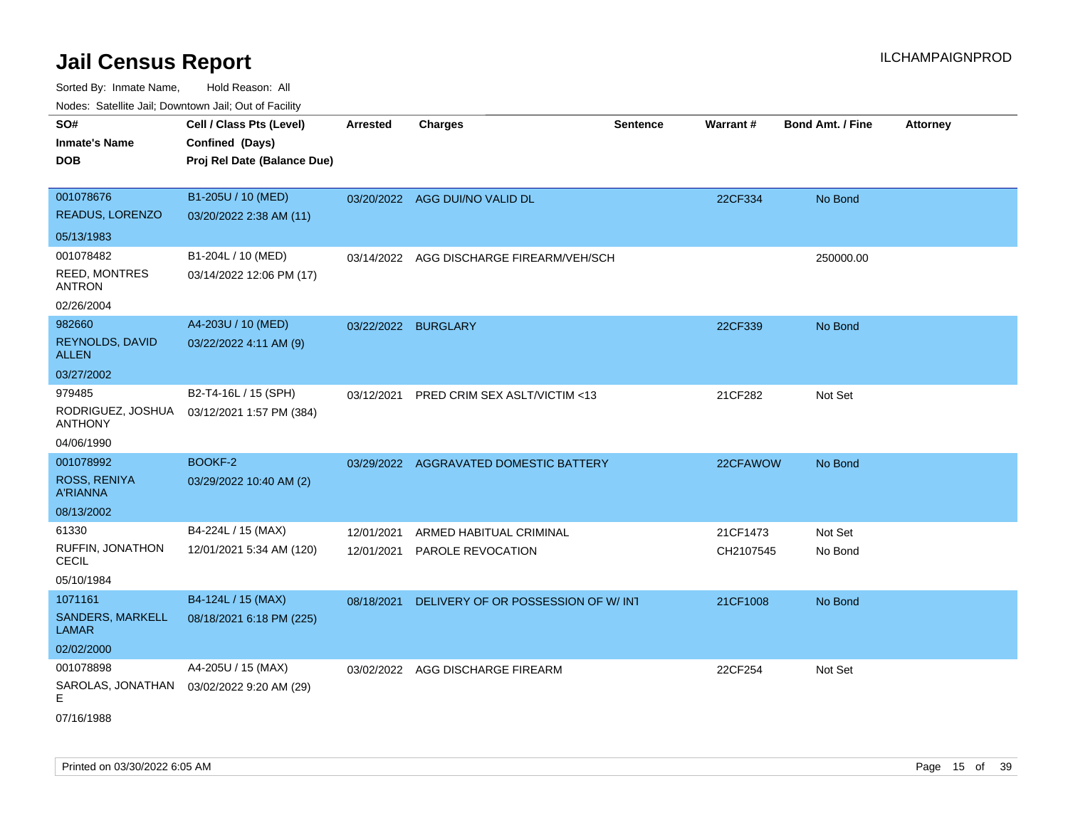# Jail Census Report

ILCHAMPAIGNPROD

Sorted By: Inmate Name, Hold Reason: All

Nodes: Satellite Jail; Downtown Jail; Out of Facility

| SO# / Inmate's Name / DOB | Cell / Class Pts (Level) / Confined (Days) / Proj Rel Date (Balance Due) | Arrested | Charges | Sentence | Warrant # | Bond Amt. / Fine | Attorney |
|---|---|---|---|---|---|---|---|
| 001078676<br>READUS, LORENZO<br>05/13/1983 | B1-205U / 10 (MED)<br>03/20/2022 2:38 AM (11) | 03/20/2022 | AGG DUI/NO VALID DL | | 22CF334 | No Bond | |
| 001078482<br>REED, MONTRES ANTRON<br>02/26/2004 | B1-204L / 10 (MED)<br>03/14/2022 12:06 PM (17) | 03/14/2022 | AGG DISCHARGE FIREARM/VEH/SCH | | | 250000.00 | |
| 982660<br>REYNOLDS, DAVID ALLEN<br>03/27/2002 | A4-203U / 10 (MED)<br>03/22/2022 4:11 AM (9) | 03/22/2022 | BURGLARY | | 22CF339 | No Bond | |
| 979485<br>RODRIGUEZ, JOSHUA ANTHONY<br>04/06/1990 | B2-T4-16L / 15 (SPH)<br>03/12/2021 1:57 PM (384) | 03/12/2021 | PRED CRIM SEX ASLT/VICTIM <13 | | 21CF282 | Not Set | |
| 001078992<br>ROSS, RENIYA A'RIANNA<br>08/13/2002 | BOOKF-2<br>03/29/2022 10:40 AM (2) | 03/29/2022 | AGGRAVATED DOMESTIC BATTERY | | 22CFAWOW | No Bond | |
| 61330<br>RUFFIN, JONATHON CECIL<br>05/10/1984 | B4-224L / 15 (MAX)<br>12/01/2021 5:34 AM (120) | 12/01/2021<br>12/01/2021 | ARMED HABITUAL CRIMINAL<br>PAROLE REVOCATION | | 21CF1473<br>CH2107545 | Not Set<br>No Bond | |
| 1071161<br>SANDERS, MARKELL LAMAR<br>02/02/2000 | B4-124L / 15 (MAX)<br>08/18/2021 6:18 PM (225) | 08/18/2021 | DELIVERY OF OR POSSESSION OF W/ INT | | 21CF1008 | No Bond | |
| 001078898<br>SAROLAS, JONATHAN E<br>07/16/1988 | A4-205U / 15 (MAX)<br>03/02/2022 9:20 AM (29) | 03/02/2022 | AGG DISCHARGE FIREARM | | 22CF254 | Not Set | |

Printed on 03/30/2022 6:05 AM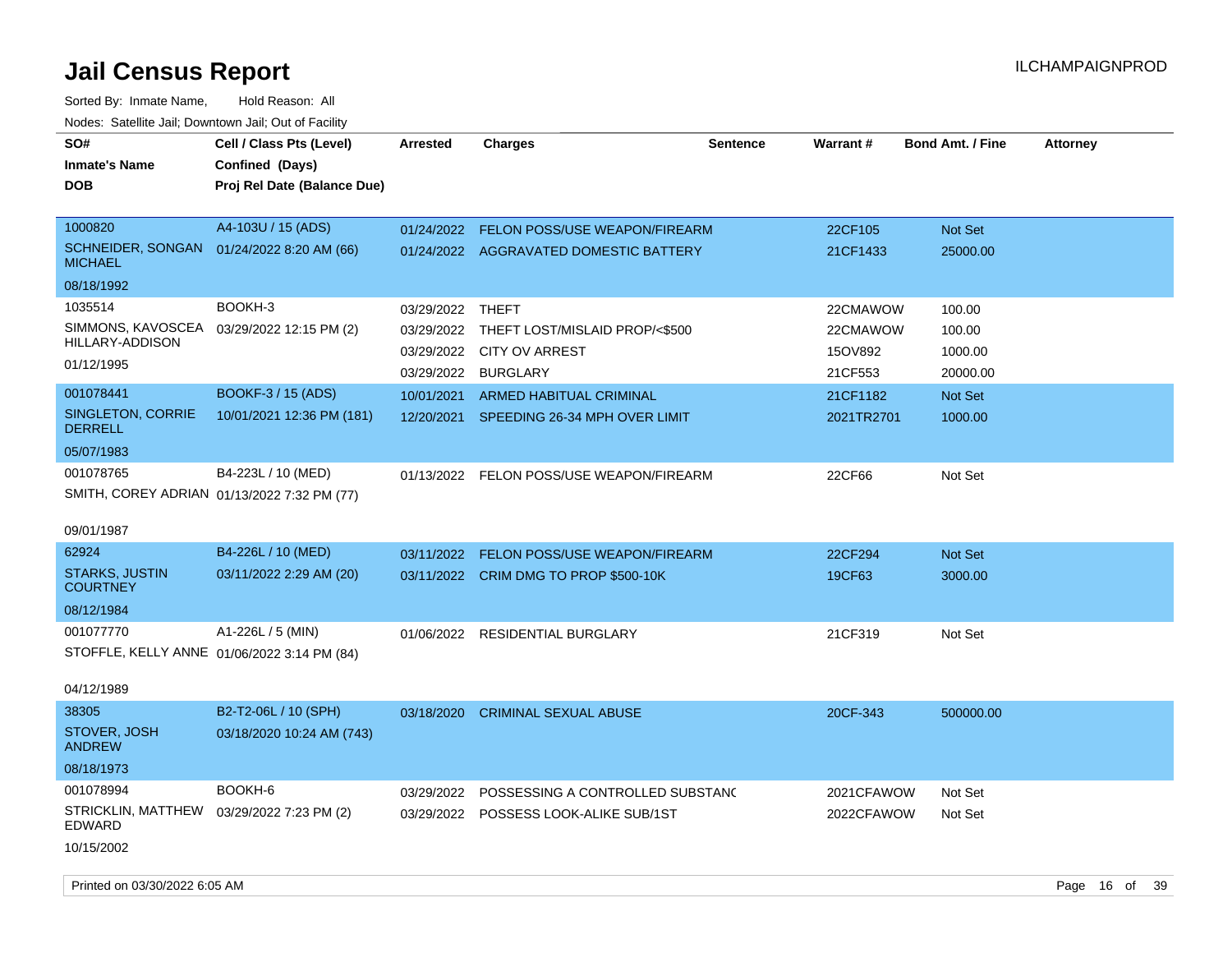# Jail Census Report

ILCHAMPAIGNPROD

Sorted By: Inmate Name, Hold Reason: All

Nodes: Satellite Jail; Downtown Jail; Out of Facility

| SO# / Inmate's Name / DOB | Cell / Class Pts (Level) / Confined (Days) / Proj Rel Date (Balance Due) | Arrested | Charges | Sentence | Warrant # | Bond Amt. / Fine | Attorney |
|---|---|---|---|---|---|---|---|
| 1000820 SCHNEIDER, SONGAN MICHAEL 08/18/1992 | A4-103U / 15 (ADS) 01/24/2022 8:20 AM (66) | 01/24/2022 | FELON POSS/USE WEAPON/FIREARM | | 22CF105 | Not Set | |
| | | 01/24/2022 | AGGRAVATED DOMESTIC BATTERY | | 21CF1433 | 25000.00 | |
| 1035514 SIMMONS, KAVOSCEA HILLARY-ADDISON 01/12/1995 | BOOKH-3 03/29/2022 12:15 PM (2) | 03/29/2022 | THEFT | | 22CMAWOW | 100.00 | |
| | | 03/29/2022 | THEFT LOST/MISLAID PROP/<$500 | | 22CMAWOW | 100.00 | |
| | | 03/29/2022 | CITY OV ARREST | | 15OV892 | 1000.00 | |
| | | 03/29/2022 | BURGLARY | | 21CF553 | 20000.00 | |
| 001078441 SINGLETON, CORRIE DERRELL 05/07/1983 | BOOKF-3 / 15 (ADS) 10/01/2021 12:36 PM (181) | 10/01/2021 | ARMED HABITUAL CRIMINAL | | 21CF1182 | Not Set | |
| | | 12/20/2021 | SPEEDING 26-34 MPH OVER LIMIT | | 2021TR2701 | 1000.00 | |
| 001078765 SMITH, COREY ADRIAN 09/01/1987 | B4-223L / 10 (MED) 01/13/2022 7:32 PM (77) | 01/13/2022 | FELON POSS/USE WEAPON/FIREARM | | 22CF66 | Not Set | |
| 62924 STARKS, JUSTIN COURTNEY 08/12/1984 | B4-226L / 10 (MED) 03/11/2022 2:29 AM (20) | 03/11/2022 | FELON POSS/USE WEAPON/FIREARM | | 22CF294 | Not Set | |
| | | 03/11/2022 | CRIM DMG TO PROP $500-10K | | 19CF63 | 3000.00 | |
| 001077770 STOFFLE, KELLY ANNE 04/12/1989 | A1-226L / 5 (MIN) 01/06/2022 3:14 PM (84) | 01/06/2022 | RESIDENTIAL BURGLARY | | 21CF319 | Not Set | |
| 38305 STOVER, JOSH ANDREW 08/18/1973 | B2-T2-06L / 10 (SPH) 03/18/2020 10:24 AM (743) | 03/18/2020 | CRIMINAL SEXUAL ABUSE | | 20CF-343 | 500000.00 | |
| 001078994 STRICKLIN, MATTHEW EDWARD 10/15/2002 | BOOKH-6 03/29/2022 7:23 PM (2) | 03/29/2022 | POSSESSING A CONTROLLED SUBSTANC | | 2021CFAWOW | Not Set | |
| | | 03/29/2022 | POSSESS LOOK-ALIKE SUB/1ST | | 2022CFAWOW | Not Set | |

Printed on 03/30/2022 6:05 AM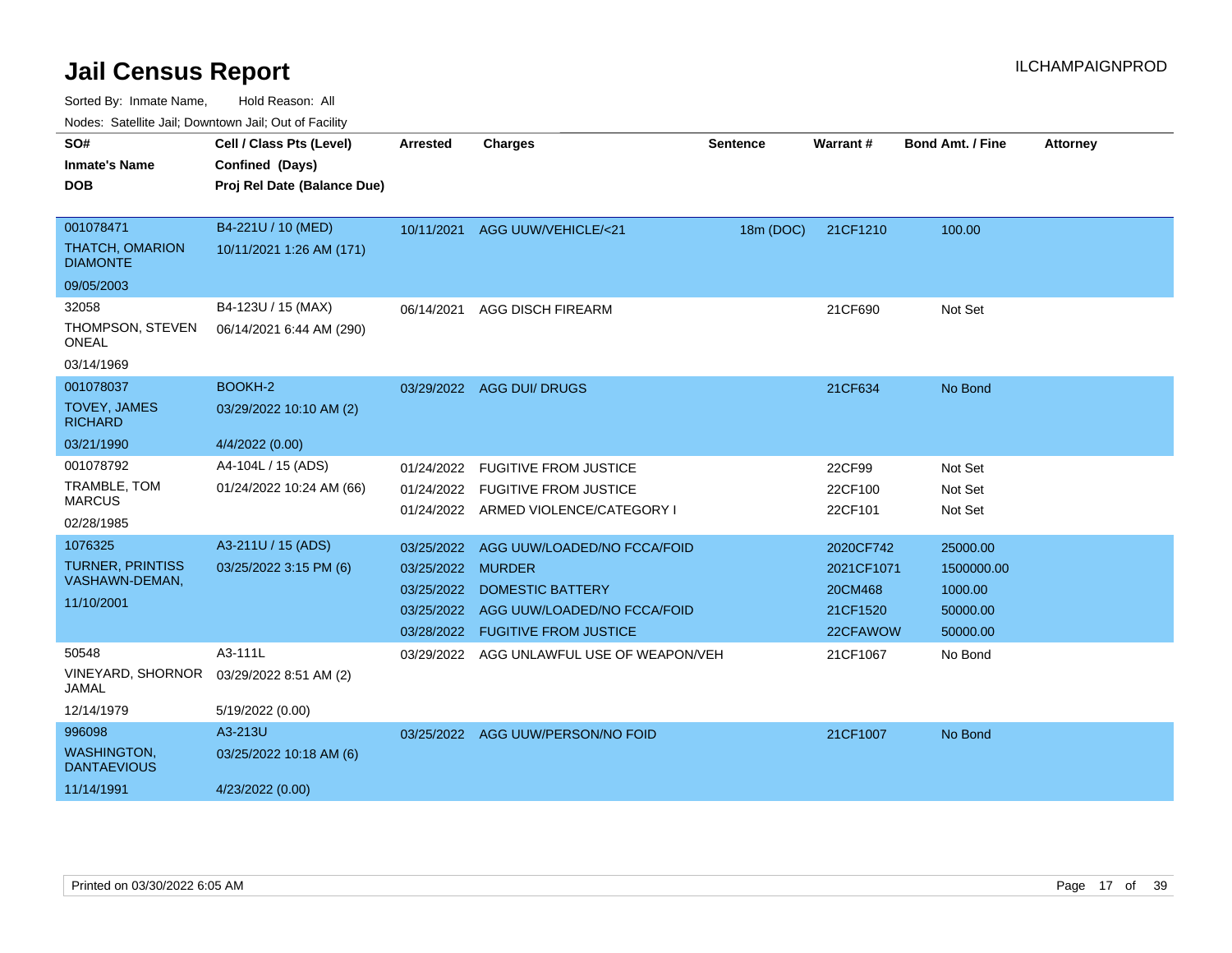# Jail Census Report

ILCHAMPAIGNPROD

Sorted By: Inmate Name, Hold Reason: All

Nodes: Satellite Jail; Downtown Jail; Out of Facility

| SO# / Inmate's Name / DOB | Cell / Class Pts (Level) / Confined (Days) / Proj Rel Date (Balance Due) | Arrested | Charges | Sentence | Warrant # | Bond Amt. / Fine | Attorney |
|---|---|---|---|---|---|---|---|
| 001078471 THATCH, OMARION DIAMONTE 09/05/2003 | B4-221U / 10 (MED) 10/11/2021 1:26 AM (171) | 10/11/2021 | AGG UUW/VEHICLE/<21 | 18m (DOC) | 21CF1210 | 100.00 | |
| 32058 THOMPSON, STEVEN ONEAL 03/14/1969 | B4-123U / 15 (MAX) 06/14/2021 6:44 AM (290) | 06/14/2021 | AGG DISCH FIREARM | | 21CF690 | Not Set | |
| 001078037 TOVEY, JAMES RICHARD 03/21/1990 | BOOKH-2 03/29/2022 10:10 AM (2) 4/4/2022 (0.00) | 03/29/2022 | AGG DUI/ DRUGS | | 21CF634 | No Bond | |
| 001078792 TRAMBLE, TOM MARCUS 02/28/1985 | A4-104L / 15 (ADS) 01/24/2022 10:24 AM (66) | 01/24/2022 | FUGITIVE FROM JUSTICE | | 22CF99 | Not Set | |
| | | 01/24/2022 | FUGITIVE FROM JUSTICE | | 22CF100 | Not Set | |
| | | 01/24/2022 | ARMED VIOLENCE/CATEGORY I | | 22CF101 | Not Set | |
| 1076325 TURNER, PRINTISS VASHAWN-DEMAN, 11/10/2001 | A3-211U / 15 (ADS) 03/25/2022 3:15 PM (6) | 03/25/2022 | AGG UUW/LOADED/NO FCCA/FOID | | 2020CF742 | 25000.00 | |
| | | 03/25/2022 | MURDER | | 2021CF1071 | 1500000.00 | |
| | | 03/25/2022 | DOMESTIC BATTERY | | 20CM468 | 1000.00 | |
| | | 03/25/2022 | AGG UUW/LOADED/NO FCCA/FOID | | 21CF1520 | 50000.00 | |
| | | 03/28/2022 | FUGITIVE FROM JUSTICE | | 22CFAWOW | 50000.00 | |
| 50548 VINEYARD, SHORNOR JAMAL 12/14/1979 | A3-111L 03/29/2022 8:51 AM (2) 5/19/2022 (0.00) | 03/29/2022 | AGG UNLAWFUL USE OF WEAPON/VEH | | 21CF1067 | No Bond | |
| 996098 WASHINGTON, DANTAEVIOUS 11/14/1991 | A3-213U 03/25/2022 10:18 AM (6) 4/23/2022 (0.00) | 03/25/2022 | AGG UUW/PERSON/NO FOID | | 21CF1007 | No Bond | |

Printed on 03/30/2022 6:05 AM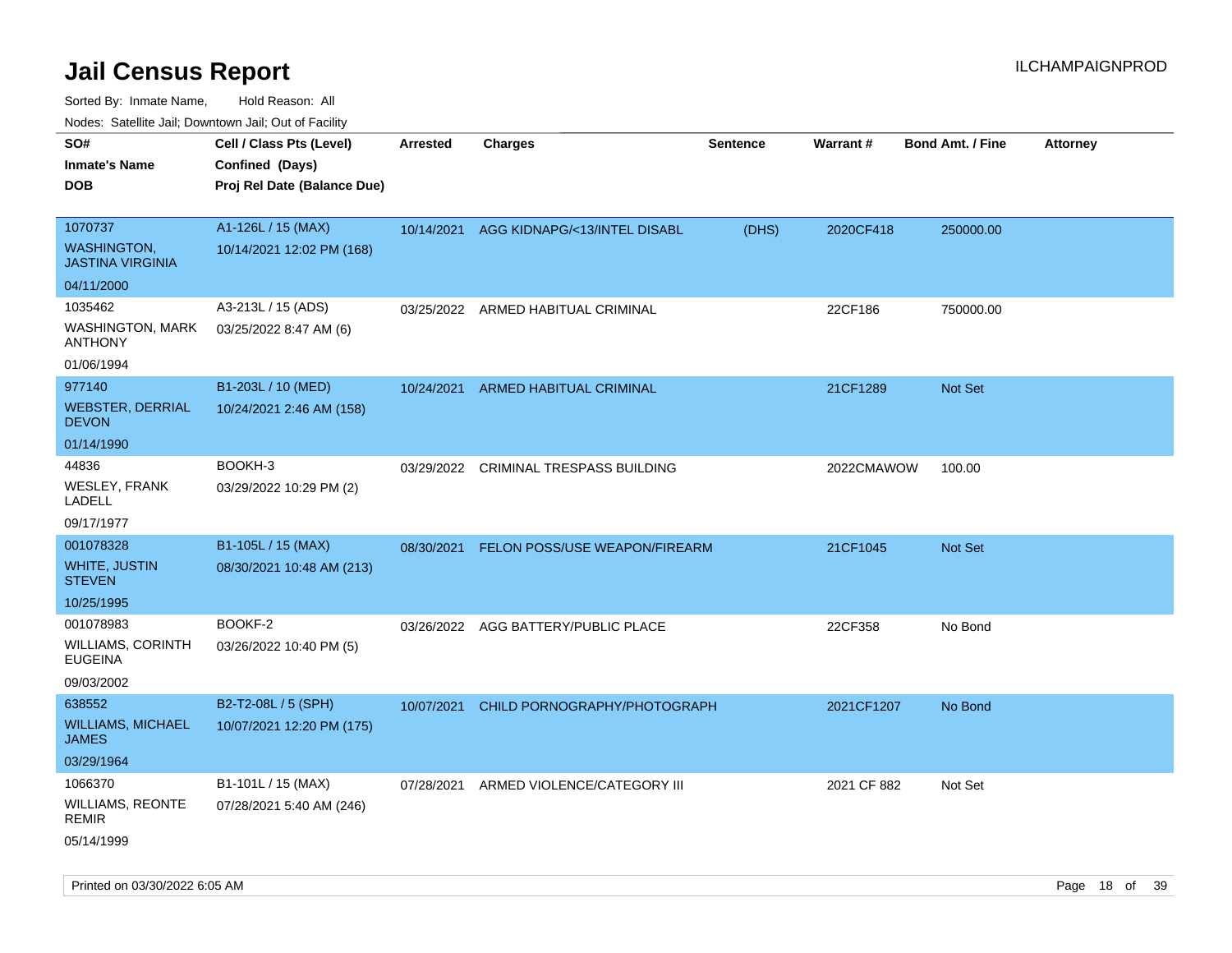# Jail Census Report

ILCHAMPAIGNPROD

Sorted By: Inmate Name, Hold Reason: All

Nodes: Satellite Jail; Downtown Jail; Out of Facility

| SO# / Inmate's Name / DOB | Cell / Class Pts (Level) / Confined (Days) / Proj Rel Date (Balance Due) | Arrested | Charges | Sentence | Warrant # | Bond Amt. / Fine | Attorney |
|---|---|---|---|---|---|---|---|
| 1070737<br>WASHINGTON, JASTINA VIRGINIA<br>04/11/2000 | A1-126L / 15 (MAX)<br>10/14/2021 12:02 PM (168) | 10/14/2021 | AGG KIDNAPG/<13/INTEL DISABL | (DHS) | 2020CF418 | 250000.00 | |
| 1035462<br>WASHINGTON, MARK ANTHONY<br>01/06/1994 | A3-213L / 15 (ADS)<br>03/25/2022 8:47 AM (6) | 03/25/2022 | ARMED HABITUAL CRIMINAL | | 22CF186 | 750000.00 | |
| 977140<br>WEBSTER, DERRIAL DEVON<br>01/14/1990 | B1-203L / 10 (MED)<br>10/24/2021 2:46 AM (158) | 10/24/2021 | ARMED HABITUAL CRIMINAL | | 21CF1289 | Not Set | |
| 44836<br>WESLEY, FRANK LADELL<br>09/17/1977 | BOOKH-3<br>03/29/2022 10:29 PM (2) | 03/29/2022 | CRIMINAL TRESPASS BUILDING | | 2022CMAWOW | 100.00 | |
| 001078328<br>WHITE, JUSTIN STEVEN<br>10/25/1995 | B1-105L / 15 (MAX)<br>08/30/2021 10:48 AM (213) | 08/30/2021 | FELON POSS/USE WEAPON/FIREARM | | 21CF1045 | Not Set | |
| 001078983<br>WILLIAMS, CORINTH EUGEINA<br>09/03/2002 | BOOKF-2<br>03/26/2022 10:40 PM (5) | 03/26/2022 | AGG BATTERY/PUBLIC PLACE | | 22CF358 | No Bond | |
| 638552<br>WILLIAMS, MICHAEL JAMES<br>03/29/1964 | B2-T2-08L / 5 (SPH)<br>10/07/2021 12:20 PM (175) | 10/07/2021 | CHILD PORNOGRAPHY/PHOTOGRAPH | | 2021CF1207 | No Bond | |
| 1066370<br>WILLIAMS, REONTE REMIR<br>05/14/1999 | B1-101L / 15 (MAX)<br>07/28/2021 5:40 AM (246) | 07/28/2021 | ARMED VIOLENCE/CATEGORY III | | 2021 CF 882 | Not Set | |

Printed on 03/30/2022 6:05 AM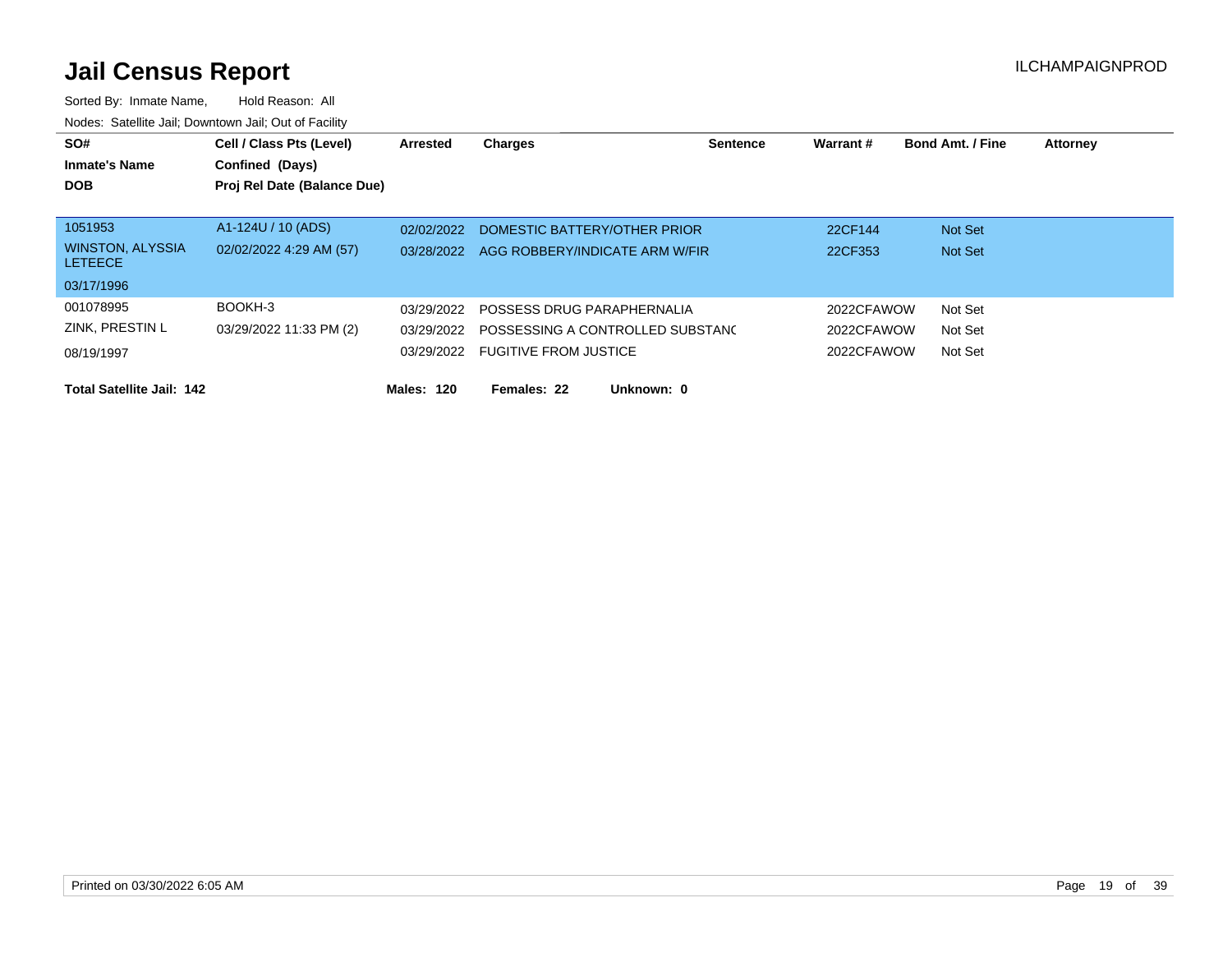# Jail Census Report

ILCHAMPAIGNPROD

Sorted By: Inmate Name, Hold Reason: All

Nodes: Satellite Jail; Downtown Jail; Out of Facility

| SO# / Inmate's Name / DOB | Cell / Class Pts (Level) / Confined (Days) / Proj Rel Date (Balance Due) | Arrested | Charges | Sentence | Warrant # | Bond Amt. / Fine | Attorney |
|---|---|---|---|---|---|---|---|
| 1051953 | A1-124U / 10 (ADS) | 02/02/2022 | DOMESTIC BATTERY/OTHER PRIOR | | 22CF144 | Not Set | |
| WINSTON, ALYSSIA LETEECE | 02/02/2022 4:29 AM (57) | 03/28/2022 | AGG ROBBERY/INDICATE ARM W/FIR | | 22CF353 | Not Set | |
| 03/17/1996 | | | | | | | |
| 001078995 | BOOKH-3 | 03/29/2022 | POSSESS DRUG PARAPHERNALIA | | 2022CFAWOW | Not Set | |
| ZINK, PRESTIN L | 03/29/2022 11:33 PM (2) | 03/29/2022 | POSSESSING A CONTROLLED SUBSTANC | | 2022CFAWOW | Not Set | |
| 08/19/1997 | | 03/29/2022 | FUGITIVE FROM JUSTICE | | 2022CFAWOW | Not Set | |

**Total Satellite Jail: 142** **Males: 120** **Females: 22** **Unknown: 0**

Printed on 03/30/2022 6:05 AM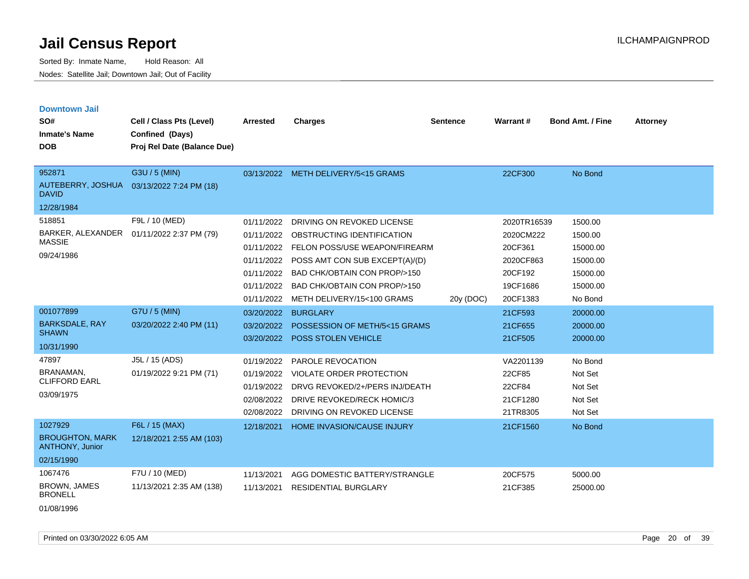# Jail Census Report

Sorted By: Inmate Name, Hold Reason: All

Nodes: Satellite Jail; Downtown Jail; Out of Facility

ILCHAMPAIGNPROD

## Downtown Jail

| SO# / Inmate's Name / DOB | Cell / Class Pts (Level) / Confined (Days) / Proj Rel Date (Balance Due) | Arrested | Charges | Sentence | Warrant # | Bond Amt. / Fine | Attorney |
|---|---|---|---|---|---|---|---|
| 952871 AUTEBERRY, JOSHUA DAVID 12/28/1984 | G3U / 5 (MIN) 03/13/2022 7:24 PM (18) | 03/13/2022 | METH DELIVERY/5<15 GRAMS | | 22CF300 | No Bond | |
| 518851 BARKER, ALEXANDER MASSIE 09/24/1986 | F9L / 10 (MED) 01/11/2022 2:37 PM (79) | 01/11/2022 | DRIVING ON REVOKED LICENSE | | 2020TR16539 | 1500.00 | |
| | | 01/11/2022 | OBSTRUCTING IDENTIFICATION | | 2020CM222 | 1500.00 | |
| | | 01/11/2022 | FELON POSS/USE WEAPON/FIREARM | | 20CF361 | 15000.00 | |
| | | 01/11/2022 | POSS AMT CON SUB EXCEPT(A)/(D) | | 2020CF863 | 15000.00 | |
| | | 01/11/2022 | BAD CHK/OBTAIN CON PROP/>150 | | 20CF192 | 15000.00 | |
| | | 01/11/2022 | BAD CHK/OBTAIN CON PROP/>150 | | 19CF1686 | 15000.00 | |
| | | 01/11/2022 | METH DELIVERY/15<100 GRAMS | 20y (DOC) | 20CF1383 | No Bond | |
| 001077899 BARKSDALE, RAY SHAWN 10/31/1990 | G7U / 5 (MIN) 03/20/2022 2:40 PM (11) | 03/20/2022 | BURGLARY | | 21CF593 | 20000.00 | |
| | | 03/20/2022 | POSSESSION OF METH/5<15 GRAMS | | 21CF655 | 20000.00 | |
| | | 03/20/2022 | POSS STOLEN VEHICLE | | 21CF505 | 20000.00 | |
| 47897 BRANAMAN, CLIFFORD EARL 03/09/1975 | J5L / 15 (ADS) 01/19/2022 9:21 PM (71) | 01/19/2022 | PAROLE REVOCATION | | VA2201139 | No Bond | |
| | | 01/19/2022 | VIOLATE ORDER PROTECTION | | 22CF85 | Not Set | |
| | | 01/19/2022 | DRVG REVOKED/2+/PERS INJ/DEATH | | 22CF84 | Not Set | |
| | | 02/08/2022 | DRIVE REVOKED/RECK HOMIC/3 | | 21CF1280 | Not Set | |
| | | 02/08/2022 | DRIVING ON REVOKED LICENSE | | 21TR8305 | Not Set | |
| 1027929 BROUGHTON, MARK ANTHONY, Junior 02/15/1990 | F6L / 15 (MAX) 12/18/2021 2:55 AM (103) | 12/18/2021 | HOME INVASION/CAUSE INJURY | | 21CF1560 | No Bond | |
| 1067476 BROWN, JAMES BRONELL 01/08/1996 | F7U / 10 (MED) 11/13/2021 2:35 AM (138) | 11/13/2021 | AGG DOMESTIC BATTERY/STRANGLE | | 20CF575 | 5000.00 | |
| | | 11/13/2021 | RESIDENTIAL BURGLARY | | 21CF385 | 25000.00 | |

Printed on 03/30/2022 6:05 AM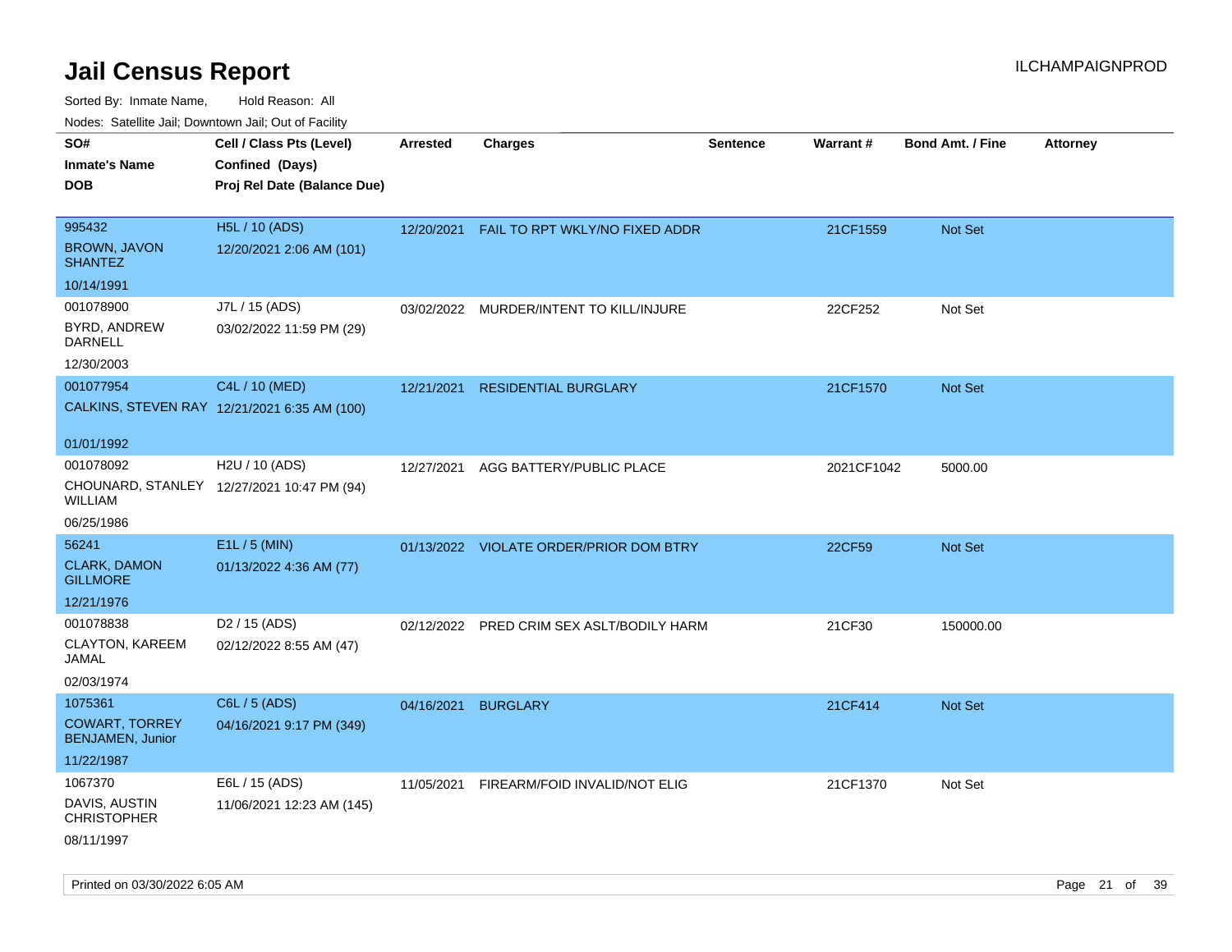# Jail Census Report

ILCHAMPAIGNPROD

Sorted By: Inmate Name, Hold Reason: All

Nodes: Satellite Jail; Downtown Jail; Out of Facility

| SO# / Inmate's Name / DOB | Cell / Class Pts (Level) / Confined (Days) / Proj Rel Date (Balance Due) | Arrested | Charges | Sentence | Warrant # | Bond Amt. / Fine | Attorney |
|---|---|---|---|---|---|---|---|
| 995432<br>BROWN, JAVON SHANTEZ<br>10/14/1991 | H5L / 10 (ADS)<br>12/20/2021 2:06 AM (101) | 12/20/2021 | FAIL TO RPT WKLY/NO FIXED ADDR | | 21CF1559 | Not Set | |
| 001078900<br>BYRD, ANDREW DARNELL<br>12/30/2003 | J7L / 15 (ADS)<br>03/02/2022 11:59 PM (29) | 03/02/2022 | MURDER/INTENT TO KILL/INJURE | | 22CF252 | Not Set | |
| 001077954<br>CALKINS, STEVEN RAY<br>01/01/1992 | C4L / 10 (MED)<br>12/21/2021 6:35 AM (100) | 12/21/2021 | RESIDENTIAL BURGLARY | | 21CF1570 | Not Set | |
| 001078092<br>CHOUNARD, STANLEY WILLIAM<br>06/25/1986 | H2U / 10 (ADS)<br>12/27/2021 10:47 PM (94) | 12/27/2021 | AGG BATTERY/PUBLIC PLACE | | 2021CF1042 | 5000.00 | |
| 56241<br>CLARK, DAMON GILLMORE<br>12/21/1976 | E1L / 5 (MIN)<br>01/13/2022 4:36 AM (77) | 01/13/2022 | VIOLATE ORDER/PRIOR DOM BTRY | | 22CF59 | Not Set | |
| 001078838<br>CLAYTON, KAREEM JAMAL<br>02/03/1974 | D2 / 15 (ADS)<br>02/12/2022 8:55 AM (47) | 02/12/2022 | PRED CRIM SEX ASLT/BODILY HARM | | 21CF30 | 150000.00 | |
| 1075361<br>COWART, TORREY BENJAMEN, Junior<br>11/22/1987 | C6L / 5 (ADS)<br>04/16/2021 9:17 PM (349) | 04/16/2021 | BURGLARY | | 21CF414 | Not Set | |
| 1067370<br>DAVIS, AUSTIN CHRISTOPHER<br>08/11/1997 | E6L / 15 (ADS)<br>11/06/2021 12:23 AM (145) | 11/05/2021 | FIREARM/FOID INVALID/NOT ELIG | | 21CF1370 | Not Set | |

Printed on 03/30/2022 6:05 AM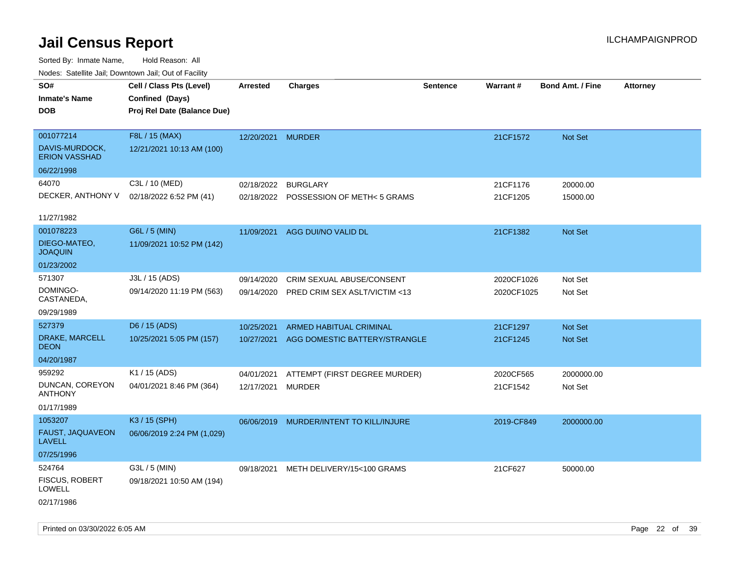# Jail Census Report

ILCHAMPAIGNPROD

Sorted By: Inmate Name, Hold Reason: All

Nodes: Satellite Jail; Downtown Jail; Out of Facility

| SO# / Inmate's Name / DOB | Cell / Class Pts (Level) / Confined (Days) / Proj Rel Date (Balance Due) | Arrested | Charges | Sentence | Warrant # | Bond Amt. / Fine | Attorney |
|---|---|---|---|---|---|---|---|
| 001077214<br>DAVIS-MURDOCK, ERION VASSHAD<br>06/22/1998 | F8L / 15 (MAX)<br>12/21/2021 10:13 AM (100) | 12/20/2021 | MURDER | | 21CF1572 | Not Set | |
| 64070<br>DECKER, ANTHONY V<br>11/27/1982 | C3L / 10 (MED)<br>02/18/2022 6:52 PM (41) | 02/18/2022<br>02/18/2022 | BURGLARY<br>POSSESSION OF METH< 5 GRAMS | | 21CF1176<br>21CF1205 | 20000.00<br>15000.00 | |
| 001078223<br>DIEGO-MATEO, JOAQUIN<br>01/23/2002 | G6L / 5 (MIN)<br>11/09/2021 10:52 PM (142) | 11/09/2021 | AGG DUI/NO VALID DL | | 21CF1382 | Not Set | |
| 571307<br>DOMINGO-CASTANEDA,<br>09/29/1989 | J3L / 15 (ADS)<br>09/14/2020 11:19 PM (563) | 09/14/2020<br>09/14/2020 | CRIM SEXUAL ABUSE/CONSENT<br>PRED CRIM SEX ASLT/VICTIM <13 | | 2020CF1026<br>2020CF1025 | Not Set<br>Not Set | |
| 527379<br>DRAKE, MARCELL DEON<br>04/20/1987 | D6 / 15 (ADS)<br>10/25/2021 5:05 PM (157) | 10/25/2021<br>10/27/2021 | ARMED HABITUAL CRIMINAL<br>AGG DOMESTIC BATTERY/STRANGLE | | 21CF1297<br>21CF1245 | Not Set<br>Not Set | |
| 959292<br>DUNCAN, COREYON ANTHONY<br>01/17/1989 | K1 / 15 (ADS)<br>04/01/2021 8:46 PM (364) | 04/01/2021<br>12/17/2021 | ATTEMPT (FIRST DEGREE MURDER)<br>MURDER | | 2020CF565<br>21CF1542 | 2000000.00<br>Not Set | |
| 1053207<br>FAUST, JAQUAVEON LAVELL<br>07/25/1996 | K3 / 15 (SPH)<br>06/06/2019 2:24 PM (1,029) | 06/06/2019 | MURDER/INTENT TO KILL/INJURE | | 2019-CF849 | 2000000.00 | |
| 524764<br>FISCUS, ROBERT LOWELL<br>02/17/1986 | G3L / 5 (MIN)<br>09/18/2021 10:50 AM (194) | 09/18/2021 | METH DELIVERY/15<100 GRAMS | | 21CF627 | 50000.00 | |

Printed on 03/30/2022 6:05 AM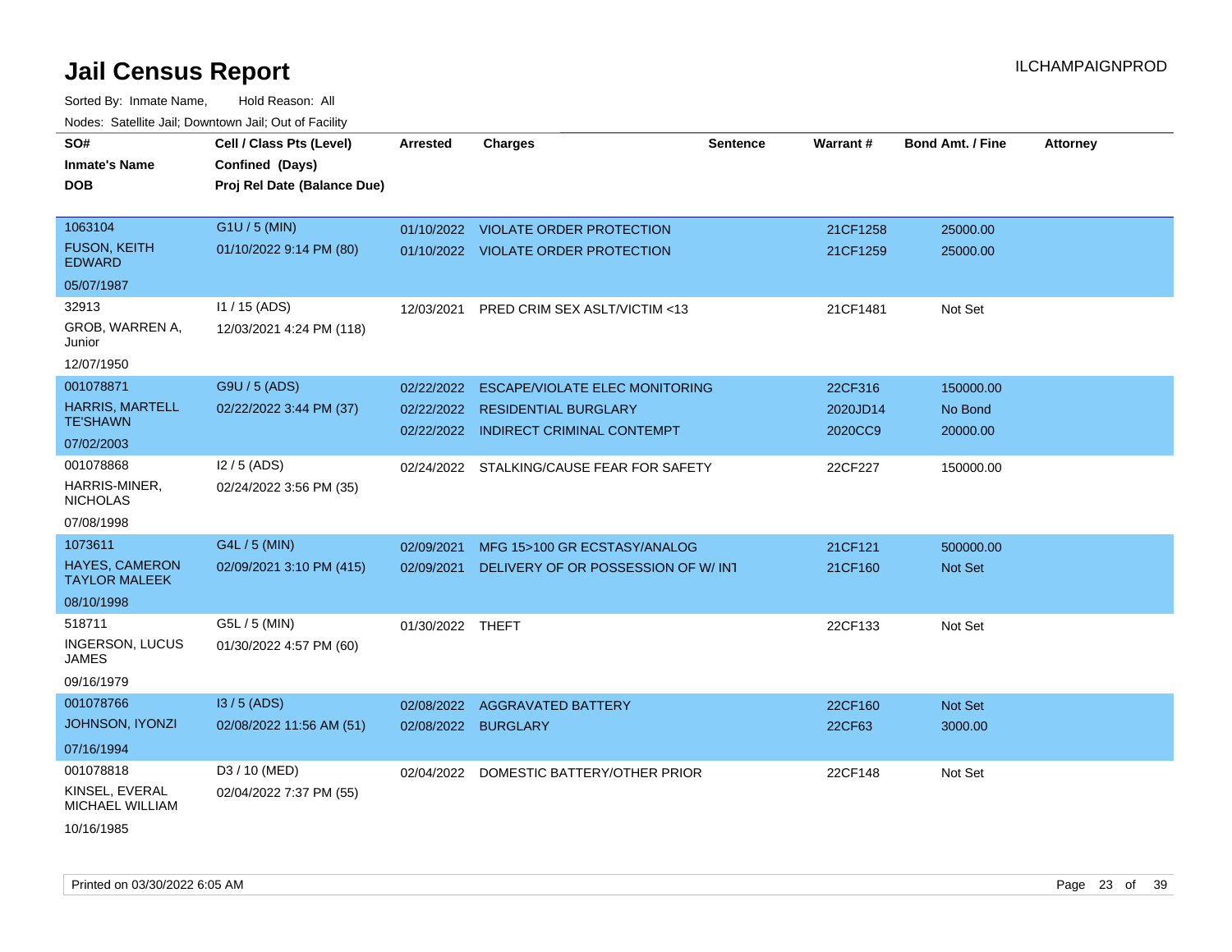# Jail Census Report

ILCHAMPAIGNPROD

Sorted By: Inmate Name, Hold Reason: All

Nodes: Satellite Jail; Downtown Jail; Out of Facility

| SO# / Inmate's Name / DOB | Cell / Class Pts (Level) / Confined (Days) / Proj Rel Date (Balance Due) | Arrested | Charges | Sentence | Warrant # | Bond Amt. / Fine | Attorney |
|---|---|---|---|---|---|---|---|
| 1063104<br>FUSON, KEITH EDWARD<br>05/07/1987 | G1U / 5 (MIN)<br>01/10/2022 9:14 PM (80) | 01/10/2022<br>01/10/2022 | VIOLATE ORDER PROTECTION<br>VIOLATE ORDER PROTECTION | | 21CF1258<br>21CF1259 | 25000.00<br>25000.00 | |
| 32913<br>GROB, WARREN A, Junior<br>12/07/1950 | I1 / 15 (ADS)<br>12/03/2021 4:24 PM (118) | 12/03/2021 | PRED CRIM SEX ASLT/VICTIM <13 | | 21CF1481 | Not Set | |
| 001078871<br>HARRIS, MARTELL TE'SHAWN<br>07/02/2003 | G9U / 5 (ADS)<br>02/22/2022 3:44 PM (37) | 02/22/2022<br>02/22/2022<br>02/22/2022 | ESCAPE/VIOLATE ELEC MONITORING<br>RESIDENTIAL BURGLARY<br>INDIRECT CRIMINAL CONTEMPT | | 22CF316<br>2020JD14<br>2020CC9 | 150000.00<br>No Bond<br>20000.00 | |
| 001078868<br>HARRIS-MINER, NICHOLAS<br>07/08/1998 | I2 / 5 (ADS)<br>02/24/2022 3:56 PM (35) | 02/24/2022 | STALKING/CAUSE FEAR FOR SAFETY | | 22CF227 | 150000.00 | |
| 1073611<br>HAYES, CAMERON TAYLOR MALEEK<br>08/10/1998 | G4L / 5 (MIN)<br>02/09/2021 3:10 PM (415) | 02/09/2021<br>02/09/2021 | MFG 15>100 GR ECSTASY/ANALOG<br>DELIVERY OF OR POSSESSION OF W/ INT | | 21CF121<br>21CF160 | 500000.00<br>Not Set | |
| 518711<br>INGERSON, LUCUS JAMES<br>09/16/1979 | G5L / 5 (MIN)<br>01/30/2022 4:57 PM (60) | 01/30/2022 | THEFT | | 22CF133 | Not Set | |
| 001078766<br>JOHNSON, IYONZI<br>07/16/1994 | I3 / 5 (ADS)<br>02/08/2022 11:56 AM (51) | 02/08/2022<br>02/08/2022 | AGGRAVATED BATTERY<br>BURGLARY | | 22CF160<br>22CF63 | Not Set<br>3000.00 | |
| 001078818<br>KINSEL, EVERAL MICHAEL WILLIAM<br>10/16/1985 | D3 / 10 (MED)<br>02/04/2022 7:37 PM (55) | 02/04/2022 | DOMESTIC BATTERY/OTHER PRIOR | | 22CF148 | Not Set | |

Printed on 03/30/2022 6:05 AM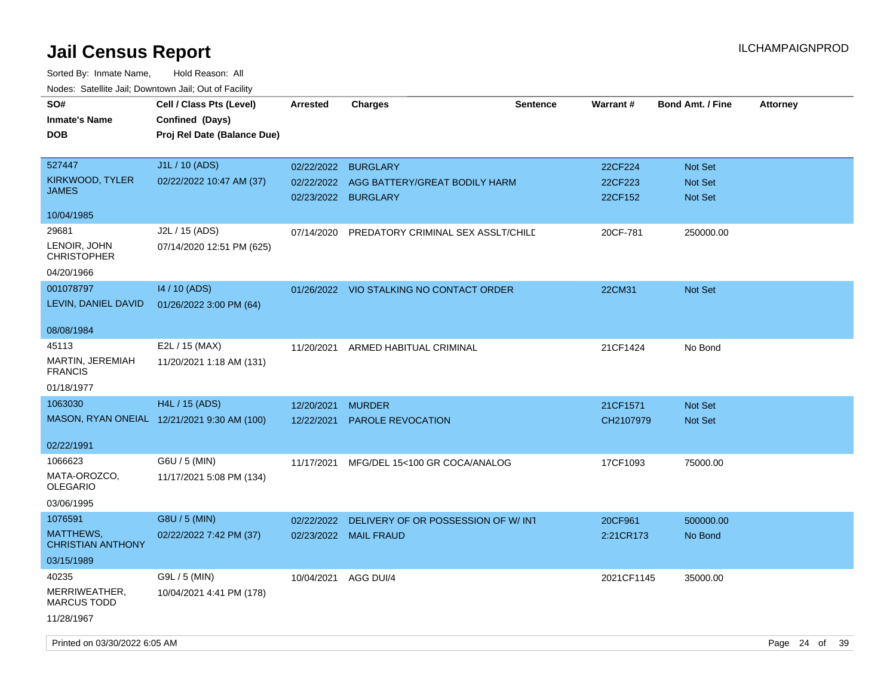# Jail Census Report

ILCHAMPAIGNPROD

Sorted By: Inmate Name, Hold Reason: All

Nodes: Satellite Jail; Downtown Jail; Out of Facility

| SO# / Inmate's Name / DOB | Cell / Class Pts (Level) / Confined (Days) / Proj Rel Date (Balance Due) | Arrested | Charges | Sentence | Warrant # | Bond Amt. / Fine | Attorney |
|---|---|---|---|---|---|---|---|
| 527447 KIRKWOOD, TYLER JAMES 10/04/1985 | J1L / 10 (ADS) 02/22/2022 10:47 AM (37) | 02/22/2022 | BURGLARY | | 22CF224 | Not Set | |
| | | 02/22/2022 | AGG BATTERY/GREAT BODILY HARM | | 22CF223 | Not Set | |
| | | 02/23/2022 | BURGLARY | | 22CF152 | Not Set | |
| 29681 LENOIR, JOHN CHRISTOPHER 04/20/1966 | J2L / 15 (ADS) 07/14/2020 12:51 PM (625) | 07/14/2020 | PREDATORY CRIMINAL SEX ASSLT/CHILD | | 20CF-781 | 250000.00 | |
| 001078797 LEVIN, DANIEL DAVID 08/08/1984 | I4 / 10 (ADS) 01/26/2022 3:00 PM (64) | 01/26/2022 | VIO STALKING NO CONTACT ORDER | | 22CM31 | Not Set | |
| 45113 MARTIN, JEREMIAH FRANCIS 01/18/1977 | E2L / 15 (MAX) 11/20/2021 1:18 AM (131) | 11/20/2021 | ARMED HABITUAL CRIMINAL | | 21CF1424 | No Bond | |
| 1063030 MASON, RYAN ONEIAL 02/22/1991 | H4L / 15 (ADS) 12/21/2021 9:30 AM (100) | 12/20/2021 | MURDER | | 21CF1571 | Not Set | |
| | | 12/22/2021 | PAROLE REVOCATION | | CH2107979 | Not Set | |
| 1066623 MATA-OROZCO, OLEGARIO 03/06/1995 | G6U / 5 (MIN) 11/17/2021 5:08 PM (134) | 11/17/2021 | MFG/DEL 15<100 GR COCA/ANALOG | | 17CF1093 | 75000.00 | |
| 1076591 MATTHEWS, CHRISTIAN ANTHONY 03/15/1989 | G8U / 5 (MIN) 02/22/2022 7:42 PM (37) | 02/22/2022 | DELIVERY OF OR POSSESSION OF W/ INT | | 20CF961 | 500000.00 | |
| | | 02/23/2022 | MAIL FRAUD | | 2:21CR173 | No Bond | |
| 40235 MERRIWEATHER, MARCUS TODD 11/28/1967 | G9L / 5 (MIN) 10/04/2021 4:41 PM (178) | 10/04/2021 | AGG DUI/4 | | 2021CF1145 | 35000.00 | |

Printed on 03/30/2022 6:05 AM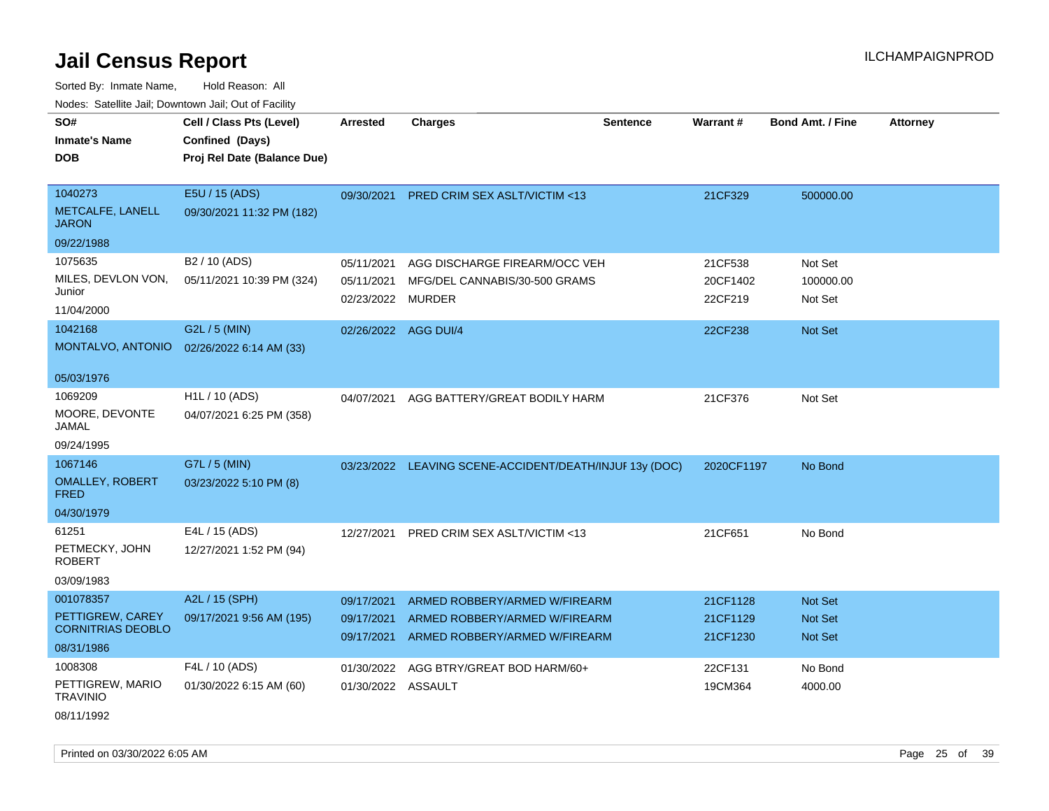# Jail Census Report

ILCHAMPAIGNPROD

Sorted By: Inmate Name, Hold Reason: All

Nodes: Satellite Jail; Downtown Jail; Out of Facility

| SO# / Inmate's Name / DOB | Cell / Class Pts (Level) / Confined (Days) / Proj Rel Date (Balance Due) | Arrested | Charges | Sentence | Warrant # | Bond Amt. / Fine | Attorney |
|---|---|---|---|---|---|---|---|
| 1040273<br>METCALFE, LANELL JARON<br>09/22/1988 | E5U / 15 (ADS)<br>09/30/2021 11:32 PM (182) | 09/30/2021 | PRED CRIM SEX ASLT/VICTIM <13 | | 21CF329 | 500000.00 | |
| 1075635<br>MILES, DEVLON VON, Junior<br>11/04/2000 | B2 / 10 (ADS)<br>05/11/2021 10:39 PM (324) | 05/11/2021<br>05/11/2021<br>02/23/2022 | AGG DISCHARGE FIREARM/OCC VEH<br>MFG/DEL CANNABIS/30-500 GRAMS<br>MURDER | | 21CF538<br>20CF1402<br>22CF219 | Not Set<br>100000.00<br>Not Set | |
| 1042168<br>MONTALVO, ANTONIO<br>05/03/1976 | G2L / 5 (MIN)<br>02/26/2022 6:14 AM (33) | 02/26/2022 | AGG DUI/4 | | 22CF238 | Not Set | |
| 1069209<br>MOORE, DEVONTE JAMAL<br>09/24/1995 | H1L / 10 (ADS)<br>04/07/2021 6:25 PM (358) | 04/07/2021 | AGG BATTERY/GREAT BODILY HARM | | 21CF376 | Not Set | |
| 1067146<br>OMALLEY, ROBERT FRED<br>04/30/1979 | G7L / 5 (MIN)<br>03/23/2022 5:10 PM (8) | 03/23/2022 | LEAVING SCENE-ACCIDENT/DEATH/INJUF | 13y (DOC) | 2020CF1197 | No Bond | |
| 61251<br>PETMECKY, JOHN ROBERT<br>03/09/1983 | E4L / 15 (ADS)<br>12/27/2021 1:52 PM (94) | 12/27/2021 | PRED CRIM SEX ASLT/VICTIM <13 | | 21CF651 | No Bond | |
| 001078357<br>PETTIGREW, CAREY CORNITRIAS DEOBLO<br>08/31/1986 | A2L / 15 (SPH)<br>09/17/2021 9:56 AM (195) | 09/17/2021<br>09/17/2021<br>09/17/2021 | ARMED ROBBERY/ARMED W/FIREARM<br>ARMED ROBBERY/ARMED W/FIREARM<br>ARMED ROBBERY/ARMED W/FIREARM | | 21CF1128<br>21CF1129<br>21CF1230 | Not Set<br>Not Set<br>Not Set | |
| 1008308<br>PETTIGREW, MARIO TRAVINIO<br>08/11/1992 | F4L / 10 (ADS)<br>01/30/2022 6:15 AM (60) | 01/30/2022<br>01/30/2022 | AGG BTRY/GREAT BOD HARM/60+<br>ASSAULT | | 22CF131<br>19CM364 | No Bond<br>4000.00 | |

Printed on 03/30/2022 6:05 AM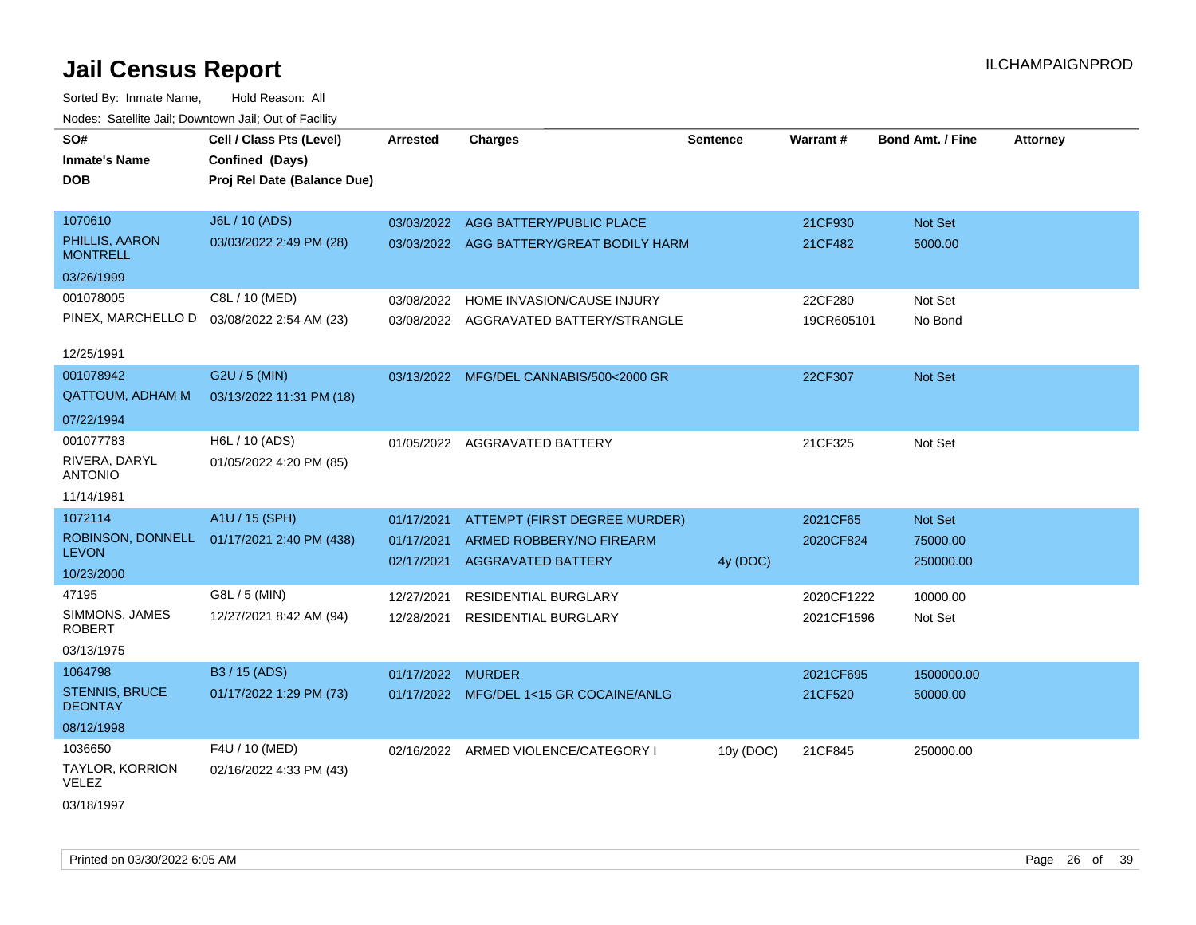# Jail Census Report

ILCHAMPAIGNPROD

Sorted By: Inmate Name, Hold Reason: All

Nodes: Satellite Jail; Downtown Jail; Out of Facility

| SO# / Inmate's Name / DOB | Cell / Class Pts (Level) / Confined (Days) / Proj Rel Date (Balance Due) | Arrested | Charges | Sentence | Warrant # | Bond Amt. / Fine | Attorney |
|---|---|---|---|---|---|---|---|
| 1070610<br>PHILLIS, AARON MONTRELL<br>03/26/1999 | J6L / 10 (ADS)<br>03/03/2022 2:49 PM (28) | 03/03/2022 | AGG BATTERY/PUBLIC PLACE | | 21CF930 | Not Set | |
| | | 03/03/2022 | AGG BATTERY/GREAT BODILY HARM | | 21CF482 | 5000.00 | |
| 001078005<br>PINEX, MARCHELLO D<br>12/25/1991 | C8L / 10 (MED)<br>03/08/2022 2:54 AM (23) | 03/08/2022 | HOME INVASION/CAUSE INJURY | | 22CF280 | Not Set | |
| | | 03/08/2022 | AGGRAVATED BATTERY/STRANGLE | | 19CR605101 | No Bond | |
| 001078942<br>QATTOUM, ADHAM M<br>07/22/1994 | G2U / 5 (MIN)<br>03/13/2022 11:31 PM (18) | 03/13/2022 | MFG/DEL CANNABIS/500<2000 GR | | 22CF307 | Not Set | |
| 001077783<br>RIVERA, DARYL ANTONIO<br>11/14/1981 | H6L / 10 (ADS)<br>01/05/2022 4:20 PM (85) | 01/05/2022 | AGGRAVATED BATTERY | | 21CF325 | Not Set | |
| 1072114<br>ROBINSON, DONNELL LEVON<br>10/23/2000 | A1U / 15 (SPH)<br>01/17/2021 2:40 PM (438) | 01/17/2021 | ATTEMPT (FIRST DEGREE MURDER) | | 2021CF65 | Not Set | |
| | | 01/17/2021 | ARMED ROBBERY/NO FIREARM | | 2020CF824 | 75000.00 | |
| | | 02/17/2021 | AGGRAVATED BATTERY | 4y (DOC) | | 250000.00 | |
| 47195<br>SIMMONS, JAMES ROBERT<br>03/13/1975 | G8L / 5 (MIN)<br>12/27/2021 8:42 AM (94) | 12/27/2021 | RESIDENTIAL BURGLARY | | 2020CF1222 | 10000.00 | |
| | | 12/28/2021 | RESIDENTIAL BURGLARY | | 2021CF1596 | Not Set | |
| 1064798<br>STENNIS, BRUCE DEONTAY<br>08/12/1998 | B3 / 15 (ADS)<br>01/17/2022 1:29 PM (73) | 01/17/2022 | MURDER | | 2021CF695 | 1500000.00 | |
| | | 01/17/2022 | MFG/DEL 1<15 GR COCAINE/ANLG | | 21CF520 | 50000.00 | |
| 1036650<br>TAYLOR, KORRION VELEZ<br>03/18/1997 | F4U / 10 (MED)<br>02/16/2022 4:33 PM (43) | 02/16/2022 | ARMED VIOLENCE/CATEGORY I | 10y (DOC) | 21CF845 | 250000.00 | |

Printed on 03/30/2022 6:05 AM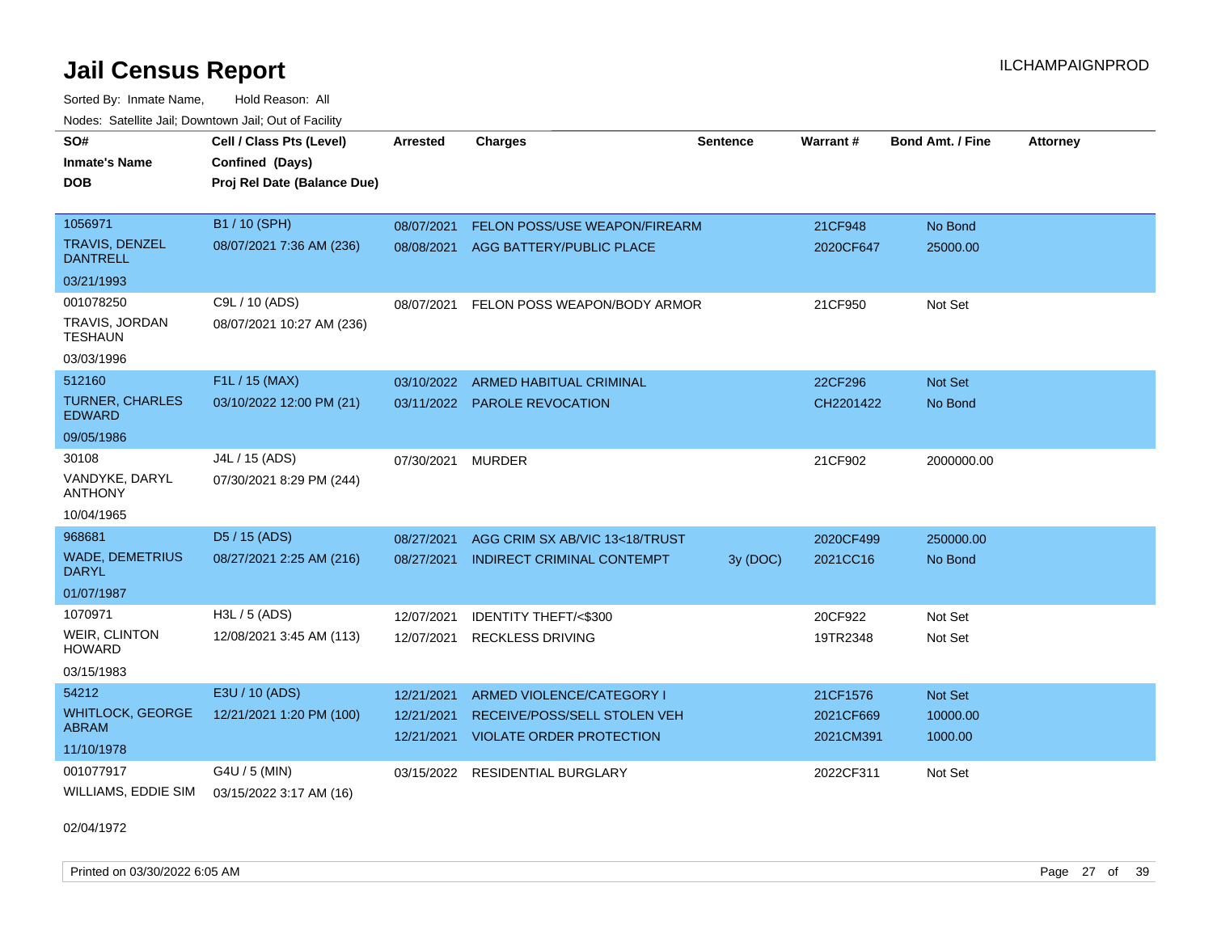# Jail Census Report

ILCHAMPAIGNPROD

Sorted By: Inmate Name, Hold Reason: All

Nodes: Satellite Jail; Downtown Jail; Out of Facility

| SO# / Inmate's Name / DOB | Cell / Class Pts (Level) / Confined (Days) / Proj Rel Date (Balance Due) | Arrested | Charges | Sentence | Warrant # | Bond Amt. / Fine | Attorney |
|---|---|---|---|---|---|---|---|
| 1056971<br>TRAVIS, DENZEL DANTRELL<br>03/21/1993 | B1 / 10 (SPH)<br>08/07/2021 7:36 AM (236) | 08/07/2021<br>08/08/2021 | FELON POSS/USE WEAPON/FIREARM<br>AGG BATTERY/PUBLIC PLACE | | 21CF948<br>2020CF647 | No Bond<br>25000.00 | |
| 001078250<br>TRAVIS, JORDAN TESHAUN<br>03/03/1996 | C9L / 10 (ADS)<br>08/07/2021 10:27 AM (236) | 08/07/2021 | FELON POSS WEAPON/BODY ARMOR | | 21CF950 | Not Set | |
| 512160<br>TURNER, CHARLES EDWARD<br>09/05/1986 | F1L / 15 (MAX)<br>03/10/2022 12:00 PM (21) | 03/10/2022<br>03/11/2022 | ARMED HABITUAL CRIMINAL<br>PAROLE REVOCATION | | 22CF296<br>CH2201422 | Not Set<br>No Bond | |
| 30108<br>VANDYKE, DARYL ANTHONY<br>10/04/1965 | J4L / 15 (ADS)<br>07/30/2021 8:29 PM (244) | 07/30/2021 | MURDER | | 21CF902 | 2000000.00 | |
| 968681<br>WADE, DEMETRIUS DARYL<br>01/07/1987 | D5 / 15 (ADS)<br>08/27/2021 2:25 AM (216) | 08/27/2021<br>08/27/2021 | AGG CRIM SX AB/VIC 13<18/TRUST<br>INDIRECT CRIMINAL CONTEMPT | <br>3y (DOC) | 2020CF499<br>2021CC16 | 250000.00<br>No Bond | |
| 1070971<br>WEIR, CLINTON HOWARD<br>03/15/1983 | H3L / 5 (ADS)<br>12/08/2021 3:45 AM (113) | 12/07/2021<br>12/07/2021 | IDENTITY THEFT/<$300<br>RECKLESS DRIVING | | 20CF922<br>19TR2348 | Not Set<br>Not Set | |
| 54212<br>WHITLOCK, GEORGE ABRAM<br>11/10/1978 | E3U / 10 (ADS)<br>12/21/2021 1:20 PM (100) | 12/21/2021<br>12/21/2021<br>12/21/2021 | ARMED VIOLENCE/CATEGORY I<br>RECEIVE/POSS/SELL STOLEN VEH<br>VIOLATE ORDER PROTECTION | | 21CF1576<br>2021CF669<br>2021CM391 | Not Set<br>10000.00<br>1000.00 | |
| 001077917<br>WILLIAMS, EDDIE SIM<br>02/04/1972 | G4U / 5 (MIN)<br>03/15/2022 3:17 AM (16) | 03/15/2022 | RESIDENTIAL BURGLARY | | 2022CF311 | Not Set | |

Printed on 03/30/2022 6:05 AM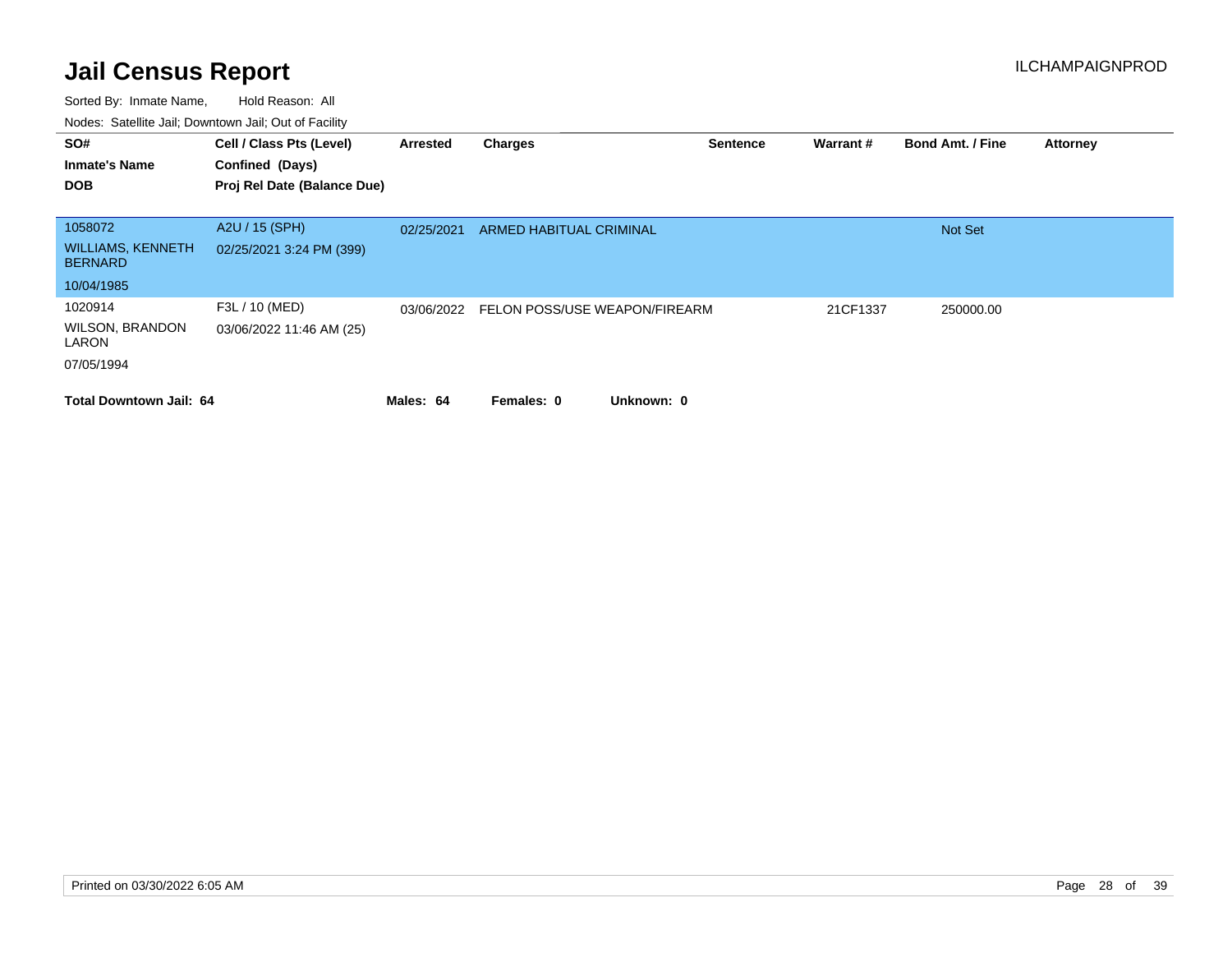# Jail Census Report

ILCHAMPAIGNPROD

Sorted By: Inmate Name, Hold Reason: All

Nodes: Satellite Jail; Downtown Jail; Out of Facility

| SO# / Inmate's Name / DOB | Cell / Class Pts (Level) / Confined (Days) / Proj Rel Date (Balance Due) | Arrested | Charges | Sentence | Warrant # | Bond Amt. / Fine | Attorney |
|---|---|---|---|---|---|---|---|
| 1058072<br>WILLIAMS, KENNETH BERNARD<br>10/04/1985 | A2U / 15 (SPH)<br>02/25/2021 3:24 PM (399) | 02/25/2021 | ARMED HABITUAL CRIMINAL | | | Not Set | |
| 1020914<br>WILSON, BRANDON LARON<br>07/05/1994 | F3L / 10 (MED)<br>03/06/2022 11:46 AM (25) | 03/06/2022 | FELON POSS/USE WEAPON/FIREARM | | 21CF1337 | 250000.00 | |

**Total Downtown Jail: 64** **Males: 64** **Females: 0** **Unknown: 0**

Printed on 03/30/2022 6:05 AM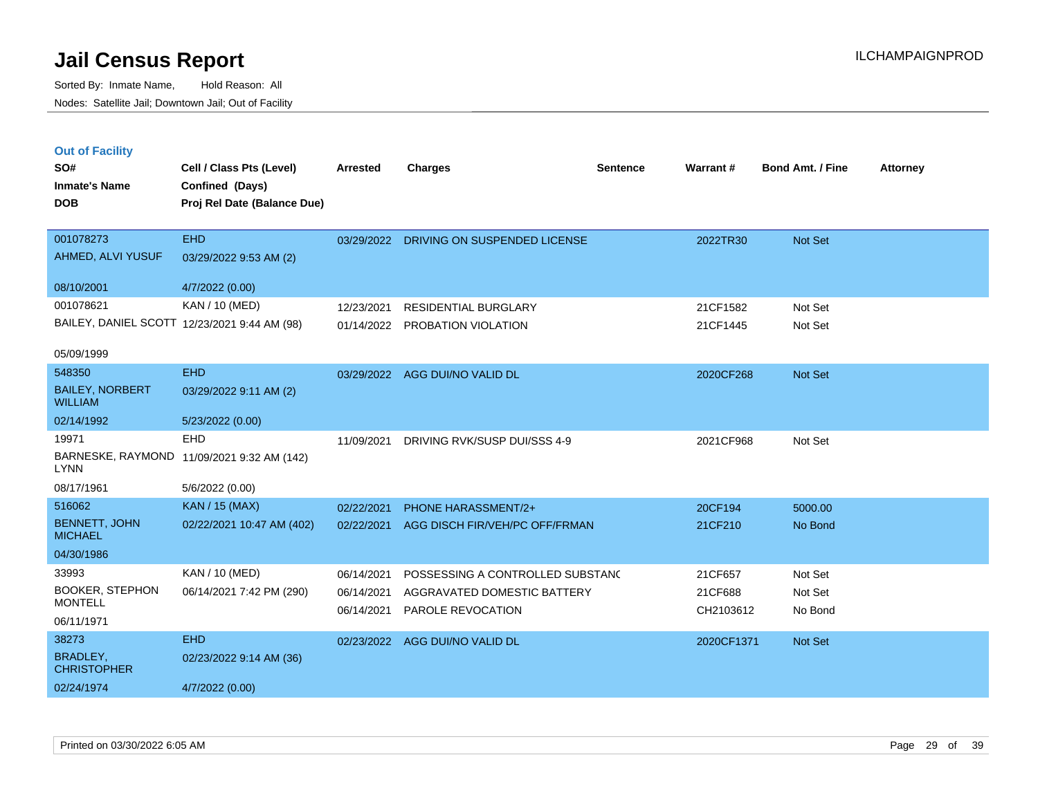# Jail Census Report

ILCHAMPAIGNPROD

Sorted By: Inmate Name, Hold Reason: All

Nodes: Satellite Jail; Downtown Jail; Out of Facility

## Out of Facility

| SO# / Inmate's Name / DOB | Cell / Class Pts (Level) / Confined (Days) / Proj Rel Date (Balance Due) | Arrested | Charges | Sentence | Warrant # | Bond Amt. / Fine | Attorney |
|---|---|---|---|---|---|---|---|
| 001078273<br>AHMED, ALVI YUSUF<br>08/10/2001 | EHD<br>03/29/2022 9:53 AM (2)<br>4/7/2022 (0.00) | 03/29/2022 | DRIVING ON SUSPENDED LICENSE | | 2022TR30 | Not Set | |
| 001078621<br>BAILEY, DANIEL SCOTT<br>05/09/1999 | KAN / 10 (MED)<br>12/23/2021 9:44 AM (98) | 12/23/2021<br>01/14/2022 | RESIDENTIAL BURGLARY<br>PROBATION VIOLATION | | 21CF1582<br>21CF1445 | Not Set<br>Not Set | |
| 548350<br>BAILEY, NORBERT WILLIAM<br>02/14/1992 | EHD<br>03/29/2022 9:11 AM (2)<br>5/23/2022 (0.00) | 03/29/2022 | AGG DUI/NO VALID DL | | 2020CF268 | Not Set | |
| 19971<br>BARNESKE, RAYMOND LYNN<br>08/17/1961 | EHD<br>11/09/2021 9:32 AM (142)<br>5/6/2022 (0.00) | 11/09/2021 | DRIVING RVK/SUSP DUI/SSS 4-9 | | 2021CF968 | Not Set | |
| 516062<br>BENNETT, JOHN MICHAEL<br>04/30/1986 | KAN / 15 (MAX)<br>02/22/2021 10:47 AM (402) | 02/22/2021<br>02/22/2021 | PHONE HARASSMENT/2+<br>AGG DISCH FIR/VEH/PC OFF/FRMAN | | 20CF194<br>21CF210 | 5000.00<br>No Bond | |
| 33993<br>BOOKER, STEPHON MONTELL<br>06/11/1971 | KAN / 10 (MED)<br>06/14/2021 7:42 PM (290) | 06/14/2021<br>06/14/2021<br>06/14/2021 | POSSESSING A CONTROLLED SUBSTANC<br>AGGRAVATED DOMESTIC BATTERY<br>PAROLE REVOCATION | | 21CF657<br>21CF688<br>CH2103612 | Not Set<br>Not Set<br>No Bond | |
| 38273<br>BRADLEY, CHRISTOPHER<br>02/24/1974 | EHD<br>02/23/2022 9:14 AM (36)<br>4/7/2022 (0.00) | 02/23/2022 | AGG DUI/NO VALID DL | | 2020CF1371 | Not Set | |

Printed on 03/30/2022 6:05 AM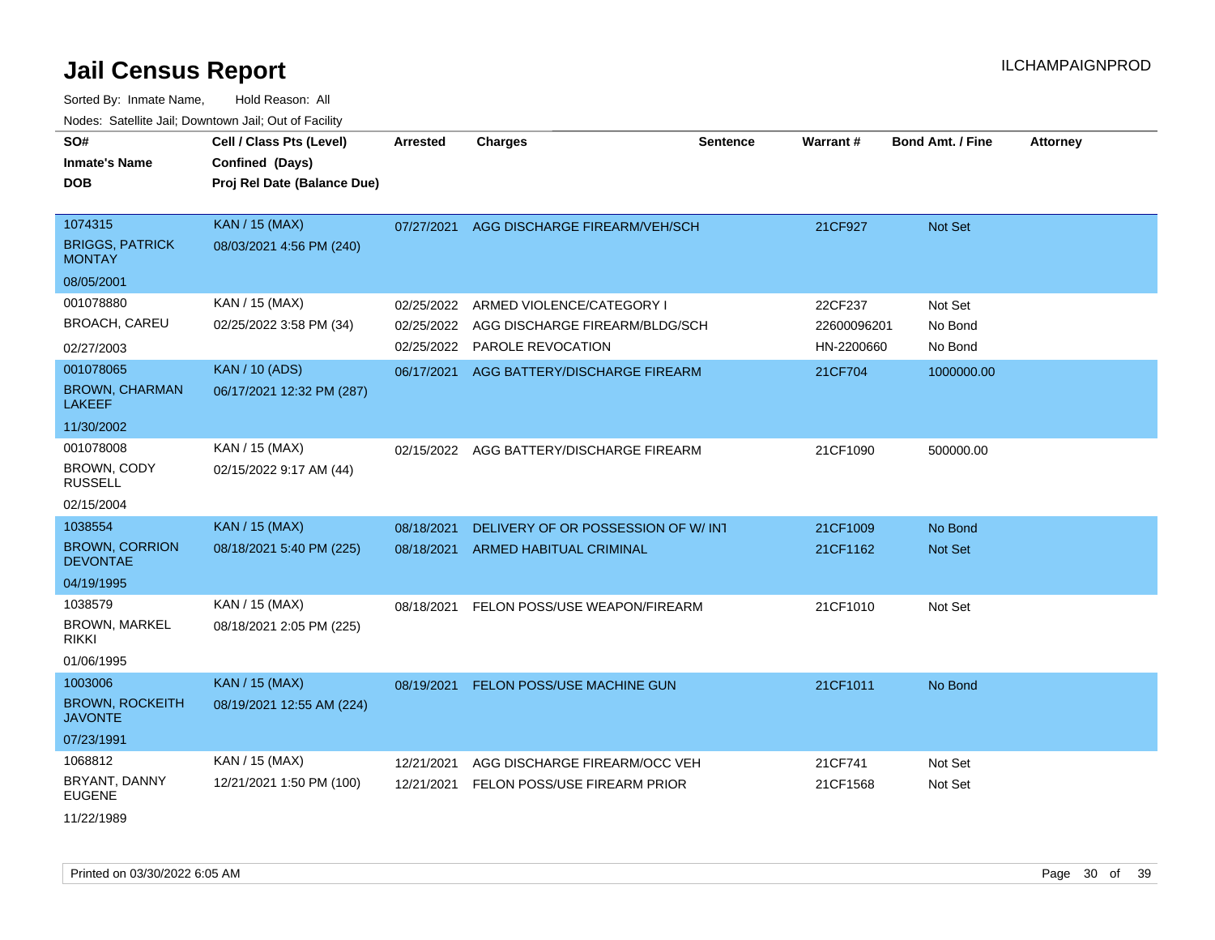# Jail Census Report

ILCHAMPAIGNPROD

Sorted By: Inmate Name, Hold Reason: All

Nodes: Satellite Jail; Downtown Jail; Out of Facility

| SO# / Inmate's Name / DOB | Cell / Class Pts (Level) / Confined (Days) / Proj Rel Date (Balance Due) | Arrested | Charges | Sentence | Warrant # | Bond Amt. / Fine | Attorney |
|---|---|---|---|---|---|---|---|
| 1074315<br>BRIGGS, PATRICK MONTAY<br>08/05/2001 | KAN / 15 (MAX)<br>08/03/2021 4:56 PM (240) | 07/27/2021 | AGG DISCHARGE FIREARM/VEH/SCH | | 21CF927 | Not Set | |
| 001078880<br>BROACH, CAREU<br>02/27/2003 | KAN / 15 (MAX)<br>02/25/2022 3:58 PM (34) | 02/25/2022 | ARMED VIOLENCE/CATEGORY I | | 22CF237 | Not Set | |
| | | 02/25/2022 | AGG DISCHARGE FIREARM/BLDG/SCH | | 22600096201 | No Bond | |
| | | 02/25/2022 | PAROLE REVOCATION | | HN-2200660 | No Bond | |
| 001078065<br>BROWN, CHARMAN LAKEEF<br>11/30/2002 | KAN / 10 (ADS)<br>06/17/2021 12:32 PM (287) | 06/17/2021 | AGG BATTERY/DISCHARGE FIREARM | | 21CF704 | 1000000.00 | |
| 001078008<br>BROWN, CODY RUSSELL<br>02/15/2004 | KAN / 15 (MAX)<br>02/15/2022 9:17 AM (44) | 02/15/2022 | AGG BATTERY/DISCHARGE FIREARM | | 21CF1090 | 500000.00 | |
| 1038554<br>BROWN, CORRION DEVONTAE<br>04/19/1995 | KAN / 15 (MAX)<br>08/18/2021 5:40 PM (225) | 08/18/2021 | DELIVERY OF OR POSSESSION OF W/ INT | | 21CF1009 | No Bond | |
| | | 08/18/2021 | ARMED HABITUAL CRIMINAL | | 21CF1162 | Not Set | |
| 1038579<br>BROWN, MARKEL RIKKI<br>01/06/1995 | KAN / 15 (MAX)<br>08/18/2021 2:05 PM (225) | 08/18/2021 | FELON POSS/USE WEAPON/FIREARM | | 21CF1010 | Not Set | |
| 1003006<br>BROWN, ROCKEITH JAVONTE<br>07/23/1991 | KAN / 15 (MAX)<br>08/19/2021 12:55 AM (224) | 08/19/2021 | FELON POSS/USE MACHINE GUN | | 21CF1011 | No Bond | |
| 1068812<br>BRYANT, DANNY EUGENE<br>11/22/1989 | KAN / 15 (MAX)<br>12/21/2021 1:50 PM (100) | 12/21/2021 | AGG DISCHARGE FIREARM/OCC VEH | | 21CF741 | Not Set | |
| | | 12/21/2021 | FELON POSS/USE FIREARM PRIOR | | 21CF1568 | Not Set | |

Printed on 03/30/2022 6:05 AM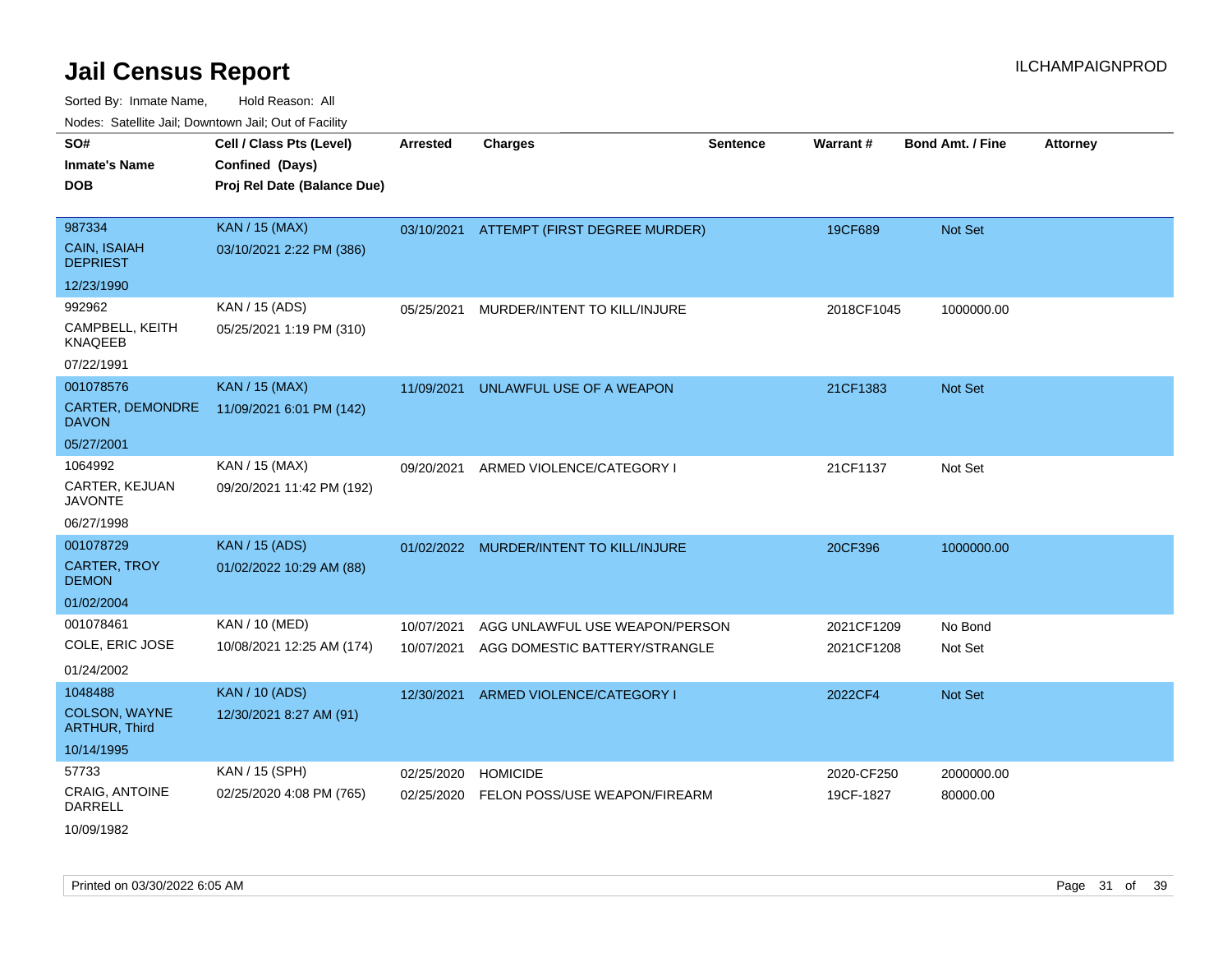# Jail Census Report

ILCHAMPAIGNPROD

Sorted By: Inmate Name, Hold Reason: All

Nodes: Satellite Jail; Downtown Jail; Out of Facility

| SO# / Inmate's Name / DOB | Cell / Class Pts (Level) / Confined (Days) / Proj Rel Date (Balance Due) | Arrested | Charges | Sentence | Warrant # | Bond Amt. / Fine | Attorney |
|---|---|---|---|---|---|---|---|
| 987334<br>CAIN, ISAIAH DEPRIEST<br>12/23/1990 | KAN / 15 (MAX)<br>03/10/2021 2:22 PM (386) | 03/10/2021 | ATTEMPT (FIRST DEGREE MURDER) | | 19CF689 | Not Set | |
| 992962<br>CAMPBELL, KEITH KNAQEEB<br>07/22/1991 | KAN / 15 (ADS)<br>05/25/2021 1:19 PM (310) | 05/25/2021 | MURDER/INTENT TO KILL/INJURE | | 2018CF1045 | 1000000.00 | |
| 001078576<br>CARTER, DEMONDRE DAVON<br>05/27/2001 | KAN / 15 (MAX)<br>11/09/2021 6:01 PM (142) | 11/09/2021 | UNLAWFUL USE OF A WEAPON | | 21CF1383 | Not Set | |
| 1064992<br>CARTER, KEJUAN JAVONTE<br>06/27/1998 | KAN / 15 (MAX)<br>09/20/2021 11:42 PM (192) | 09/20/2021 | ARMED VIOLENCE/CATEGORY I | | 21CF1137 | Not Set | |
| 001078729<br>CARTER, TROY DEMON<br>01/02/2004 | KAN / 15 (ADS)<br>01/02/2022 10:29 AM (88) | 01/02/2022 | MURDER/INTENT TO KILL/INJURE | | 20CF396 | 1000000.00 | |
| 001078461<br>COLE, ERIC JOSE<br>01/24/2002 | KAN / 10 (MED)<br>10/08/2021 12:25 AM (174) | 10/07/2021<br>10/07/2021 | AGG UNLAWFUL USE WEAPON/PERSON<br>AGG DOMESTIC BATTERY/STRANGLE | | 2021CF1209<br>2021CF1208 | No Bond<br>Not Set | |
| 1048488<br>COLSON, WAYNE ARTHUR, Third<br>10/14/1995 | KAN / 10 (ADS)<br>12/30/2021 8:27 AM (91) | 12/30/2021 | ARMED VIOLENCE/CATEGORY I | | 2022CF4 | Not Set | |
| 57733<br>CRAIG, ANTOINE DARRELL<br>10/09/1982 | KAN / 15 (SPH)<br>02/25/2020 4:08 PM (765) | 02/25/2020<br>02/25/2020 | HOMICIDE<br>FELON POSS/USE WEAPON/FIREARM | | 2020-CF250<br>19CF-1827 | 2000000.00<br>80000.00 | |

Printed on 03/30/2022 6:05 AM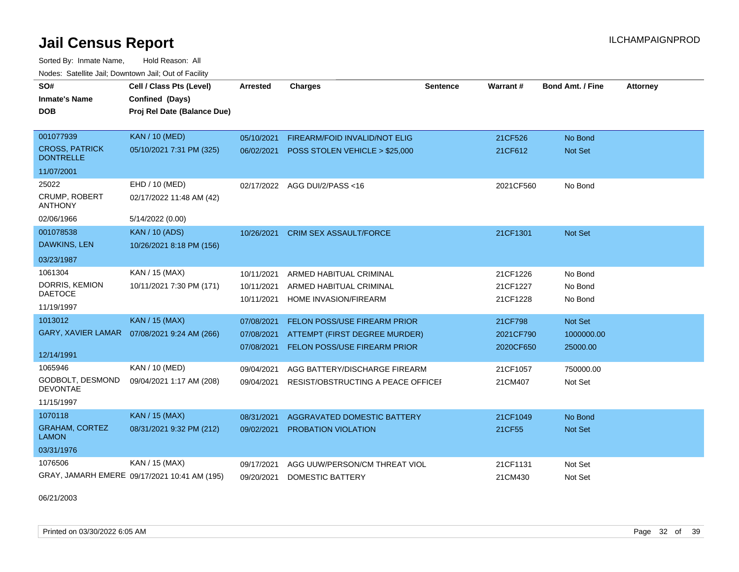# Jail Census Report

ILCHAMPAIGNPROD

Sorted By: Inmate Name, Hold Reason: All

Nodes: Satellite Jail; Downtown Jail; Out of Facility

| SO# / Inmate's Name / DOB | Cell / Class Pts (Level) / Confined (Days) / Proj Rel Date (Balance Due) | Arrested | Charges | Sentence | Warrant # | Bond Amt. / Fine | Attorney |
|---|---|---|---|---|---|---|---|
| 001077939 CROSS, PATRICK DONTRELLE 11/07/2001 | KAN / 10 (MED) 05/10/2021 7:31 PM (325) | 05/10/2021 | FIREARM/FOID INVALID/NOT ELIG | | 21CF526 | No Bond | |
| | | 06/02/2021 | POSS STOLEN VEHICLE > $25,000 | | 21CF612 | Not Set | |
| 25022 CRUMP, ROBERT ANTHONY 02/06/1966 | EHD / 10 (MED) 02/17/2022 11:48 AM (42) 5/14/2022 (0.00) | 02/17/2022 | AGG DUI/2/PASS <16 | | 2021CF560 | No Bond | |
| 001078538 DAWKINS, LEN 03/23/1987 | KAN / 10 (ADS) 10/26/2021 8:18 PM (156) | 10/26/2021 | CRIM SEX ASSAULT/FORCE | | 21CF1301 | Not Set | |
| 1061304 DORRIS, KEMION DAETOCE 11/19/1997 | KAN / 15 (MAX) 10/11/2021 7:30 PM (171) | 10/11/2021 | ARMED HABITUAL CRIMINAL | | 21CF1226 | No Bond | |
| | | 10/11/2021 | ARMED HABITUAL CRIMINAL | | 21CF1227 | No Bond | |
| | | 10/11/2021 | HOME INVASION/FIREARM | | 21CF1228 | No Bond | |
| 1013012 GARY, XAVIER LAMAR 12/14/1991 | KAN / 15 (MAX) 07/08/2021 9:24 AM (266) | 07/08/2021 | FELON POSS/USE FIREARM PRIOR | | 21CF798 | Not Set | |
| | | 07/08/2021 | ATTEMPT (FIRST DEGREE MURDER) | | 2021CF790 | 1000000.00 | |
| | | 07/08/2021 | FELON POSS/USE FIREARM PRIOR | | 2020CF650 | 25000.00 | |
| 1065946 GODBOLT, DESMOND DEVONTAE 11/15/1997 | KAN / 10 (MED) 09/04/2021 1:17 AM (208) | 09/04/2021 | AGG BATTERY/DISCHARGE FIREARM | | 21CF1057 | 750000.00 | |
| | | 09/04/2021 | RESIST/OBSTRUCTING A PEACE OFFICEI | | 21CM407 | Not Set | |
| 1070118 GRAHAM, CORTEZ LAMON 03/31/1976 | KAN / 15 (MAX) 08/31/2021 9:32 PM (212) | 08/31/2021 | AGGRAVATED DOMESTIC BATTERY | | 21CF1049 | No Bond | |
| | | 09/02/2021 | PROBATION VIOLATION | | 21CF55 | Not Set | |
| 1076506 GRAY, JAMARH EMERE 06/21/2003 | KAN / 15 (MAX) 09/17/2021 10:41 AM (195) | 09/17/2021 | AGG UUW/PERSON/CM THREAT VIOL | | 21CF1131 | Not Set | |
| | | 09/20/2021 | DOMESTIC BATTERY | | 21CM430 | Not Set | |

Printed on 03/30/2022 6:05 AM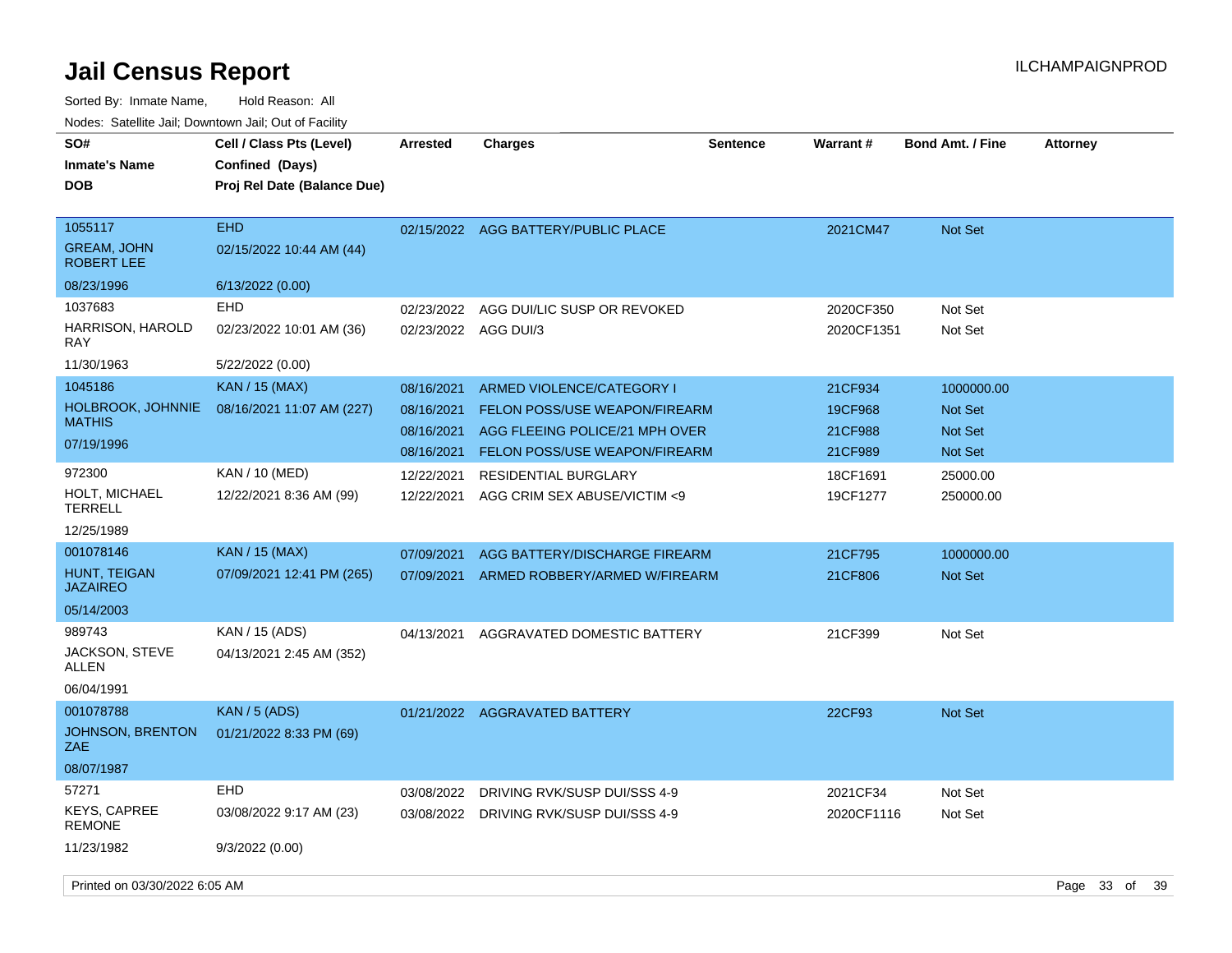# Jail Census Report

ILCHAMPAIGNPROD

Sorted By: Inmate Name, Hold Reason: All

Nodes: Satellite Jail; Downtown Jail; Out of Facility

| SO# / Inmate's Name / DOB | Cell / Class Pts (Level) / Confined (Days) / Proj Rel Date (Balance Due) | Arrested | Charges | Sentence | Warrant # | Bond Amt. / Fine | Attorney |
|---|---|---|---|---|---|---|---|
| 1055117<br>GREAM, JOHN ROBERT LEE<br>08/23/1996 | EHD<br>02/15/2022 10:44 AM (44)<br>6/13/2022 (0.00) | 02/15/2022 | AGG BATTERY/PUBLIC PLACE | | 2021CM47 | Not Set | |
| 1037683<br>HARRISON, HAROLD RAY<br>11/30/1963 | EHD<br>02/23/2022 10:01 AM (36)<br>5/22/2022 (0.00) | 02/23/2022<br>02/23/2022 | AGG DUI/LIC SUSP OR REVOKED<br>AGG DUI/3 | | 2020CF350<br>2020CF1351 | Not Set<br>Not Set | |
| 1045186<br>HOLBROOK, JOHNNIE MATHIS<br>07/19/1996 | KAN / 15 (MAX)<br>08/16/2021 11:07 AM (227) | 08/16/2021<br>08/16/2021<br>08/16/2021<br>08/16/2021 | ARMED VIOLENCE/CATEGORY I<br>FELON POSS/USE WEAPON/FIREARM<br>AGG FLEEING POLICE/21 MPH OVER<br>FELON POSS/USE WEAPON/FIREARM | | 21CF934<br>19CF968<br>21CF988<br>21CF989 | 1000000.00<br>Not Set<br>Not Set<br>Not Set | |
| 972300<br>HOLT, MICHAEL TERRELL<br>12/25/1989 | KAN / 10 (MED)<br>12/22/2021 8:36 AM (99) | 12/22/2021<br>12/22/2021 | RESIDENTIAL BURGLARY<br>AGG CRIM SEX ABUSE/VICTIM <9 | | 18CF1691<br>19CF1277 | 25000.00<br>250000.00 | |
| 001078146<br>HUNT, TEIGAN JAZAIREO<br>05/14/2003 | KAN / 15 (MAX)<br>07/09/2021 12:41 PM (265) | 07/09/2021<br>07/09/2021 | AGG BATTERY/DISCHARGE FIREARM<br>ARMED ROBBERY/ARMED W/FIREARM | | 21CF795<br>21CF806 | 1000000.00<br>Not Set | |
| 989743<br>JACKSON, STEVE ALLEN<br>06/04/1991 | KAN / 15 (ADS)<br>04/13/2021 2:45 AM (352) | 04/13/2021 | AGGRAVATED DOMESTIC BATTERY | | 21CF399 | Not Set | |
| 001078788<br>JOHNSON, BRENTON ZAE<br>08/07/1987 | KAN / 5 (ADS)<br>01/21/2022 8:33 PM (69) | 01/21/2022 | AGGRAVATED BATTERY | | 22CF93 | Not Set | |
| 57271<br>KEYS, CAPREE REMONE<br>11/23/1982 | EHD<br>03/08/2022 9:17 AM (23)<br>9/3/2022 (0.00) | 03/08/2022<br>03/08/2022 | DRIVING RVK/SUSP DUI/SSS 4-9<br>DRIVING RVK/SUSP DUI/SSS 4-9 | | 2021CF34<br>2020CF1116 | Not Set<br>Not Set | |

Printed on 03/30/2022 6:05 AM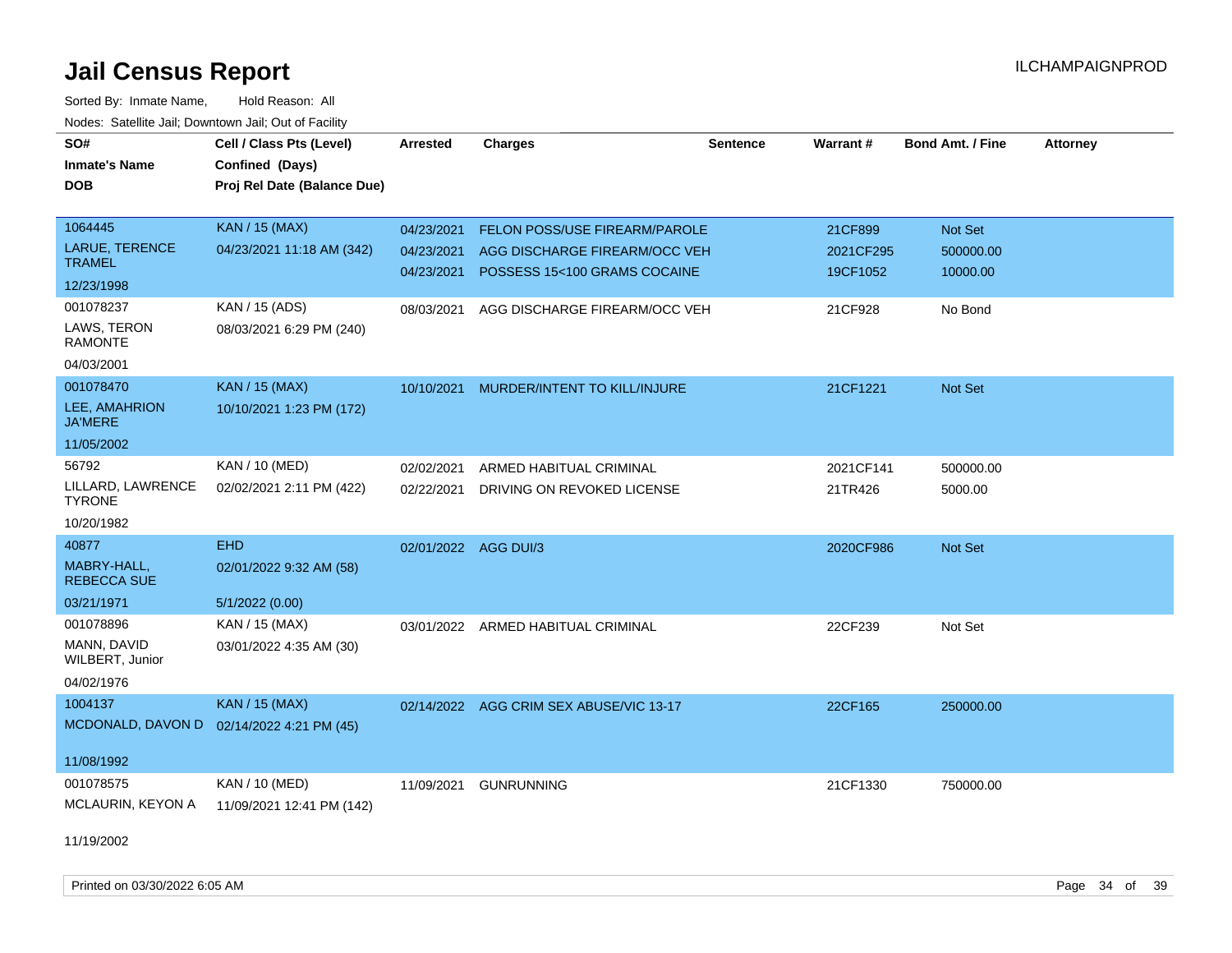# Jail Census Report

ILCHAMPAIGNPROD

Sorted By: Inmate Name, Hold Reason: All

Nodes: Satellite Jail; Downtown Jail; Out of Facility

| SO# / Inmate's Name / DOB | Cell / Class Pts (Level) / Confined (Days) / Proj Rel Date (Balance Due) | Arrested | Charges | Sentence | Warrant # | Bond Amt. / Fine | Attorney |
|---|---|---|---|---|---|---|---|
| 1064445 LARUE, TERENCE TRAMEL 12/23/1998 | KAN / 15 (MAX) 04/23/2021 11:18 AM (342) | 04/23/2021 | FELON POSS/USE FIREARM/PAROLE | | 21CF899 | Not Set | |
| | | 04/23/2021 | AGG DISCHARGE FIREARM/OCC VEH | | 2021CF295 | 500000.00 | |
| | | 04/23/2021 | POSSESS 15<100 GRAMS COCAINE | | 19CF1052 | 10000.00 | |
| 001078237 LAWS, TERON RAMONTE 04/03/2001 | KAN / 15 (ADS) 08/03/2021 6:29 PM (240) | 08/03/2021 | AGG DISCHARGE FIREARM/OCC VEH | | 21CF928 | No Bond | |
| 001078470 LEE, AMAHRION JA'MERE 11/05/2002 | KAN / 15 (MAX) 10/10/2021 1:23 PM (172) | 10/10/2021 | MURDER/INTENT TO KILL/INJURE | | 21CF1221 | Not Set | |
| 56792 LILLARD, LAWRENCE TYRONE 10/20/1982 | KAN / 10 (MED) 02/02/2021 2:11 PM (422) | 02/02/2021 | ARMED HABITUAL CRIMINAL | | 2021CF141 | 500000.00 | |
| | | 02/22/2021 | DRIVING ON REVOKED LICENSE | | 21TR426 | 5000.00 | |
| 40877 MABRY-HALL, REBECCA SUE 03/21/1971 | EHD 02/01/2022 9:32 AM (58) 5/1/2022 (0.00) | 02/01/2022 | AGG DUI/3 | | 2020CF986 | Not Set | |
| 001078896 MANN, DAVID WILBERT, Junior 04/02/1976 | KAN / 15 (MAX) 03/01/2022 4:35 AM (30) | 03/01/2022 | ARMED HABITUAL CRIMINAL | | 22CF239 | Not Set | |
| 1004137 MCDONALD, DAVON D 11/08/1992 | KAN / 15 (MAX) 02/14/2022 4:21 PM (45) | 02/14/2022 | AGG CRIM SEX ABUSE/VIC 13-17 | | 22CF165 | 250000.00 | |
| 001078575 MCLAURIN, KEYON A 11/19/2002 | KAN / 10 (MED) 11/09/2021 12:41 PM (142) | 11/09/2021 | GUNRUNNING | | 21CF1330 | 750000.00 | |

Printed on 03/30/2022 6:05 AM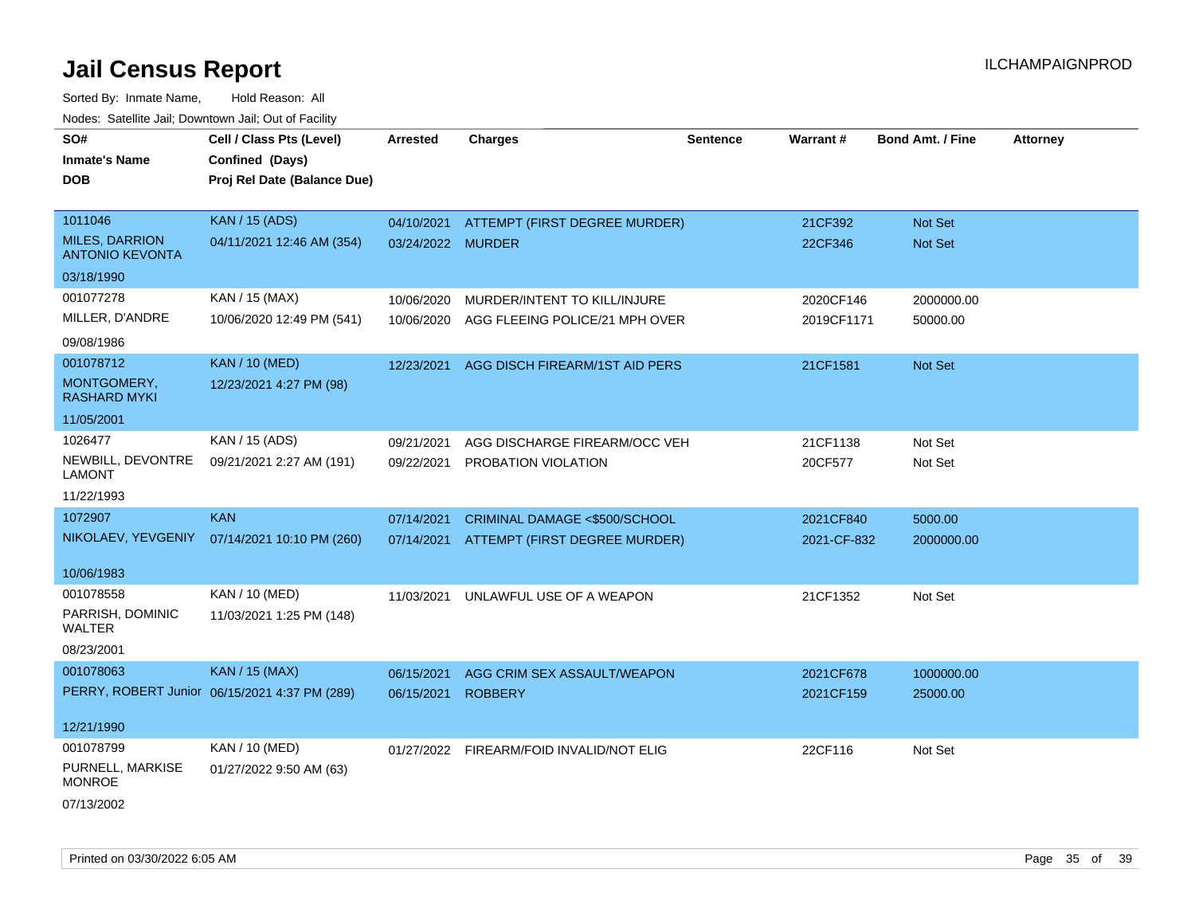# Jail Census Report

ILCHAMPAIGNPROD

Sorted By: Inmate Name, Hold Reason: All

Nodes: Satellite Jail; Downtown Jail; Out of Facility

| SO#<br>Inmate's Name<br>DOB | Cell / Class Pts (Level)<br>Confined (Days)<br>Proj Rel Date (Balance Due) | Arrested | Charges | Sentence | Warrant # | Bond Amt. / Fine | Attorney |
|---|---|---|---|---|---|---|---|
| 1011046<br>MILES, DARRION ANTONIO KEVONTA<br>03/18/1990 | KAN / 15 (ADS)<br>04/11/2021 12:46 AM (354) | 04/10/2021<br>03/24/2022 | ATTEMPT (FIRST DEGREE MURDER)<br>MURDER | | 21CF392<br>22CF346 | Not Set<br>Not Set | |
| 001077278<br>MILLER, D'ANDRE<br>09/08/1986 | KAN / 15 (MAX)<br>10/06/2020 12:49 PM (541) | 10/06/2020<br>10/06/2020 | MURDER/INTENT TO KILL/INJURE<br>AGG FLEEING POLICE/21 MPH OVER | | 2020CF146<br>2019CF1171 | 2000000.00<br>50000.00 | |
| 001078712<br>MONTGOMERY, RASHARD MYKI<br>11/05/2001 | KAN / 10 (MED)<br>12/23/2021 4:27 PM (98) | 12/23/2021 | AGG DISCH FIREARM/1ST AID PERS | | 21CF1581 | Not Set | |
| 1026477<br>NEWBILL, DEVONTRE LAMONT<br>11/22/1993 | KAN / 15 (ADS)<br>09/21/2021 2:27 AM (191) | 09/21/2021<br>09/22/2021 | AGG DISCHARGE FIREARM/OCC VEH<br>PROBATION VIOLATION | | 21CF1138<br>20CF577 | Not Set<br>Not Set | |
| 1072907<br>NIKOLAEV, YEVGENIY<br>10/06/1983 | KAN<br>07/14/2021 10:10 PM (260) | 07/14/2021<br>07/14/2021 | CRIMINAL DAMAGE <$500/SCHOOL<br>ATTEMPT (FIRST DEGREE MURDER) | | 2021CF840<br>2021-CF-832 | 5000.00<br>2000000.00 | |
| 001078558<br>PARRISH, DOMINIC WALTER<br>08/23/2001 | KAN / 10 (MED)<br>11/03/2021 1:25 PM (148) | 11/03/2021 | UNLAWFUL USE OF A WEAPON | | 21CF1352 | Not Set | |
| 001078063<br>PERRY, ROBERT Junior<br>12/21/1990 | KAN / 15 (MAX)<br>06/15/2021 4:37 PM (289) | 06/15/2021<br>06/15/2021 | AGG CRIM SEX ASSAULT/WEAPON<br>ROBBERY | | 2021CF678<br>2021CF159 | 1000000.00<br>25000.00 | |
| 001078799<br>PURNELL, MARKISE MONROE<br>07/13/2002 | KAN / 10 (MED)<br>01/27/2022 9:50 AM (63) | 01/27/2022 | FIREARM/FOID INVALID/NOT ELIG | | 22CF116 | Not Set | |

Printed on 03/30/2022 6:05 AM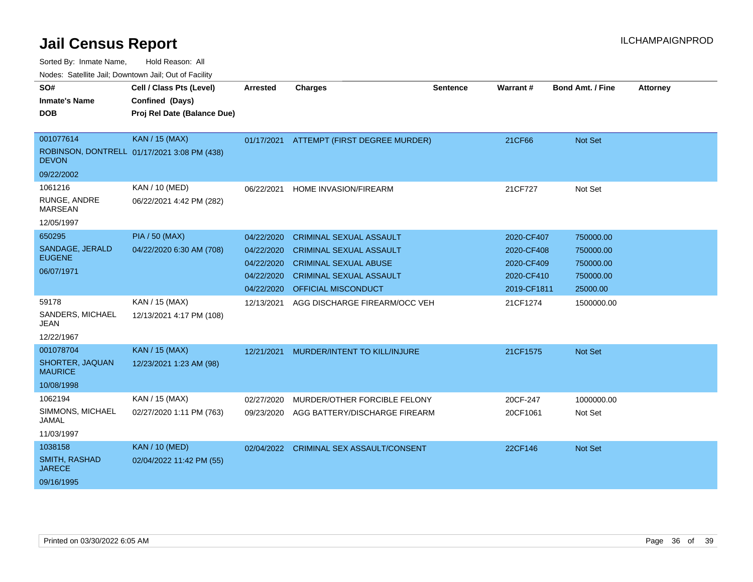# Jail Census Report

ILCHAMPAIGNPROD

Sorted By: Inmate Name, Hold Reason: All

Nodes: Satellite Jail; Downtown Jail; Out of Facility

| SO# / Inmate's Name / DOB | Cell / Class Pts (Level) / Confined (Days) / Proj Rel Date (Balance Due) | Arrested | Charges | Sentence | Warrant # | Bond Amt. / Fine | Attorney |
|---|---|---|---|---|---|---|---|
| 001077614 ROBINSON, DONTRELL DEVON 09/22/2002 | KAN / 15 (MAX) 01/17/2021 3:08 PM (438) | 01/17/2021 | ATTEMPT (FIRST DEGREE MURDER) | | 21CF66 | Not Set | |
| 1061216 RUNGE, ANDRE MARSEAN 12/05/1997 | KAN / 10 (MED) 06/22/2021 4:42 PM (282) | 06/22/2021 | HOME INVASION/FIREARM | | 21CF727 | Not Set | |
| 650295 SANDAGE, JERALD EUGENE 06/07/1971 | PIA / 50 (MAX) 04/22/2020 6:30 AM (708) | 04/22/2020 | CRIMINAL SEXUAL ASSAULT | | 2020-CF407 | 750000.00 | |
| | | 04/22/2020 | CRIMINAL SEXUAL ASSAULT | | 2020-CF408 | 750000.00 | |
| | | 04/22/2020 | CRIMINAL SEXUAL ABUSE | | 2020-CF409 | 750000.00 | |
| | | 04/22/2020 | CRIMINAL SEXUAL ASSAULT | | 2020-CF410 | 750000.00 | |
| | | 04/22/2020 | OFFICIAL MISCONDUCT | | 2019-CF1811 | 25000.00 | |
| 59178 SANDERS, MICHAEL JEAN 12/22/1967 | KAN / 15 (MAX) 12/13/2021 4:17 PM (108) | 12/13/2021 | AGG DISCHARGE FIREARM/OCC VEH | | 21CF1274 | 1500000.00 | |
| 001078704 SHORTER, JAQUAN MAURICE 10/08/1998 | KAN / 15 (MAX) 12/23/2021 1:23 AM (98) | 12/21/2021 | MURDER/INTENT TO KILL/INJURE | | 21CF1575 | Not Set | |
| 1062194 SIMMONS, MICHAEL JAMAL 11/03/1997 | KAN / 15 (MAX) 02/27/2020 1:11 PM (763) | 02/27/2020 | MURDER/OTHER FORCIBLE FELONY | | 20CF-247 | 1000000.00 | |
| | | 09/23/2020 | AGG BATTERY/DISCHARGE FIREARM | | 20CF1061 | Not Set | |
| 1038158 SMITH, RASHAD JARECE 09/16/1995 | KAN / 10 (MED) 02/04/2022 11:42 PM (55) | 02/04/2022 | CRIMINAL SEX ASSAULT/CONSENT | | 22CF146 | Not Set | |

Printed on 03/30/2022 6:05 AM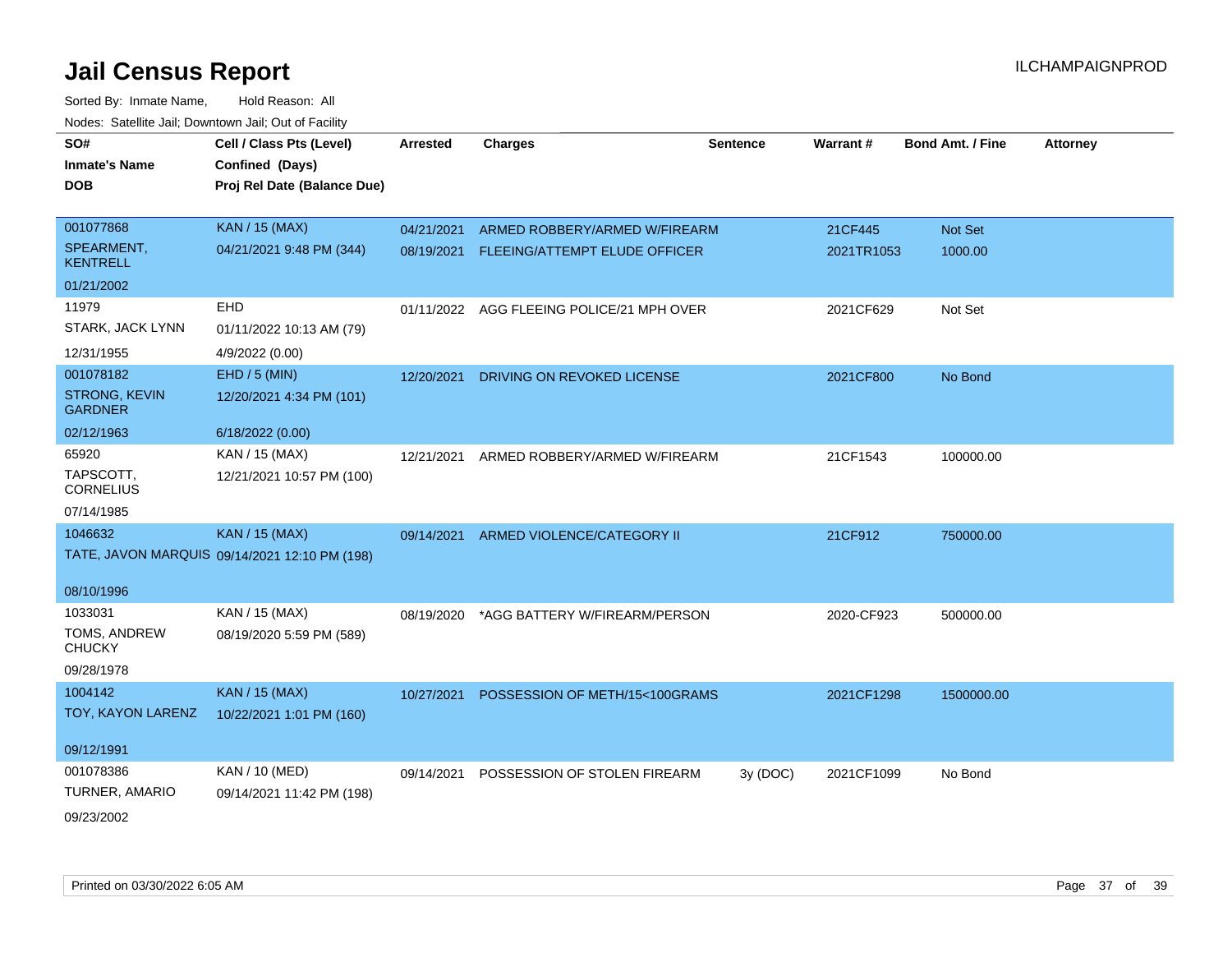# Jail Census Report

Sorted By: Inmate Name, Hold Reason: All

Nodes: Satellite Jail; Downtown Jail; Out of Facility

| SO# / Inmate's Name / DOB | Cell / Class Pts (Level) / Confined (Days) / Proj Rel Date (Balance Due) | Arrested | Charges | Sentence | Warrant # | Bond Amt. / Fine | Attorney |
|---|---|---|---|---|---|---|---|
| 001077868<br>SPEARMENT, KENTRELL<br>01/21/2002 | KAN / 15 (MAX)<br>04/21/2021 9:48 PM (344) | 04/21/2021<br>08/19/2021 | ARMED ROBBERY/ARMED W/FIREARM<br>FLEEING/ATTEMPT ELUDE OFFICER | | 21CF445<br>2021TR1053 | Not Set<br>1000.00 | |
| 11979<br>STARK, JACK LYNN<br>12/31/1955 | EHD<br>01/11/2022 10:13 AM (79)<br>4/9/2022 (0.00) | 01/11/2022 | AGG FLEEING POLICE/21 MPH OVER | | 2021CF629 | Not Set | |
| 001078182<br>STRONG, KEVIN GARDNER<br>02/12/1963 | EHD / 5 (MIN)<br>12/20/2021 4:34 PM (101)<br>6/18/2022 (0.00) | 12/20/2021 | DRIVING ON REVOKED LICENSE | | 2021CF800 | No Bond | |
| 65920<br>TAPSCOTT, CORNELIUS<br>07/14/1985 | KAN / 15 (MAX)<br>12/21/2021 10:57 PM (100) | 12/21/2021 | ARMED ROBBERY/ARMED W/FIREARM | | 21CF1543 | 100000.00 | |
| 1046632<br>TATE, JAVON MARQUIS<br>08/10/1996 | KAN / 15 (MAX)<br>09/14/2021 12:10 PM (198) | 09/14/2021 | ARMED VIOLENCE/CATEGORY II | | 21CF912 | 750000.00 | |
| 1033031<br>TOMS, ANDREW CHUCKY<br>09/28/1978 | KAN / 15 (MAX)<br>08/19/2020 5:59 PM (589) | 08/19/2020 | *AGG BATTERY W/FIREARM/PERSON | | 2020-CF923 | 500000.00 | |
| 1004142<br>TOY, KAYON LARENZ<br>09/12/1991 | KAN / 15 (MAX)<br>10/22/2021 1:01 PM (160) | 10/27/2021 | POSSESSION OF METH/15<100GRAMS | | 2021CF1298 | 1500000.00 | |
| 001078386<br>TURNER, AMARIO<br>09/23/2002 | KAN / 10 (MED)<br>09/14/2021 11:42 PM (198) | 09/14/2021 | POSSESSION OF STOLEN FIREARM | 3y (DOC) | 2021CF1099 | No Bond | |

Printed on 03/30/2022 6:05 AM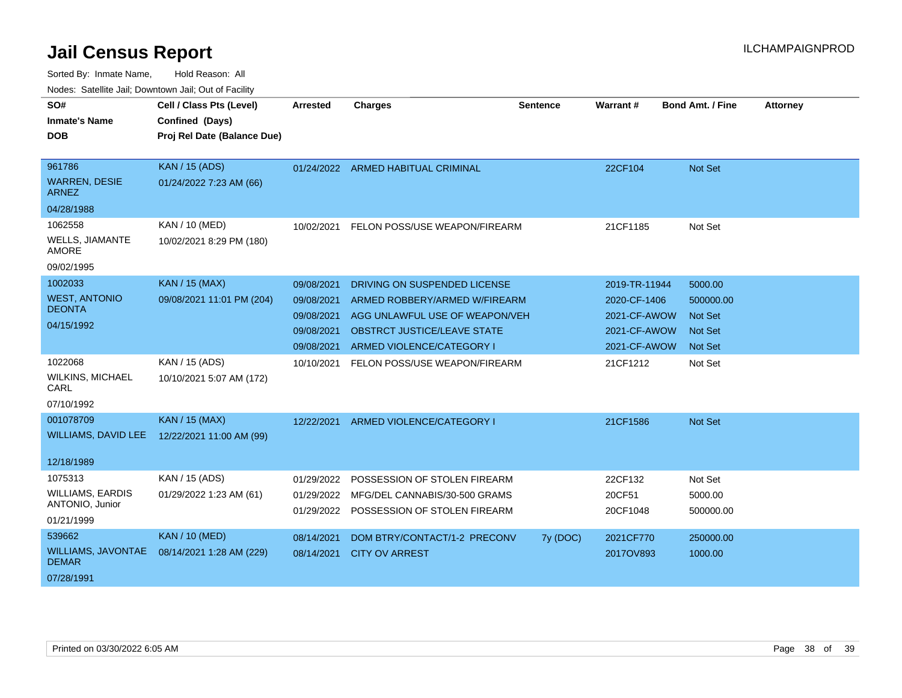# Jail Census Report

ILCHAMPAIGNPROD

Sorted By: Inmate Name, Hold Reason: All

Nodes: Satellite Jail; Downtown Jail; Out of Facility

| SO#<br>Inmate's Name<br>DOB | Cell / Class Pts (Level)<br>Confined (Days)<br>Proj Rel Date (Balance Due) | Arrested | Charges | Sentence | Warrant # | Bond Amt. / Fine | Attorney |
|---|---|---|---|---|---|---|---|
| 961786<br>WARREN, DESIE ARNEZ<br>04/28/1988 | KAN / 15 (ADS)<br>01/24/2022 7:23 AM (66) | 01/24/2022 | ARMED HABITUAL CRIMINAL | | 22CF104 | Not Set | |
| 1062558<br>WELLS, JIAMANTE AMORE<br>09/02/1995 | KAN / 10 (MED)<br>10/02/2021 8:29 PM (180) | 10/02/2021 | FELON POSS/USE WEAPON/FIREARM | | 21CF1185 | Not Set | |
| 1002033<br>WEST, ANTONIO DEONTA<br>04/15/1992 | KAN / 15 (MAX)<br>09/08/2021 11:01 PM (204) | 09/08/2021 | DRIVING ON SUSPENDED LICENSE | | 2019-TR-11944 | 5000.00 | |
| | | 09/08/2021 | ARMED ROBBERY/ARMED W/FIREARM | | 2020-CF-1406 | 500000.00 | |
| | | 09/08/2021 | AGG UNLAWFUL USE OF WEAPON/VEH | | 2021-CF-AWOW | Not Set | |
| | | 09/08/2021 | OBSTRCT JUSTICE/LEAVE STATE | | 2021-CF-AWOW | Not Set | |
| | | 09/08/2021 | ARMED VIOLENCE/CATEGORY I | | 2021-CF-AWOW | Not Set | |
| 1022068<br>WILKINS, MICHAEL CARL<br>07/10/1992 | KAN / 15 (ADS)<br>10/10/2021 5:07 AM (172) | 10/10/2021 | FELON POSS/USE WEAPON/FIREARM | | 21CF1212 | Not Set | |
| 001078709<br>WILLIAMS, DAVID LEE<br>12/18/1989 | KAN / 15 (MAX)<br>12/22/2021 11:00 AM (99) | 12/22/2021 | ARMED VIOLENCE/CATEGORY I | | 21CF1586 | Not Set | |
| 1075313<br>WILLIAMS, EARDIS ANTONIO, Junior<br>01/21/1999 | KAN / 15 (ADS)<br>01/29/2022 1:23 AM (61) | 01/29/2022 | POSSESSION OF STOLEN FIREARM | | 22CF132 | Not Set | |
| | | 01/29/2022 | MFG/DEL CANNABIS/30-500 GRAMS | | 20CF51 | 5000.00 | |
| | | 01/29/2022 | POSSESSION OF STOLEN FIREARM | | 20CF1048 | 500000.00 | |
| 539662<br>WILLIAMS, JAVONTAE DEMAR<br>07/28/1991 | KAN / 10 (MED)<br>08/14/2021 1:28 AM (229) | 08/14/2021 | DOM BTRY/CONTACT/1-2 PRECONV | 7y (DOC) | 2021CF770 | 250000.00 | |
| | | 08/14/2021 | CITY OV ARREST | | 2017OV893 | 1000.00 | |

Printed on 03/30/2022 6:05 AM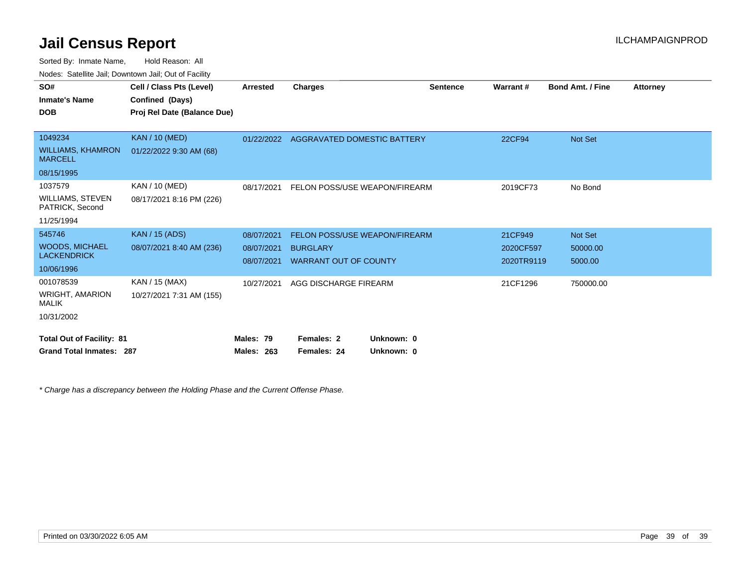# Jail Census Report

ILCHAMPAIGNPROD

Sorted By: Inmate Name, Hold Reason: All

Nodes: Satellite Jail; Downtown Jail; Out of Facility

| SO# / Inmate's Name / DOB | Cell / Class Pts (Level) / Confined (Days) / Proj Rel Date (Balance Due) | Arrested | Charges | Sentence | Warrant # | Bond Amt. / Fine | Attorney |
|---|---|---|---|---|---|---|---|
| 1049234<br>WILLIAMS, KHAMRON MARCELL<br>08/15/1995 | KAN / 10 (MED)<br>01/22/2022 9:30 AM (68) | 01/22/2022 | AGGRAVATED DOMESTIC BATTERY | | 22CF94 | Not Set | |
| 1037579<br>WILLIAMS, STEVEN PATRICK, Second<br>11/25/1994 | KAN / 10 (MED)<br>08/17/2021 8:16 PM (226) | 08/17/2021 | FELON POSS/USE WEAPON/FIREARM | | 2019CF73 | No Bond | |
| 545746<br>WOODS, MICHAEL LACKENDRICK<br>10/06/1996 | KAN / 15 (ADS)<br>08/07/2021 8:40 AM (236) | 08/07/2021 | FELON POSS/USE WEAPON/FIREARM | | 21CF949 | Not Set | |
| | | 08/07/2021 | BURGLARY | | 2020CF597 | 50000.00 | |
| | | 08/07/2021 | WARRANT OUT OF COUNTY | | 2020TR9119 | 5000.00 | |
| 001078539<br>WRIGHT, AMARION MALIK<br>10/31/2002 | KAN / 15 (MAX)<br>10/27/2021 7:31 AM (155) | 10/27/2021 | AGG DISCHARGE FIREARM | | 21CF1296 | 750000.00 | |

**Total Out of Facility: 81** — **Males: 79** — **Females: 2** — **Unknown: 0**

**Grand Total Inmates: 287** — **Males: 263** — **Females: 24** — **Unknown: 0**

*\* Charge has a discrepancy between the Holding Phase and the Current Offense Phase.*

Printed on 03/30/2022 6:05 AM